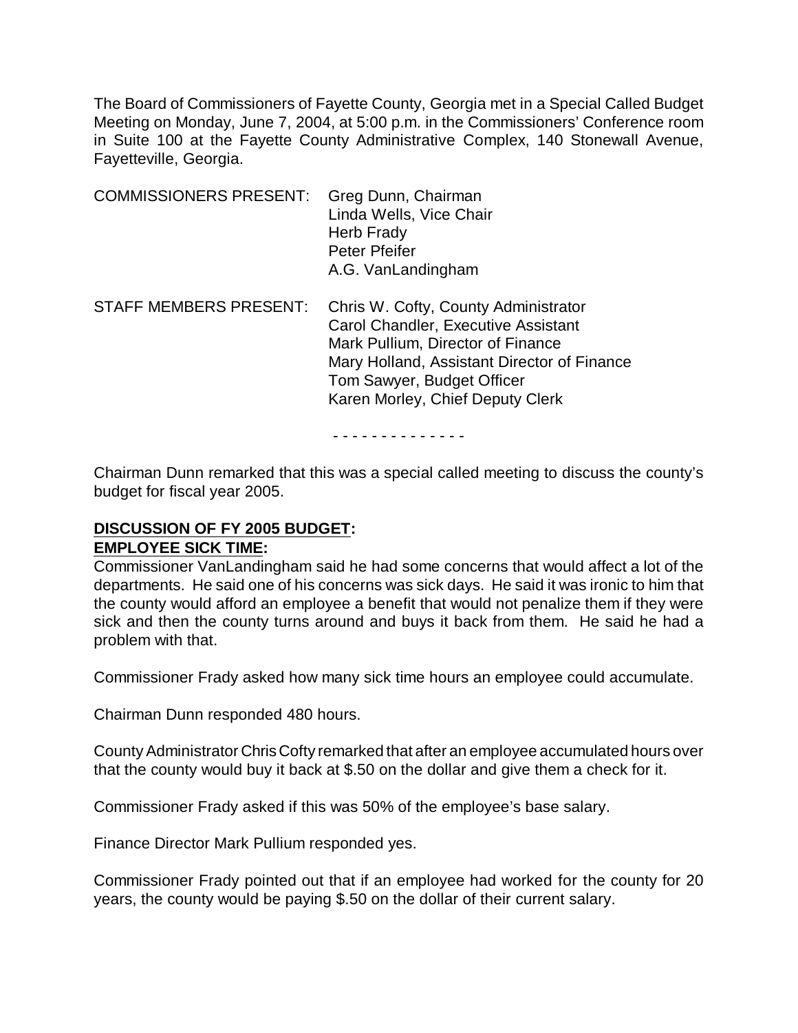The Board of Commissioners of Fayette County, Georgia met in a Special Called Budget Meeting on Monday, June 7, 2004, at 5:00 p.m. in the Commissioners' Conference room in Suite 100 at the Fayette County Administrative Complex, 140 Stonewall Avenue, Fayetteville, Georgia.

COMMISSIONERS PRESENT: Greg Dunn, Chairman
Linda Wells, Vice Chair
Herb Frady
Peter Pfeifer
A.G. VanLandingham

STAFF MEMBERS PRESENT: Chris W. Cofty, County Administrator
Carol Chandler, Executive Assistant
Mark Pullium, Director of Finance
Mary Holland, Assistant Director of Finance
Tom Sawyer, Budget Officer
Karen Morley, Chief Deputy Clerk

- - - - - - - - - - - - - -

Chairman Dunn remarked that this was a special called meeting to discuss the county's budget for fiscal year 2005.

**DISCUSSION OF FY 2005 BUDGET:**

**EMPLOYEE SICK TIME:**

Commissioner VanLandingham said he had some concerns that would affect a lot of the departments. He said one of his concerns was sick days. He said it was ironic to him that the county would afford an employee a benefit that would not penalize them if they were sick and then the county turns around and buys it back from them. He said he had a problem with that.

Commissioner Frady asked how many sick time hours an employee could accumulate.

Chairman Dunn responded 480 hours.

County Administrator Chris Cofty remarked that after an employee accumulated hours over that the county would buy it back at $.50 on the dollar and give them a check for it.

Commissioner Frady asked if this was 50% of the employee's base salary.

Finance Director Mark Pullium responded yes.

Commissioner Frady pointed out that if an employee had worked for the county for 20 years, the county would be paying $.50 on the dollar of their current salary.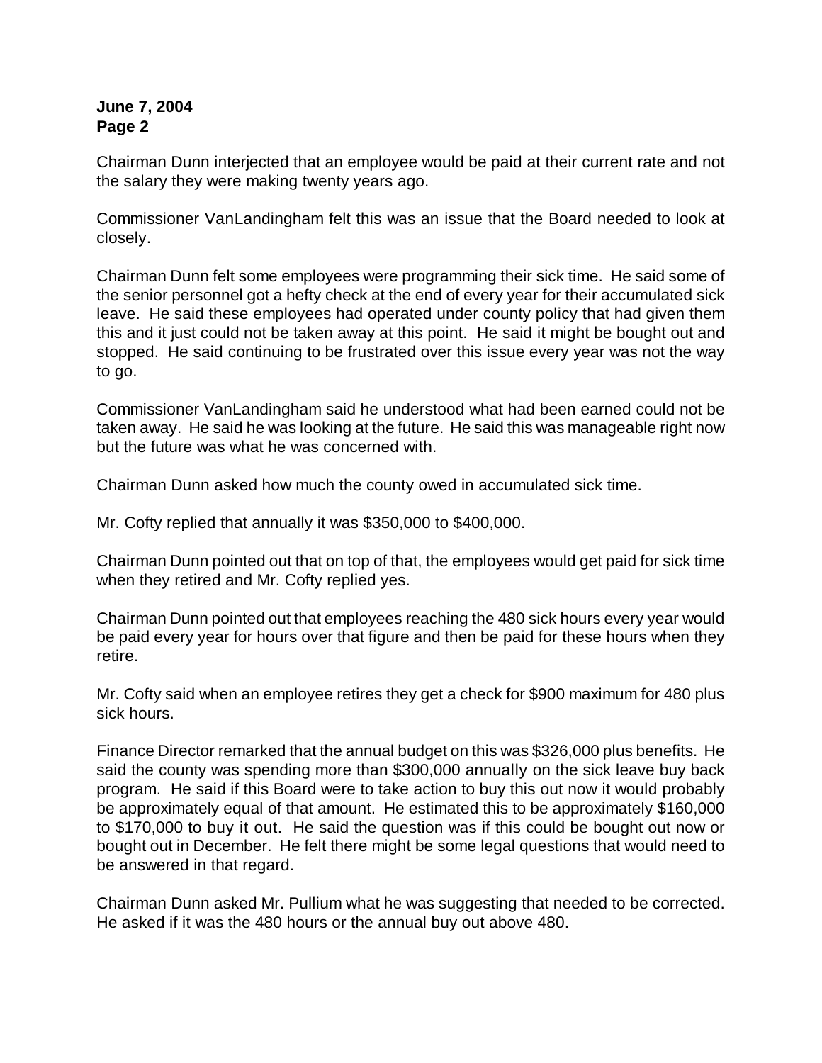Chairman Dunn interjected that an employee would be paid at their current rate and not the salary they were making twenty years ago.

Commissioner VanLandingham felt this was an issue that the Board needed to look at closely.

Chairman Dunn felt some employees were programming their sick time. He said some of the senior personnel got a hefty check at the end of every year for their accumulated sick leave. He said these employees had operated under county policy that had given them this and it just could not be taken away at this point. He said it might be bought out and stopped. He said continuing to be frustrated over this issue every year was not the way to go.

Commissioner VanLandingham said he understood what had been earned could not be taken away. He said he was looking at the future. He said this was manageable right now but the future was what he was concerned with.

Chairman Dunn asked how much the county owed in accumulated sick time.

Mr. Cofty replied that annually it was $350,000 to $400,000.

Chairman Dunn pointed out that on top of that, the employees would get paid for sick time when they retired and Mr. Cofty replied yes.

Chairman Dunn pointed out that employees reaching the 480 sick hours every year would be paid every year for hours over that figure and then be paid for these hours when they retire.

Mr. Cofty said when an employee retires they get a check for $900 maximum for 480 plus sick hours.

Finance Director remarked that the annual budget on this was $326,000 plus benefits. He said the county was spending more than $300,000 annually on the sick leave buy back program. He said if this Board were to take action to buy this out now it would probably be approximately equal of that amount. He estimated this to be approximately $160,000 to $170,000 to buy it out. He said the question was if this could be bought out now or bought out in December. He felt there might be some legal questions that would need to be answered in that regard.

Chairman Dunn asked Mr. Pullium what he was suggesting that needed to be corrected. He asked if it was the 480 hours or the annual buy out above 480.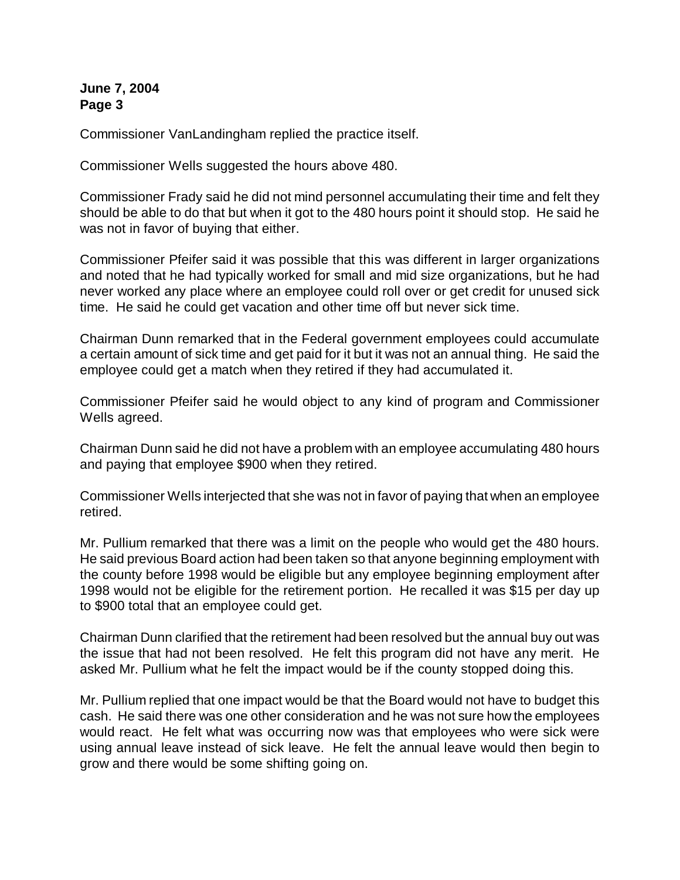Commissioner VanLandingham replied the practice itself.

Commissioner Wells suggested the hours above 480.

Commissioner Frady said he did not mind personnel accumulating their time and felt they should be able to do that but when it got to the 480 hours point it should stop. He said he was not in favor of buying that either.

Commissioner Pfeifer said it was possible that this was different in larger organizations and noted that he had typically worked for small and mid size organizations, but he had never worked any place where an employee could roll over or get credit for unused sick time. He said he could get vacation and other time off but never sick time.

Chairman Dunn remarked that in the Federal government employees could accumulate a certain amount of sick time and get paid for it but it was not an annual thing. He said the employee could get a match when they retired if they had accumulated it.

Commissioner Pfeifer said he would object to any kind of program and Commissioner Wells agreed.

Chairman Dunn said he did not have a problem with an employee accumulating 480 hours and paying that employee $900 when they retired.

Commissioner Wells interjected that she was not in favor of paying that when an employee retired.

Mr. Pullium remarked that there was a limit on the people who would get the 480 hours. He said previous Board action had been taken so that anyone beginning employment with the county before 1998 would be eligible but any employee beginning employment after 1998 would not be eligible for the retirement portion. He recalled it was $15 per day up to $900 total that an employee could get.

Chairman Dunn clarified that the retirement had been resolved but the annual buy out was the issue that had not been resolved. He felt this program did not have any merit. He asked Mr. Pullium what he felt the impact would be if the county stopped doing this.

Mr. Pullium replied that one impact would be that the Board would not have to budget this cash. He said there was one other consideration and he was not sure how the employees would react. He felt what was occurring now was that employees who were sick were using annual leave instead of sick leave. He felt the annual leave would then begin to grow and there would be some shifting going on.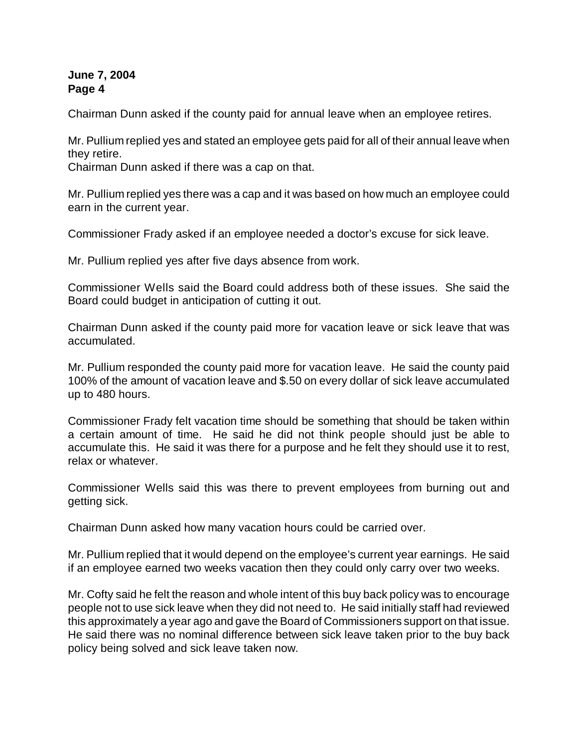Chairman Dunn asked if the county paid for annual leave when an employee retires.

Mr. Pullium replied yes and stated an employee gets paid for all of their annual leave when they retire.
Chairman Dunn asked if there was a cap on that.

Mr. Pullium replied yes there was a cap and it was based on how much an employee could earn in the current year.

Commissioner Frady asked if an employee needed a doctor's excuse for sick leave.

Mr. Pullium replied yes after five days absence from work.

Commissioner Wells said the Board could address both of these issues. She said the Board could budget in anticipation of cutting it out.

Chairman Dunn asked if the county paid more for vacation leave or sick leave that was accumulated.

Mr. Pullium responded the county paid more for vacation leave. He said the county paid 100% of the amount of vacation leave and $.50 on every dollar of sick leave accumulated up to 480 hours.

Commissioner Frady felt vacation time should be something that should be taken within a certain amount of time. He said he did not think people should just be able to accumulate this. He said it was there for a purpose and he felt they should use it to rest, relax or whatever.

Commissioner Wells said this was there to prevent employees from burning out and getting sick.

Chairman Dunn asked how many vacation hours could be carried over.

Mr. Pullium replied that it would depend on the employee's current year earnings. He said if an employee earned two weeks vacation then they could only carry over two weeks.

Mr. Cofty said he felt the reason and whole intent of this buy back policy was to encourage people not to use sick leave when they did not need to. He said initially staff had reviewed this approximately a year ago and gave the Board of Commissioners support on that issue. He said there was no nominal difference between sick leave taken prior to the buy back policy being solved and sick leave taken now.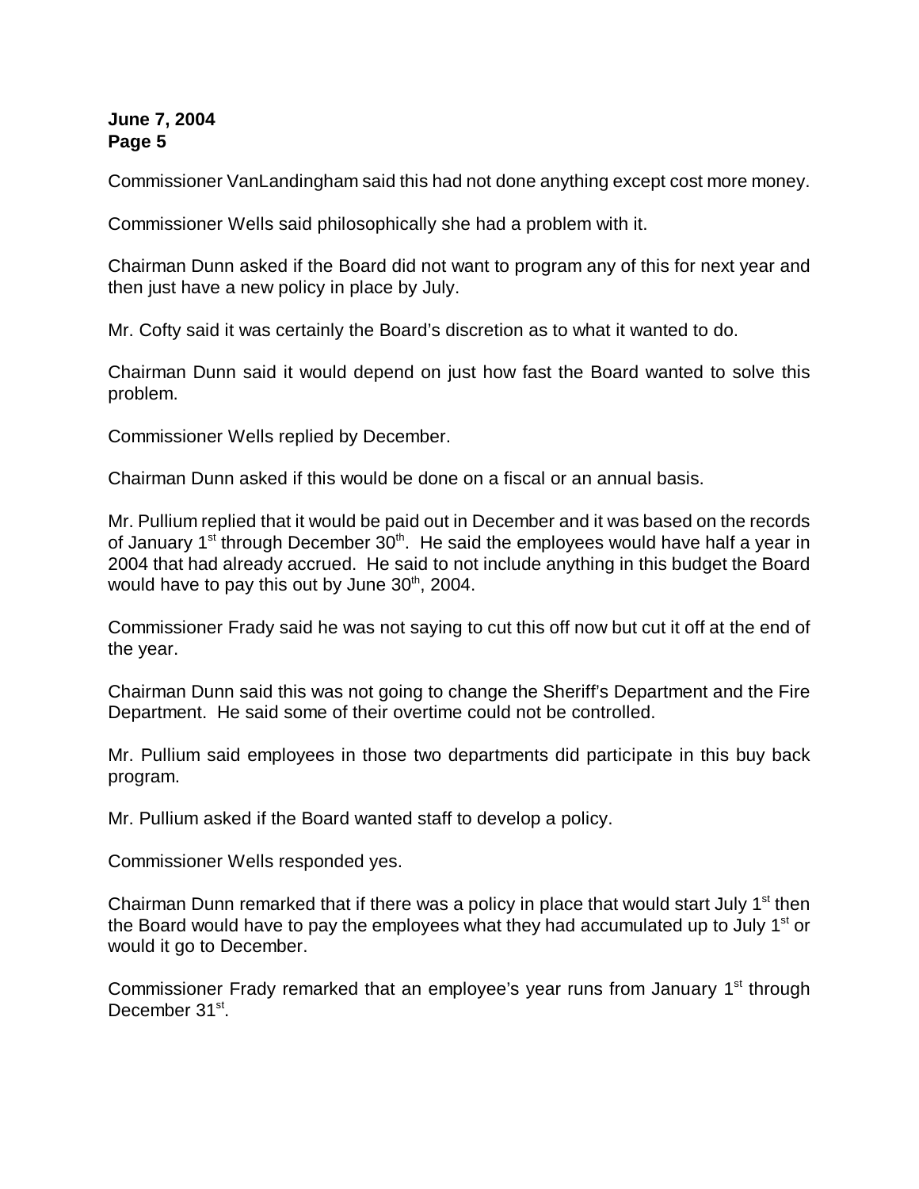Commissioner VanLandingham said this had not done anything except cost more money.

Commissioner Wells said philosophically she had a problem with it.

Chairman Dunn asked if the Board did not want to program any of this for next year and then just have a new policy in place by July.

Mr. Cofty said it was certainly the Board's discretion as to what it wanted to do.

Chairman Dunn said it would depend on just how fast the Board wanted to solve this problem.

Commissioner Wells replied by December.

Chairman Dunn asked if this would be done on a fiscal or an annual basis.

Mr. Pullium replied that it would be paid out in December and it was based on the records of January 1st through December 30th. He said the employees would have half a year in 2004 that had already accrued. He said to not include anything in this budget the Board would have to pay this out by June 30th, 2004.

Commissioner Frady said he was not saying to cut this off now but cut it off at the end of the year.

Chairman Dunn said this was not going to change the Sheriff's Department and the Fire Department. He said some of their overtime could not be controlled.

Mr. Pullium said employees in those two departments did participate in this buy back program.

Mr. Pullium asked if the Board wanted staff to develop a policy.

Commissioner Wells responded yes.

Chairman Dunn remarked that if there was a policy in place that would start July 1st then the Board would have to pay the employees what they had accumulated up to July 1st or would it go to December.

Commissioner Frady remarked that an employee's year runs from January 1st through December 31st.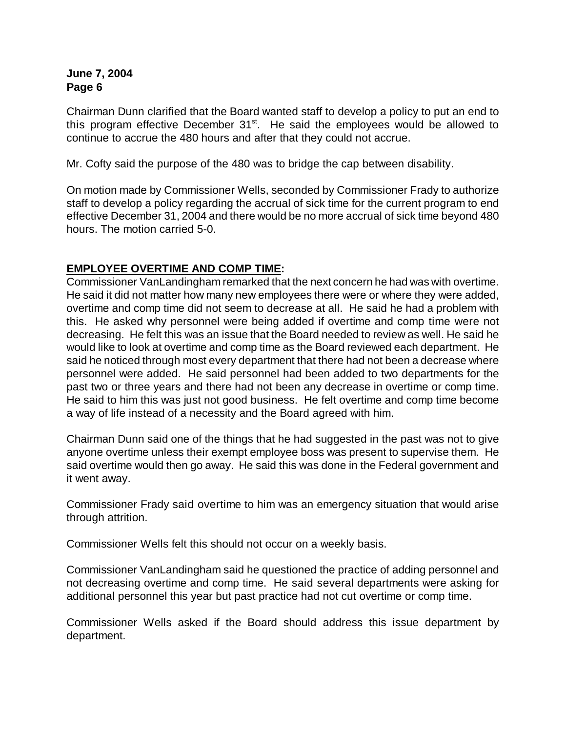Chairman Dunn clarified that the Board wanted staff to develop a policy to put an end to this program effective December 31st. He said the employees would be allowed to continue to accrue the 480 hours and after that they could not accrue.

Mr. Cofty said the purpose of the 480 was to bridge the cap between disability.

On motion made by Commissioner Wells, seconded by Commissioner Frady to authorize staff to develop a policy regarding the accrual of sick time for the current program to end effective December 31, 2004 and there would be no more accrual of sick time beyond 480 hours. The motion carried 5-0.

## EMPLOYEE OVERTIME AND COMP TIME:

Commissioner VanLandingham remarked that the next concern he had was with overtime. He said it did not matter how many new employees there were or where they were added, overtime and comp time did not seem to decrease at all. He said he had a problem with this. He asked why personnel were being added if overtime and comp time were not decreasing. He felt this was an issue that the Board needed to review as well. He said he would like to look at overtime and comp time as the Board reviewed each department. He said he noticed through most every department that there had not been a decrease where personnel were added. He said personnel had been added to two departments for the past two or three years and there had not been any decrease in overtime or comp time. He said to him this was just not good business. He felt overtime and comp time become a way of life instead of a necessity and the Board agreed with him.

Chairman Dunn said one of the things that he had suggested in the past was not to give anyone overtime unless their exempt employee boss was present to supervise them. He said overtime would then go away. He said this was done in the Federal government and it went away.

Commissioner Frady said overtime to him was an emergency situation that would arise through attrition.

Commissioner Wells felt this should not occur on a weekly basis.

Commissioner VanLandingham said he questioned the practice of adding personnel and not decreasing overtime and comp time. He said several departments were asking for additional personnel this year but past practice had not cut overtime or comp time.

Commissioner Wells asked if the Board should address this issue department by department.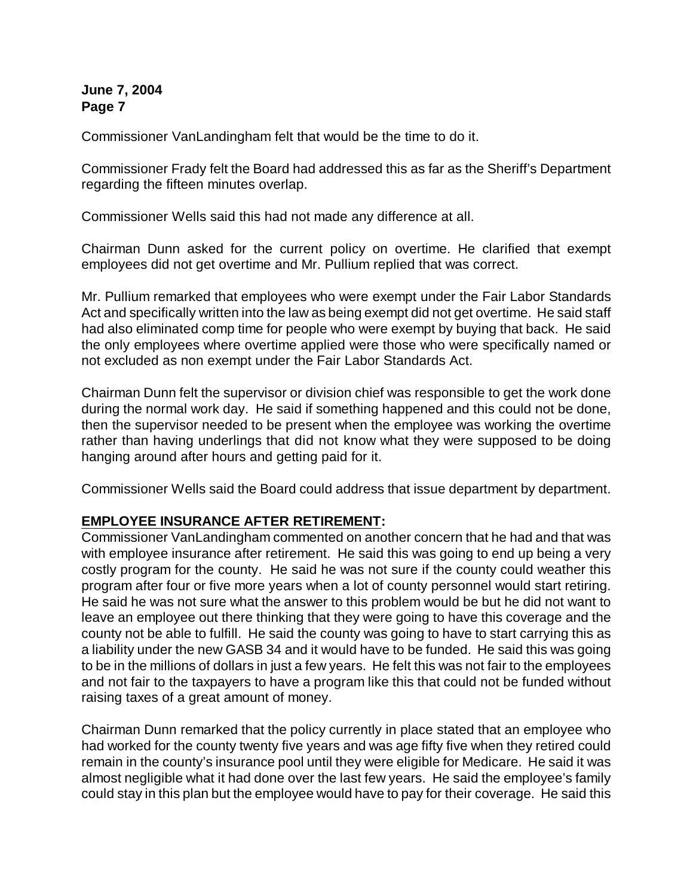Commissioner VanLandingham felt that would be the time to do it.

Commissioner Frady felt the Board had addressed this as far as the Sheriff's Department regarding the fifteen minutes overlap.

Commissioner Wells said this had not made any difference at all.

Chairman Dunn asked for the current policy on overtime. He clarified that exempt employees did not get overtime and Mr. Pullium replied that was correct.

Mr. Pullium remarked that employees who were exempt under the Fair Labor Standards Act and specifically written into the law as being exempt did not get overtime. He said staff had also eliminated comp time for people who were exempt by buying that back. He said the only employees where overtime applied were those who were specifically named or not excluded as non exempt under the Fair Labor Standards Act.

Chairman Dunn felt the supervisor or division chief was responsible to get the work done during the normal work day. He said if something happened and this could not be done, then the supervisor needed to be present when the employee was working the overtime rather than having underlings that did not know what they were supposed to be doing hanging around after hours and getting paid for it.

Commissioner Wells said the Board could address that issue department by department.

**EMPLOYEE INSURANCE AFTER RETIREMENT:**

Commissioner VanLandingham commented on another concern that he had and that was with employee insurance after retirement. He said this was going to end up being a very costly program for the county. He said he was not sure if the county could weather this program after four or five more years when a lot of county personnel would start retiring. He said he was not sure what the answer to this problem would be but he did not want to leave an employee out there thinking that they were going to have this coverage and the county not be able to fulfill. He said the county was going to have to start carrying this as a liability under the new GASB 34 and it would have to be funded. He said this was going to be in the millions of dollars in just a few years. He felt this was not fair to the employees and not fair to the taxpayers to have a program like this that could not be funded without raising taxes of a great amount of money.

Chairman Dunn remarked that the policy currently in place stated that an employee who had worked for the county twenty five years and was age fifty five when they retired could remain in the county's insurance pool until they were eligible for Medicare. He said it was almost negligible what it had done over the last few years. He said the employee's family could stay in this plan but the employee would have to pay for their coverage. He said this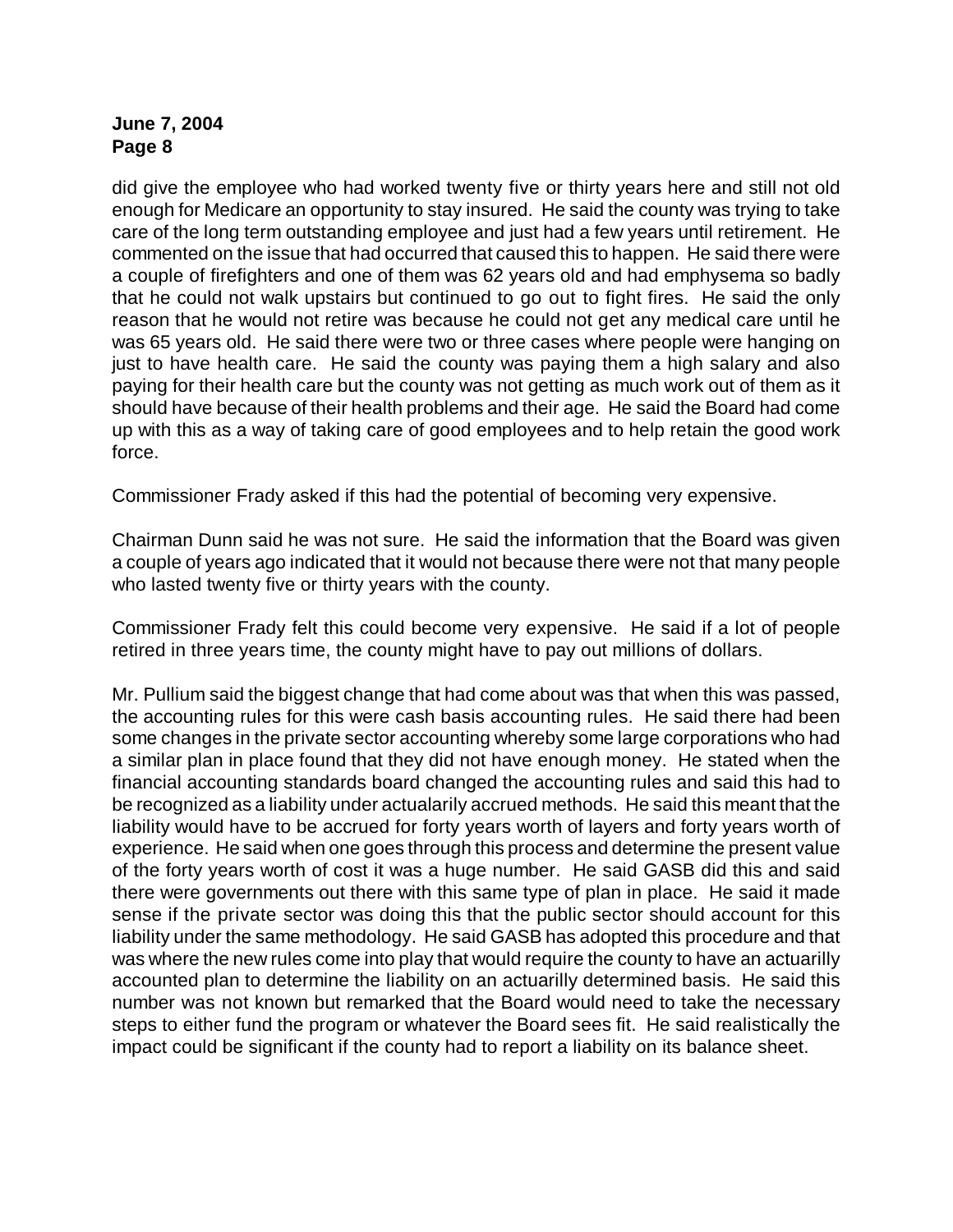did give the employee who had worked twenty five or thirty years here and still not old enough for Medicare an opportunity to stay insured. He said the county was trying to take care of the long term outstanding employee and just had a few years until retirement. He commented on the issue that had occurred that caused this to happen. He said there were a couple of firefighters and one of them was 62 years old and had emphysema so badly that he could not walk upstairs but continued to go out to fight fires. He said the only reason that he would not retire was because he could not get any medical care until he was 65 years old. He said there were two or three cases where people were hanging on just to have health care. He said the county was paying them a high salary and also paying for their health care but the county was not getting as much work out of them as it should have because of their health problems and their age. He said the Board had come up with this as a way of taking care of good employees and to help retain the good work force.

Commissioner Frady asked if this had the potential of becoming very expensive.

Chairman Dunn said he was not sure. He said the information that the Board was given a couple of years ago indicated that it would not because there were not that many people who lasted twenty five or thirty years with the county.

Commissioner Frady felt this could become very expensive. He said if a lot of people retired in three years time, the county might have to pay out millions of dollars.

Mr. Pullium said the biggest change that had come about was that when this was passed, the accounting rules for this were cash basis accounting rules. He said there had been some changes in the private sector accounting whereby some large corporations who had a similar plan in place found that they did not have enough money. He stated when the financial accounting standards board changed the accounting rules and said this had to be recognized as a liability under actualarily accrued methods. He said this meant that the liability would have to be accrued for forty years worth of layers and forty years worth of experience. He said when one goes through this process and determine the present value of the forty years worth of cost it was a huge number. He said GASB did this and said there were governments out there with this same type of plan in place. He said it made sense if the private sector was doing this that the public sector should account for this liability under the same methodology. He said GASB has adopted this procedure and that was where the new rules come into play that would require the county to have an actuarilly accounted plan to determine the liability on an actuarilly determined basis. He said this number was not known but remarked that the Board would need to take the necessary steps to either fund the program or whatever the Board sees fit. He said realistically the impact could be significant if the county had to report a liability on its balance sheet.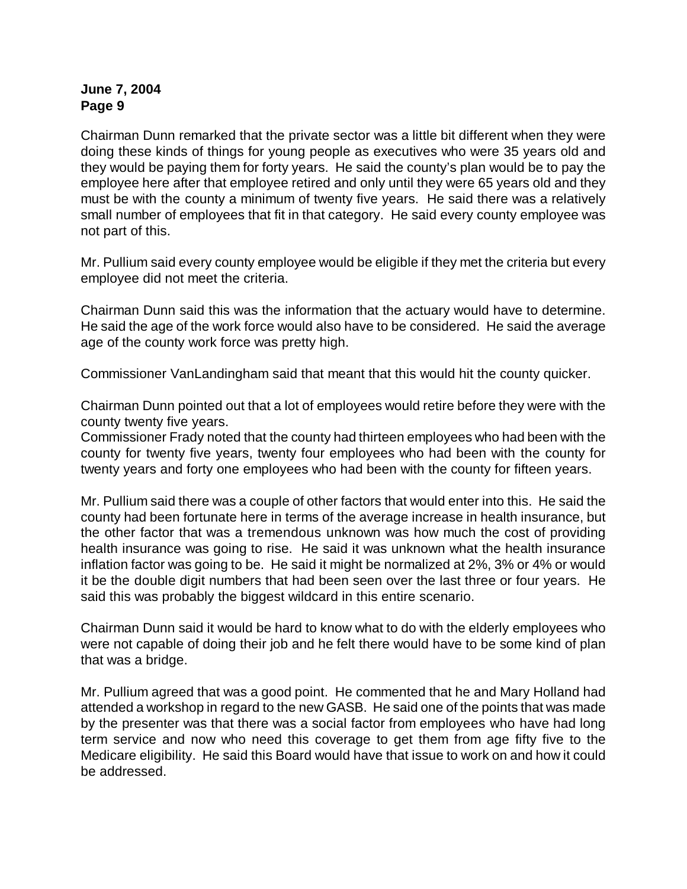Chairman Dunn remarked that the private sector was a little bit different when they were doing these kinds of things for young people as executives who were 35 years old and they would be paying them for forty years. He said the county's plan would be to pay the employee here after that employee retired and only until they were 65 years old and they must be with the county a minimum of twenty five years. He said there was a relatively small number of employees that fit in that category. He said every county employee was not part of this.

Mr. Pullium said every county employee would be eligible if they met the criteria but every employee did not meet the criteria.

Chairman Dunn said this was the information that the actuary would have to determine. He said the age of the work force would also have to be considered. He said the average age of the county work force was pretty high.

Commissioner VanLandingham said that meant that this would hit the county quicker.

Chairman Dunn pointed out that a lot of employees would retire before they were with the county twenty five years.

Commissioner Frady noted that the county had thirteen employees who had been with the county for twenty five years, twenty four employees who had been with the county for twenty years and forty one employees who had been with the county for fifteen years.

Mr. Pullium said there was a couple of other factors that would enter into this. He said the county had been fortunate here in terms of the average increase in health insurance, but the other factor that was a tremendous unknown was how much the cost of providing health insurance was going to rise. He said it was unknown what the health insurance inflation factor was going to be. He said it might be normalized at 2%, 3% or 4% or would it be the double digit numbers that had been seen over the last three or four years. He said this was probably the biggest wildcard in this entire scenario.

Chairman Dunn said it would be hard to know what to do with the elderly employees who were not capable of doing their job and he felt there would have to be some kind of plan that was a bridge.

Mr. Pullium agreed that was a good point. He commented that he and Mary Holland had attended a workshop in regard to the new GASB. He said one of the points that was made by the presenter was that there was a social factor from employees who have had long term service and now who need this coverage to get them from age fifty five to the Medicare eligibility. He said this Board would have that issue to work on and how it could be addressed.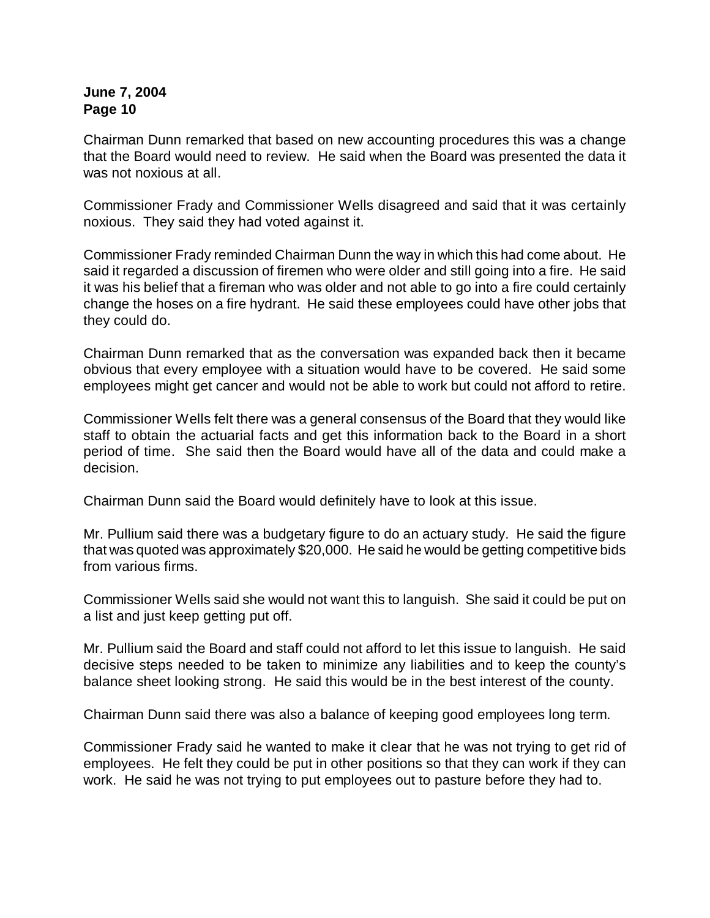Chairman Dunn remarked that based on new accounting procedures this was a change that the Board would need to review. He said when the Board was presented the data it was not noxious at all.

Commissioner Frady and Commissioner Wells disagreed and said that it was certainly noxious. They said they had voted against it.

Commissioner Frady reminded Chairman Dunn the way in which this had come about. He said it regarded a discussion of firemen who were older and still going into a fire. He said it was his belief that a fireman who was older and not able to go into a fire could certainly change the hoses on a fire hydrant. He said these employees could have other jobs that they could do.

Chairman Dunn remarked that as the conversation was expanded back then it became obvious that every employee with a situation would have to be covered. He said some employees might get cancer and would not be able to work but could not afford to retire.

Commissioner Wells felt there was a general consensus of the Board that they would like staff to obtain the actuarial facts and get this information back to the Board in a short period of time. She said then the Board would have all of the data and could make a decision.

Chairman Dunn said the Board would definitely have to look at this issue.

Mr. Pullium said there was a budgetary figure to do an actuary study. He said the figure that was quoted was approximately $20,000. He said he would be getting competitive bids from various firms.

Commissioner Wells said she would not want this to languish. She said it could be put on a list and just keep getting put off.

Mr. Pullium said the Board and staff could not afford to let this issue to languish. He said decisive steps needed to be taken to minimize any liabilities and to keep the county's balance sheet looking strong. He said this would be in the best interest of the county.

Chairman Dunn said there was also a balance of keeping good employees long term.

Commissioner Frady said he wanted to make it clear that he was not trying to get rid of employees. He felt they could be put in other positions so that they can work if they can work. He said he was not trying to put employees out to pasture before they had to.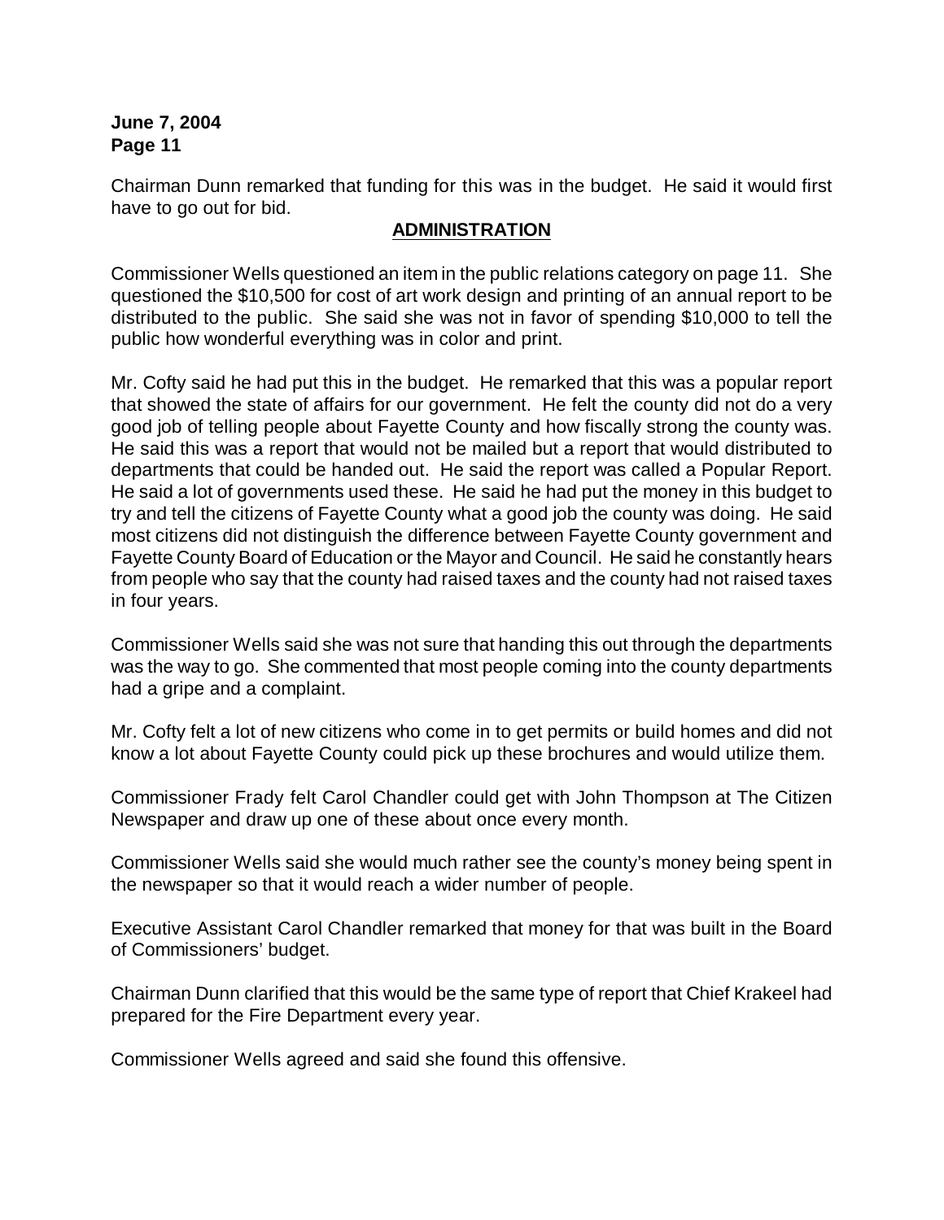Chairman Dunn remarked that funding for this was in the budget. He said it would first have to go out for bid.

## ADMINISTRATION

Commissioner Wells questioned an item in the public relations category on page 11. She questioned the $10,500 for cost of art work design and printing of an annual report to be distributed to the public. She said she was not in favor of spending $10,000 to tell the public how wonderful everything was in color and print.

Mr. Cofty said he had put this in the budget. He remarked that this was a popular report that showed the state of affairs for our government. He felt the county did not do a very good job of telling people about Fayette County and how fiscally strong the county was. He said this was a report that would not be mailed but a report that would distributed to departments that could be handed out. He said the report was called a Popular Report. He said a lot of governments used these. He said he had put the money in this budget to try and tell the citizens of Fayette County what a good job the county was doing. He said most citizens did not distinguish the difference between Fayette County government and Fayette County Board of Education or the Mayor and Council. He said he constantly hears from people who say that the county had raised taxes and the county had not raised taxes in four years.

Commissioner Wells said she was not sure that handing this out through the departments was the way to go. She commented that most people coming into the county departments had a gripe and a complaint.

Mr. Cofty felt a lot of new citizens who come in to get permits or build homes and did not know a lot about Fayette County could pick up these brochures and would utilize them.

Commissioner Frady felt Carol Chandler could get with John Thompson at The Citizen Newspaper and draw up one of these about once every month.

Commissioner Wells said she would much rather see the county's money being spent in the newspaper so that it would reach a wider number of people.

Executive Assistant Carol Chandler remarked that money for that was built in the Board of Commissioners' budget.

Chairman Dunn clarified that this would be the same type of report that Chief Krakeel had prepared for the Fire Department every year.

Commissioner Wells agreed and said she found this offensive.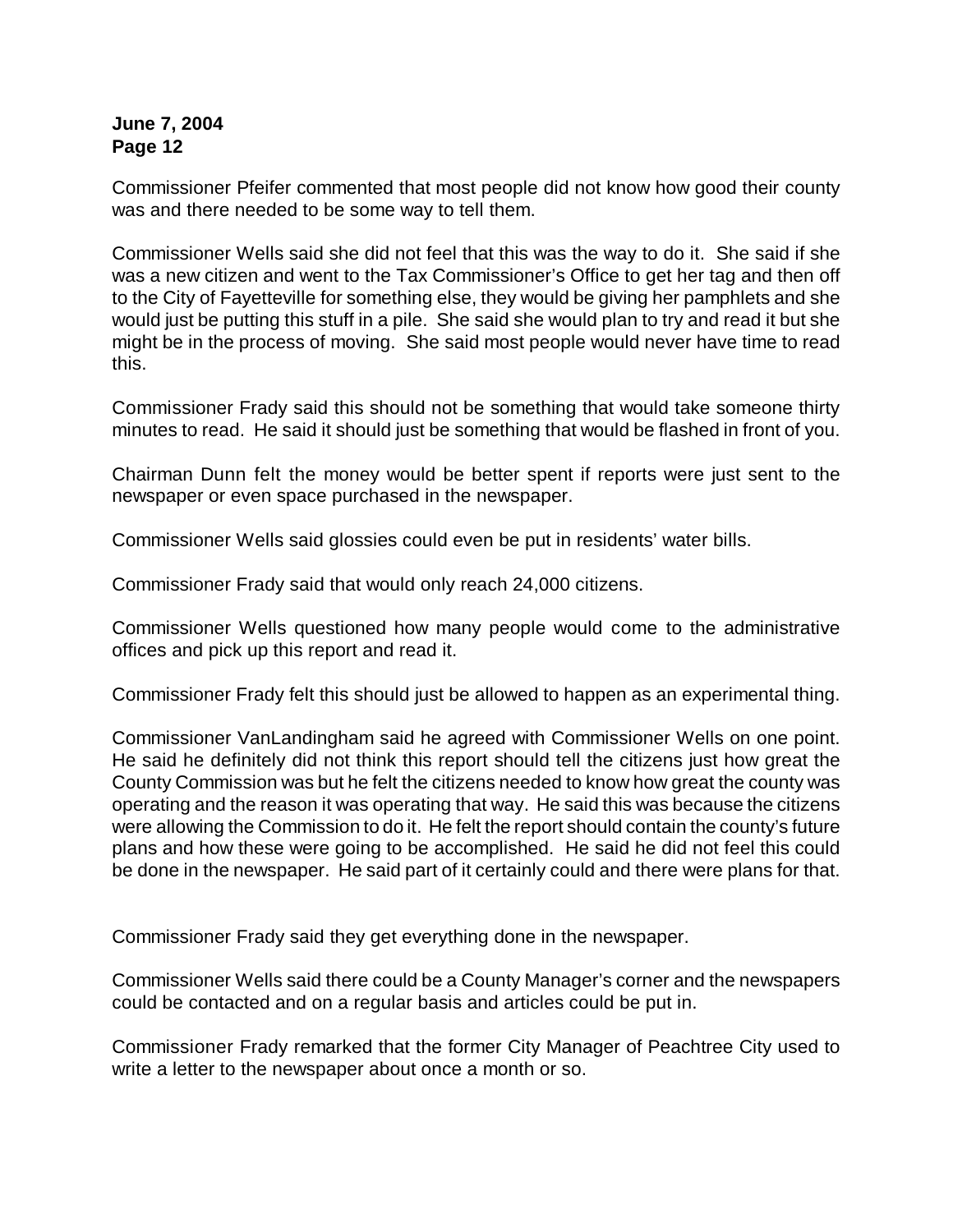Commissioner Pfeifer commented that most people did not know how good their county was and there needed to be some way to tell them.

Commissioner Wells said she did not feel that this was the way to do it. She said if she was a new citizen and went to the Tax Commissioner's Office to get her tag and then off to the City of Fayetteville for something else, they would be giving her pamphlets and she would just be putting this stuff in a pile. She said she would plan to try and read it but she might be in the process of moving. She said most people would never have time to read this.

Commissioner Frady said this should not be something that would take someone thirty minutes to read. He said it should just be something that would be flashed in front of you.

Chairman Dunn felt the money would be better spent if reports were just sent to the newspaper or even space purchased in the newspaper.

Commissioner Wells said glossies could even be put in residents' water bills.

Commissioner Frady said that would only reach 24,000 citizens.

Commissioner Wells questioned how many people would come to the administrative offices and pick up this report and read it.

Commissioner Frady felt this should just be allowed to happen as an experimental thing.

Commissioner VanLandingham said he agreed with Commissioner Wells on one point. He said he definitely did not think this report should tell the citizens just how great the County Commission was but he felt the citizens needed to know how great the county was operating and the reason it was operating that way. He said this was because the citizens were allowing the Commission to do it. He felt the report should contain the county's future plans and how these were going to be accomplished. He said he did not feel this could be done in the newspaper. He said part of it certainly could and there were plans for that.

Commissioner Frady said they get everything done in the newspaper.

Commissioner Wells said there could be a County Manager's corner and the newspapers could be contacted and on a regular basis and articles could be put in.

Commissioner Frady remarked that the former City Manager of Peachtree City used to write a letter to the newspaper about once a month or so.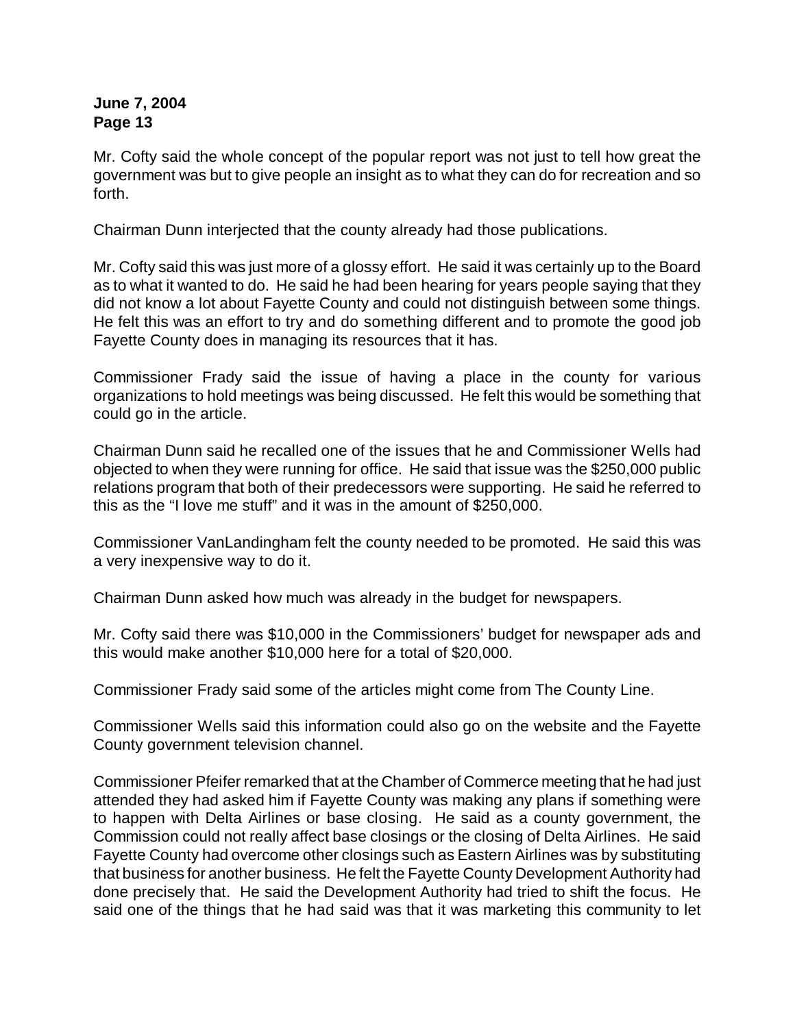Mr. Cofty said the whole concept of the popular report was not just to tell how great the government was but to give people an insight as to what they can do for recreation and so forth.

Chairman Dunn interjected that the county already had those publications.

Mr. Cofty said this was just more of a glossy effort. He said it was certainly up to the Board as to what it wanted to do. He said he had been hearing for years people saying that they did not know a lot about Fayette County and could not distinguish between some things. He felt this was an effort to try and do something different and to promote the good job Fayette County does in managing its resources that it has.

Commissioner Frady said the issue of having a place in the county for various organizations to hold meetings was being discussed. He felt this would be something that could go in the article.

Chairman Dunn said he recalled one of the issues that he and Commissioner Wells had objected to when they were running for office. He said that issue was the $250,000 public relations program that both of their predecessors were supporting. He said he referred to this as the "I love me stuff" and it was in the amount of $250,000.

Commissioner VanLandingham felt the county needed to be promoted. He said this was a very inexpensive way to do it.

Chairman Dunn asked how much was already in the budget for newspapers.

Mr. Cofty said there was $10,000 in the Commissioners' budget for newspaper ads and this would make another $10,000 here for a total of $20,000.

Commissioner Frady said some of the articles might come from The County Line.

Commissioner Wells said this information could also go on the website and the Fayette County government television channel.

Commissioner Pfeifer remarked that at the Chamber of Commerce meeting that he had just attended they had asked him if Fayette County was making any plans if something were to happen with Delta Airlines or base closing. He said as a county government, the Commission could not really affect base closings or the closing of Delta Airlines. He said Fayette County had overcome other closings such as Eastern Airlines was by substituting that business for another business. He felt the Fayette County Development Authority had done precisely that. He said the Development Authority had tried to shift the focus. He said one of the things that he had said was that it was marketing this community to let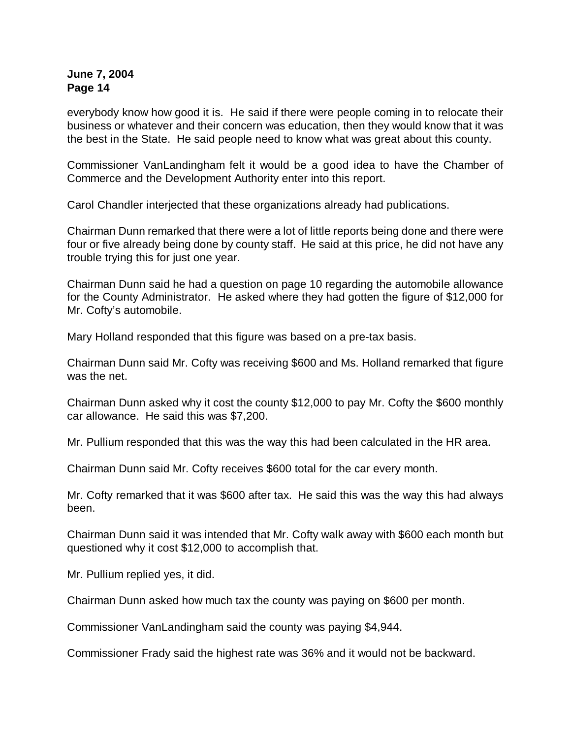everybody know how good it is. He said if there were people coming in to relocate their business or whatever and their concern was education, then they would know that it was the best in the State. He said people need to know what was great about this county.

Commissioner VanLandingham felt it would be a good idea to have the Chamber of Commerce and the Development Authority enter into this report.

Carol Chandler interjected that these organizations already had publications.

Chairman Dunn remarked that there were a lot of little reports being done and there were four or five already being done by county staff. He said at this price, he did not have any trouble trying this for just one year.

Chairman Dunn said he had a question on page 10 regarding the automobile allowance for the County Administrator. He asked where they had gotten the figure of $12,000 for Mr. Cofty's automobile.

Mary Holland responded that this figure was based on a pre-tax basis.

Chairman Dunn said Mr. Cofty was receiving $600 and Ms. Holland remarked that figure was the net.

Chairman Dunn asked why it cost the county $12,000 to pay Mr. Cofty the $600 monthly car allowance. He said this was $7,200.

Mr. Pullium responded that this was the way this had been calculated in the HR area.

Chairman Dunn said Mr. Cofty receives $600 total for the car every month.

Mr. Cofty remarked that it was $600 after tax. He said this was the way this had always been.

Chairman Dunn said it was intended that Mr. Cofty walk away with $600 each month but questioned why it cost $12,000 to accomplish that.

Mr. Pullium replied yes, it did.

Chairman Dunn asked how much tax the county was paying on $600 per month.

Commissioner VanLandingham said the county was paying $4,944.

Commissioner Frady said the highest rate was 36% and it would not be backward.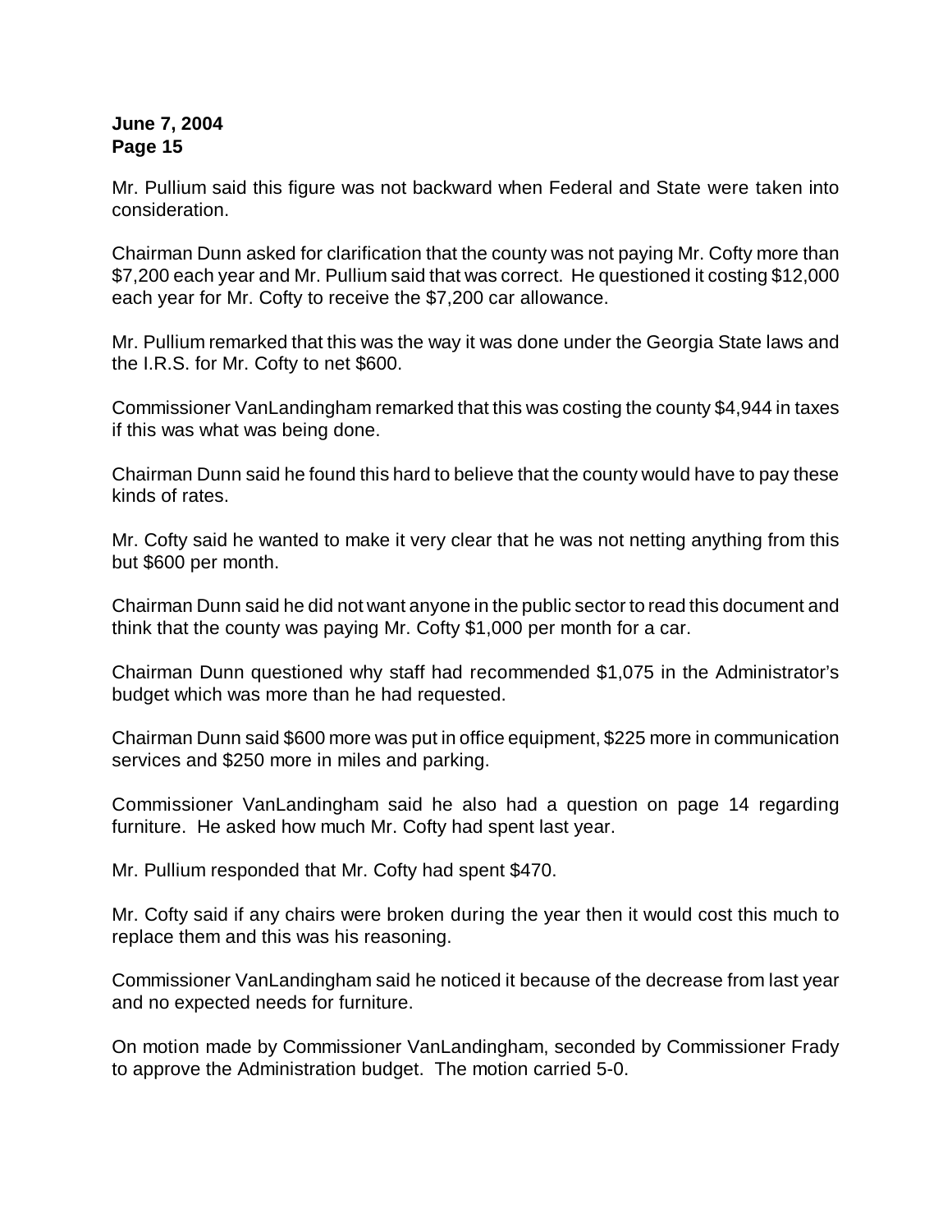Mr. Pullium said this figure was not backward when Federal and State were taken into consideration.

Chairman Dunn asked for clarification that the county was not paying Mr. Cofty more than $7,200 each year and Mr. Pullium said that was correct. He questioned it costing $12,000 each year for Mr. Cofty to receive the $7,200 car allowance.

Mr. Pullium remarked that this was the way it was done under the Georgia State laws and the I.R.S. for Mr. Cofty to net $600.

Commissioner VanLandingham remarked that this was costing the county $4,944 in taxes if this was what was being done.

Chairman Dunn said he found this hard to believe that the county would have to pay these kinds of rates.

Mr. Cofty said he wanted to make it very clear that he was not netting anything from this but $600 per month.

Chairman Dunn said he did not want anyone in the public sector to read this document and think that the county was paying Mr. Cofty $1,000 per month for a car.

Chairman Dunn questioned why staff had recommended $1,075 in the Administrator's budget which was more than he had requested.

Chairman Dunn said $600 more was put in office equipment, $225 more in communication services and $250 more in miles and parking.

Commissioner VanLandingham said he also had a question on page 14 regarding furniture. He asked how much Mr. Cofty had spent last year.

Mr. Pullium responded that Mr. Cofty had spent $470.

Mr. Cofty said if any chairs were broken during the year then it would cost this much to replace them and this was his reasoning.

Commissioner VanLandingham said he noticed it because of the decrease from last year and no expected needs for furniture.

On motion made by Commissioner VanLandingham, seconded by Commissioner Frady to approve the Administration budget. The motion carried 5-0.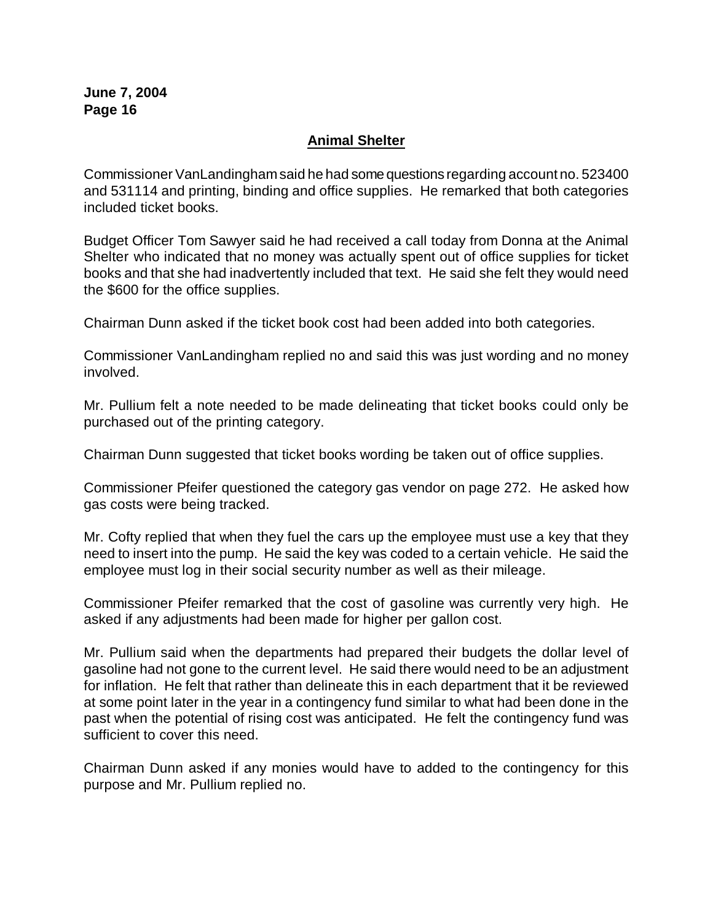## Animal Shelter

Commissioner VanLandingham said he had some questions regarding account no. 523400 and 531114 and printing, binding and office supplies. He remarked that both categories included ticket books.

Budget Officer Tom Sawyer said he had received a call today from Donna at the Animal Shelter who indicated that no money was actually spent out of office supplies for ticket books and that she had inadvertently included that text. He said she felt they would need the $600 for the office supplies.

Chairman Dunn asked if the ticket book cost had been added into both categories.

Commissioner VanLandingham replied no and said this was just wording and no money involved.

Mr. Pullium felt a note needed to be made delineating that ticket books could only be purchased out of the printing category.

Chairman Dunn suggested that ticket books wording be taken out of office supplies.

Commissioner Pfeifer questioned the category gas vendor on page 272. He asked how gas costs were being tracked.

Mr. Cofty replied that when they fuel the cars up the employee must use a key that they need to insert into the pump. He said the key was coded to a certain vehicle. He said the employee must log in their social security number as well as their mileage.

Commissioner Pfeifer remarked that the cost of gasoline was currently very high. He asked if any adjustments had been made for higher per gallon cost.

Mr. Pullium said when the departments had prepared their budgets the dollar level of gasoline had not gone to the current level. He said there would need to be an adjustment for inflation. He felt that rather than delineate this in each department that it be reviewed at some point later in the year in a contingency fund similar to what had been done in the past when the potential of rising cost was anticipated. He felt the contingency fund was sufficient to cover this need.

Chairman Dunn asked if any monies would have to added to the contingency for this purpose and Mr. Pullium replied no.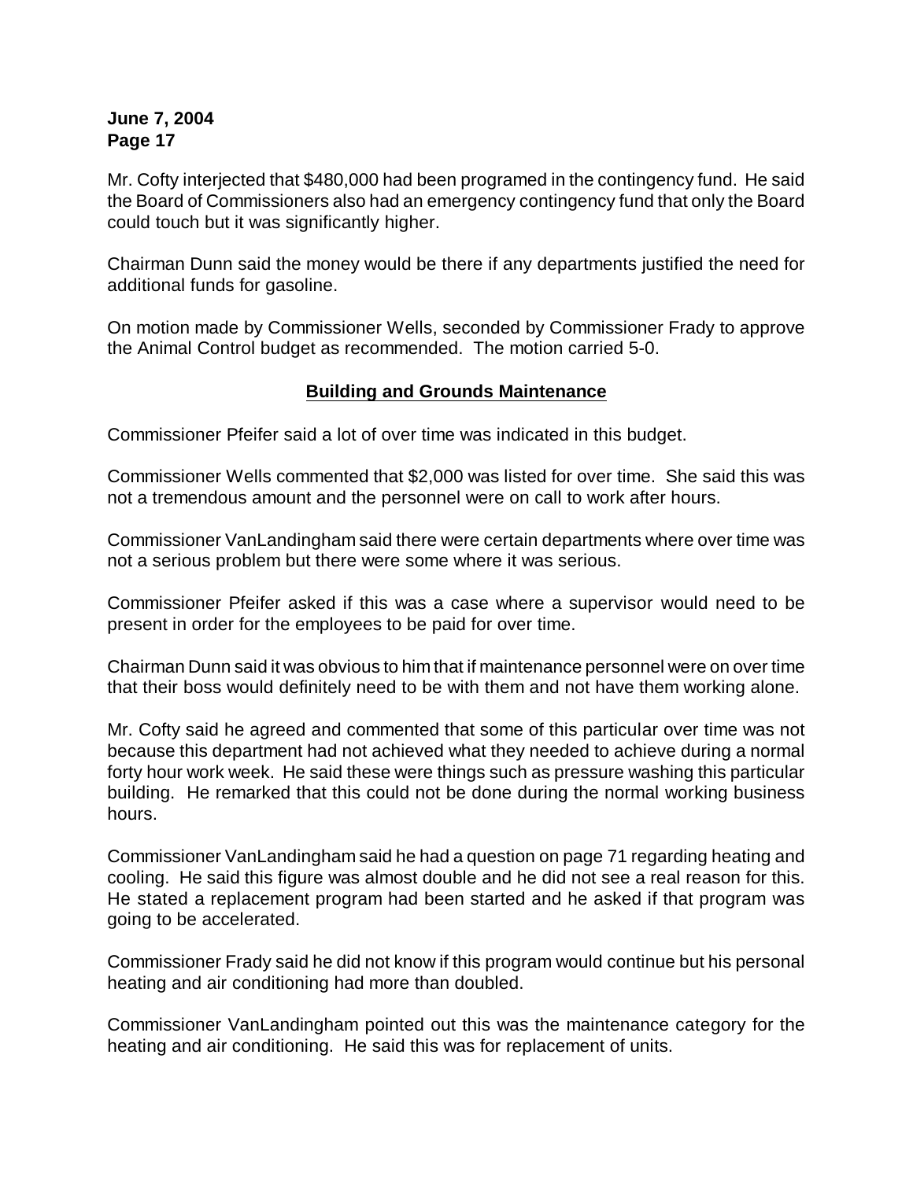Mr. Cofty interjected that $480,000 had been programed in the contingency fund. He said the Board of Commissioners also had an emergency contingency fund that only the Board could touch but it was significantly higher.

Chairman Dunn said the money would be there if any departments justified the need for additional funds for gasoline.

On motion made by Commissioner Wells, seconded by Commissioner Frady to approve the Animal Control budget as recommended. The motion carried 5-0.

## Building and Grounds Maintenance

Commissioner Pfeifer said a lot of over time was indicated in this budget.

Commissioner Wells commented that $2,000 was listed for over time. She said this was not a tremendous amount and the personnel were on call to work after hours.

Commissioner VanLandingham said there were certain departments where over time was not a serious problem but there were some where it was serious.

Commissioner Pfeifer asked if this was a case where a supervisor would need to be present in order for the employees to be paid for over time.

Chairman Dunn said it was obvious to him that if maintenance personnel were on over time that their boss would definitely need to be with them and not have them working alone.

Mr. Cofty said he agreed and commented that some of this particular over time was not because this department had not achieved what they needed to achieve during a normal forty hour work week. He said these were things such as pressure washing this particular building. He remarked that this could not be done during the normal working business hours.

Commissioner VanLandingham said he had a question on page 71 regarding heating and cooling. He said this figure was almost double and he did not see a real reason for this. He stated a replacement program had been started and he asked if that program was going to be accelerated.

Commissioner Frady said he did not know if this program would continue but his personal heating and air conditioning had more than doubled.

Commissioner VanLandingham pointed out this was the maintenance category for the heating and air conditioning. He said this was for replacement of units.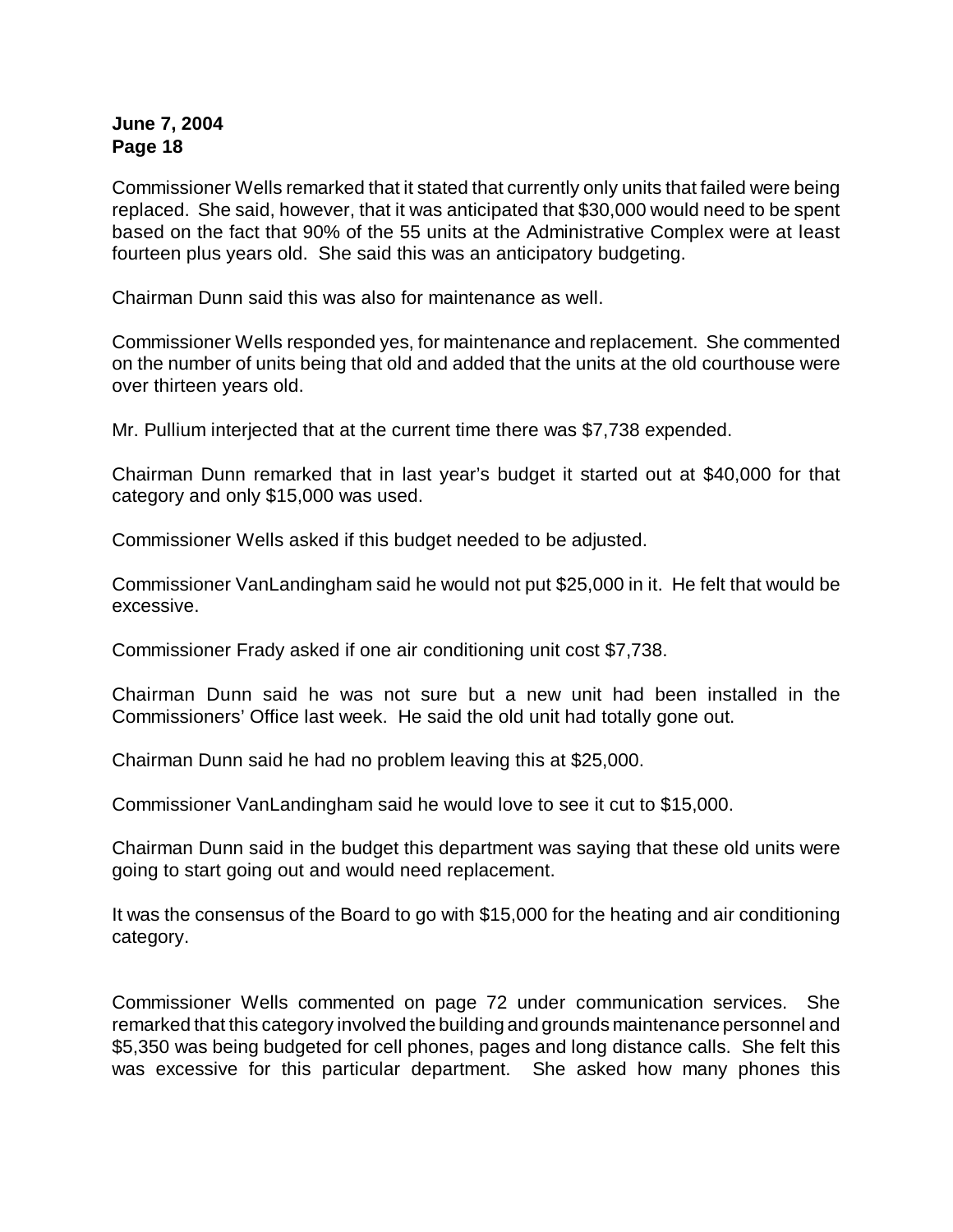Commissioner Wells remarked that it stated that currently only units that failed were being replaced. She said, however, that it was anticipated that $30,000 would need to be spent based on the fact that 90% of the 55 units at the Administrative Complex were at least fourteen plus years old. She said this was an anticipatory budgeting.

Chairman Dunn said this was also for maintenance as well.

Commissioner Wells responded yes, for maintenance and replacement. She commented on the number of units being that old and added that the units at the old courthouse were over thirteen years old.

Mr. Pullium interjected that at the current time there was $7,738 expended.

Chairman Dunn remarked that in last year's budget it started out at $40,000 for that category and only $15,000 was used.

Commissioner Wells asked if this budget needed to be adjusted.

Commissioner VanLandingham said he would not put $25,000 in it. He felt that would be excessive.

Commissioner Frady asked if one air conditioning unit cost $7,738.

Chairman Dunn said he was not sure but a new unit had been installed in the Commissioners' Office last week. He said the old unit had totally gone out.

Chairman Dunn said he had no problem leaving this at $25,000.

Commissioner VanLandingham said he would love to see it cut to $15,000.

Chairman Dunn said in the budget this department was saying that these old units were going to start going out and would need replacement.

It was the consensus of the Board to go with $15,000 for the heating and air conditioning category.

Commissioner Wells commented on page 72 under communication services. She remarked that this category involved the building and grounds maintenance personnel and $5,350 was being budgeted for cell phones, pages and long distance calls. She felt this was excessive for this particular department. She asked how many phones this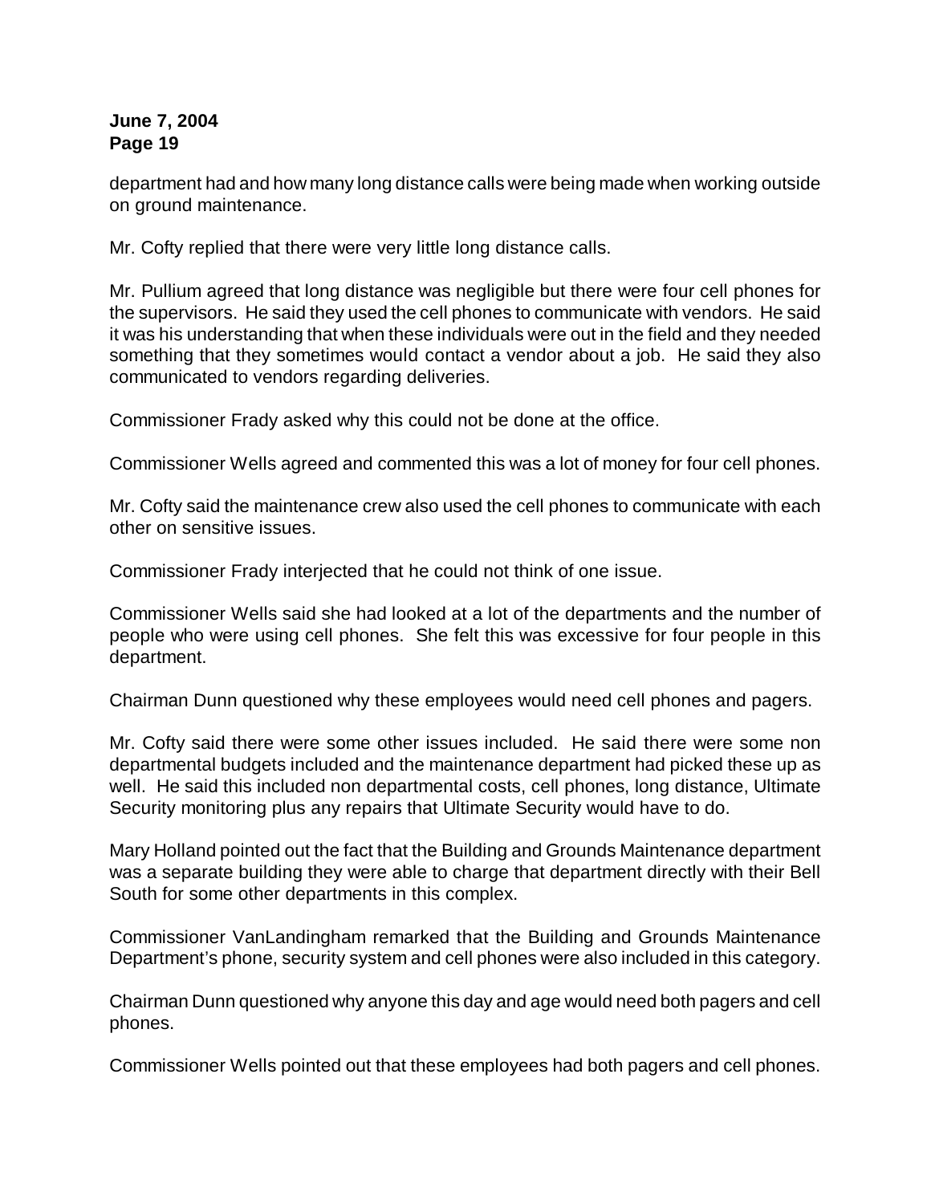department had and how many long distance calls were being made when working outside on ground maintenance.

Mr. Cofty replied that there were very little long distance calls.

Mr. Pullium agreed that long distance was negligible but there were four cell phones for the supervisors. He said they used the cell phones to communicate with vendors. He said it was his understanding that when these individuals were out in the field and they needed something that they sometimes would contact a vendor about a job. He said they also communicated to vendors regarding deliveries.

Commissioner Frady asked why this could not be done at the office.

Commissioner Wells agreed and commented this was a lot of money for four cell phones.

Mr. Cofty said the maintenance crew also used the cell phones to communicate with each other on sensitive issues.

Commissioner Frady interjected that he could not think of one issue.

Commissioner Wells said she had looked at a lot of the departments and the number of people who were using cell phones. She felt this was excessive for four people in this department.

Chairman Dunn questioned why these employees would need cell phones and pagers.

Mr. Cofty said there were some other issues included. He said there were some non departmental budgets included and the maintenance department had picked these up as well. He said this included non departmental costs, cell phones, long distance, Ultimate Security monitoring plus any repairs that Ultimate Security would have to do.

Mary Holland pointed out the fact that the Building and Grounds Maintenance department was a separate building they were able to charge that department directly with their Bell South for some other departments in this complex.

Commissioner VanLandingham remarked that the Building and Grounds Maintenance Department's phone, security system and cell phones were also included in this category.

Chairman Dunn questioned why anyone this day and age would need both pagers and cell phones.

Commissioner Wells pointed out that these employees had both pagers and cell phones.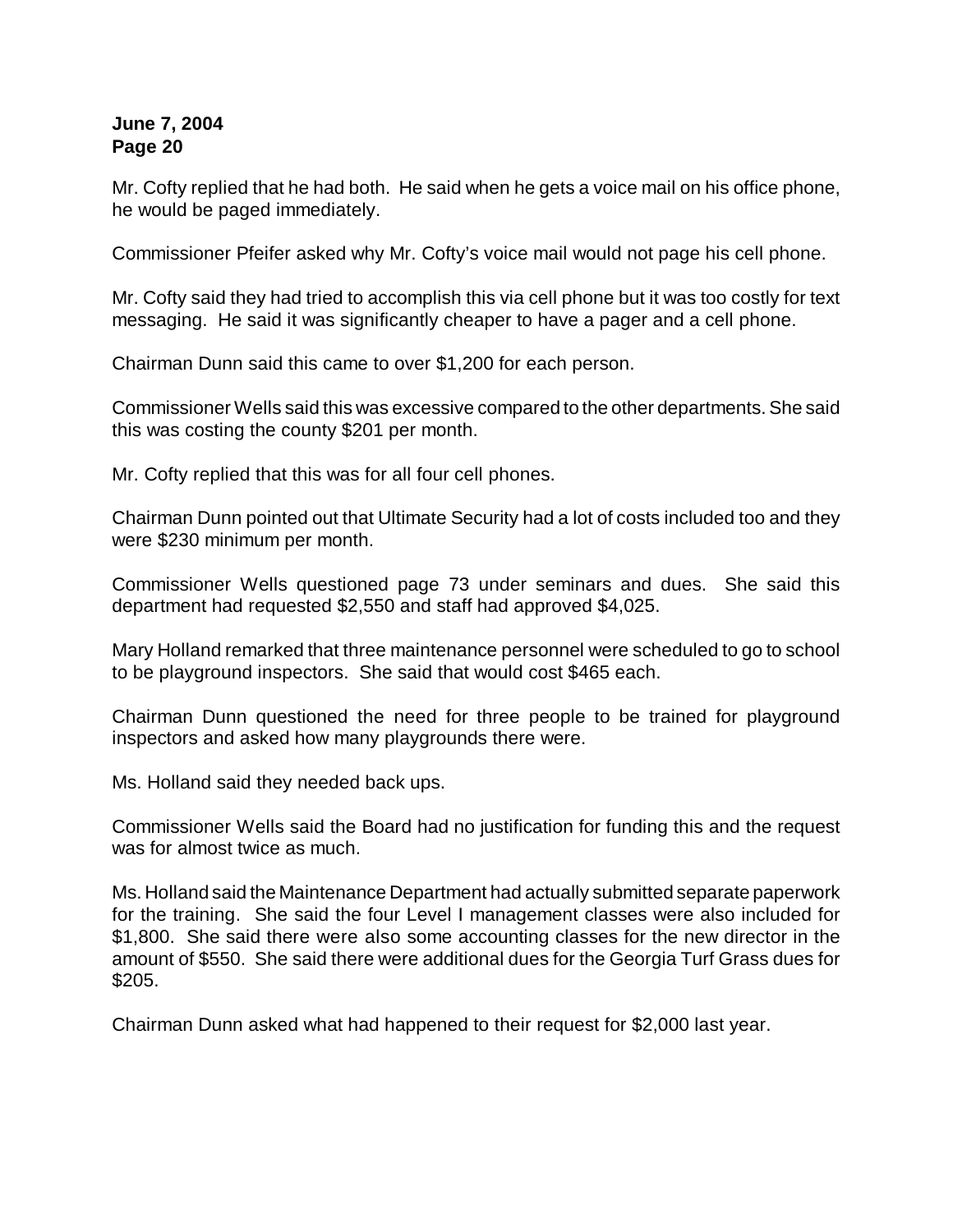Mr. Cofty replied that he had both. He said when he gets a voice mail on his office phone, he would be paged immediately.

Commissioner Pfeifer asked why Mr. Cofty's voice mail would not page his cell phone.

Mr. Cofty said they had tried to accomplish this via cell phone but it was too costly for text messaging. He said it was significantly cheaper to have a pager and a cell phone.

Chairman Dunn said this came to over $1,200 for each person.

Commissioner Wells said this was excessive compared to the other departments. She said this was costing the county $201 per month.

Mr. Cofty replied that this was for all four cell phones.

Chairman Dunn pointed out that Ultimate Security had a lot of costs included too and they were $230 minimum per month.

Commissioner Wells questioned page 73 under seminars and dues. She said this department had requested $2,550 and staff had approved $4,025.

Mary Holland remarked that three maintenance personnel were scheduled to go to school to be playground inspectors. She said that would cost $465 each.

Chairman Dunn questioned the need for three people to be trained for playground inspectors and asked how many playgrounds there were.

Ms. Holland said they needed back ups.

Commissioner Wells said the Board had no justification for funding this and the request was for almost twice as much.

Ms. Holland said the Maintenance Department had actually submitted separate paperwork for the training. She said the four Level I management classes were also included for $1,800. She said there were also some accounting classes for the new director in the amount of $550. She said there were additional dues for the Georgia Turf Grass dues for $205.

Chairman Dunn asked what had happened to their request for $2,000 last year.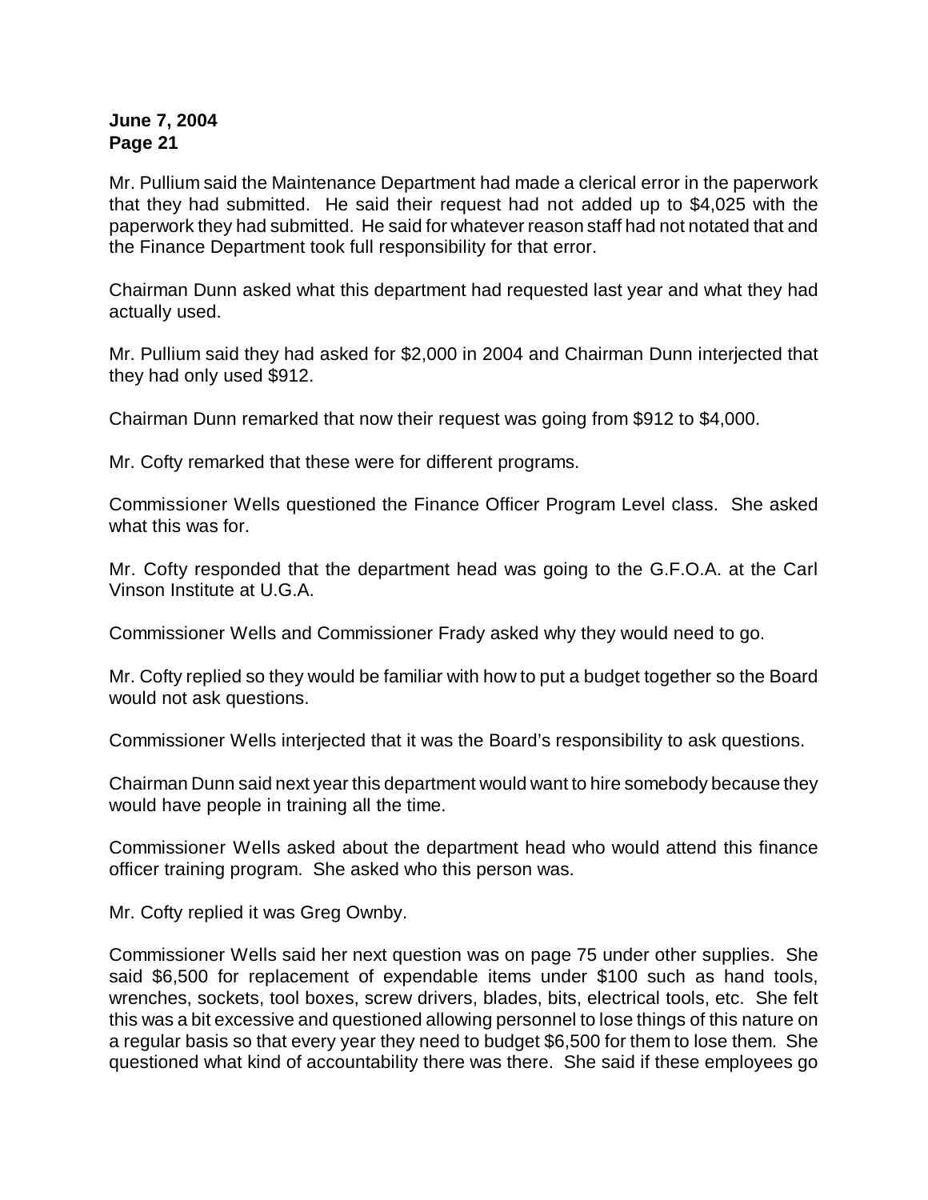Mr. Pullium said the Maintenance Department had made a clerical error in the paperwork that they had submitted. He said their request had not added up to $4,025 with the paperwork they had submitted. He said for whatever reason staff had not notated that and the Finance Department took full responsibility for that error.

Chairman Dunn asked what this department had requested last year and what they had actually used.

Mr. Pullium said they had asked for $2,000 in 2004 and Chairman Dunn interjected that they had only used $912.

Chairman Dunn remarked that now their request was going from $912 to $4,000.

Mr. Cofty remarked that these were for different programs.

Commissioner Wells questioned the Finance Officer Program Level class. She asked what this was for.

Mr. Cofty responded that the department head was going to the G.F.O.A. at the Carl Vinson Institute at U.G.A.

Commissioner Wells and Commissioner Frady asked why they would need to go.

Mr. Cofty replied so they would be familiar with how to put a budget together so the Board would not ask questions.

Commissioner Wells interjected that it was the Board's responsibility to ask questions.

Chairman Dunn said next year this department would want to hire somebody because they would have people in training all the time.

Commissioner Wells asked about the department head who would attend this finance officer training program. She asked who this person was.

Mr. Cofty replied it was Greg Ownby.

Commissioner Wells said her next question was on page 75 under other supplies. She said $6,500 for replacement of expendable items under $100 such as hand tools, wrenches, sockets, tool boxes, screw drivers, blades, bits, electrical tools, etc. She felt this was a bit excessive and questioned allowing personnel to lose things of this nature on a regular basis so that every year they need to budget $6,500 for them to lose them. She questioned what kind of accountability there was there. She said if these employees go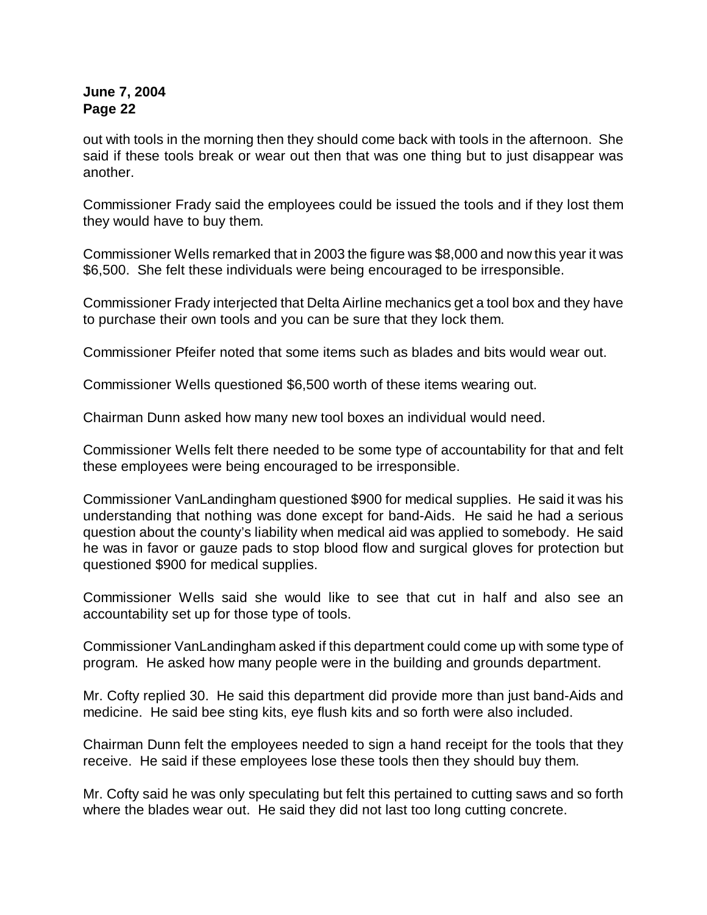out with tools in the morning then they should come back with tools in the afternoon. She said if these tools break or wear out then that was one thing but to just disappear was another.

Commissioner Frady said the employees could be issued the tools and if they lost them they would have to buy them.

Commissioner Wells remarked that in 2003 the figure was $8,000 and now this year it was $6,500. She felt these individuals were being encouraged to be irresponsible.

Commissioner Frady interjected that Delta Airline mechanics get a tool box and they have to purchase their own tools and you can be sure that they lock them.

Commissioner Pfeifer noted that some items such as blades and bits would wear out.

Commissioner Wells questioned $6,500 worth of these items wearing out.

Chairman Dunn asked how many new tool boxes an individual would need.

Commissioner Wells felt there needed to be some type of accountability for that and felt these employees were being encouraged to be irresponsible.

Commissioner VanLandingham questioned $900 for medical supplies. He said it was his understanding that nothing was done except for band-Aids. He said he had a serious question about the county's liability when medical aid was applied to somebody. He said he was in favor or gauze pads to stop blood flow and surgical gloves for protection but questioned $900 for medical supplies.

Commissioner Wells said she would like to see that cut in half and also see an accountability set up for those type of tools.

Commissioner VanLandingham asked if this department could come up with some type of program. He asked how many people were in the building and grounds department.

Mr. Cofty replied 30. He said this department did provide more than just band-Aids and medicine. He said bee sting kits, eye flush kits and so forth were also included.

Chairman Dunn felt the employees needed to sign a hand receipt for the tools that they receive. He said if these employees lose these tools then they should buy them.

Mr. Cofty said he was only speculating but felt this pertained to cutting saws and so forth where the blades wear out. He said they did not last too long cutting concrete.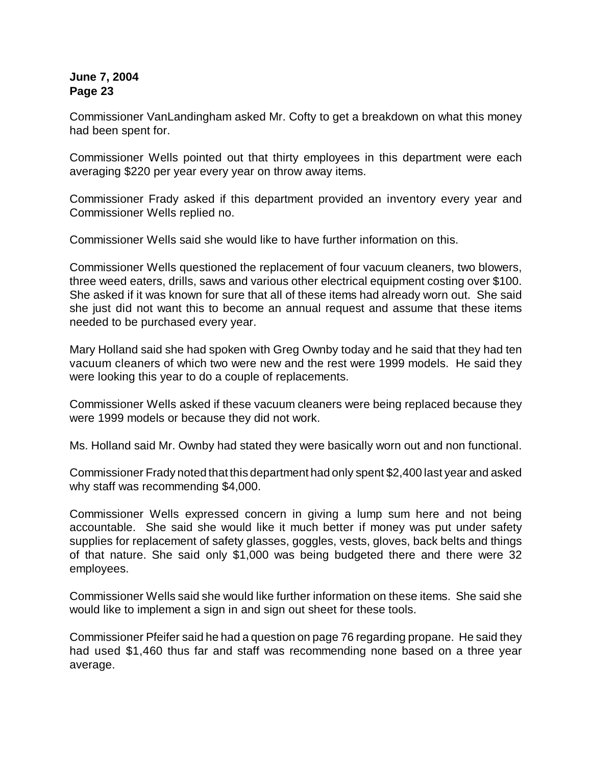Commissioner VanLandingham asked Mr. Cofty to get a breakdown on what this money had been spent for.

Commissioner Wells pointed out that thirty employees in this department were each averaging $220 per year every year on throw away items.

Commissioner Frady asked if this department provided an inventory every year and Commissioner Wells replied no.

Commissioner Wells said she would like to have further information on this.

Commissioner Wells questioned the replacement of four vacuum cleaners, two blowers, three weed eaters, drills, saws and various other electrical equipment costing over $100. She asked if it was known for sure that all of these items had already worn out. She said she just did not want this to become an annual request and assume that these items needed to be purchased every year.

Mary Holland said she had spoken with Greg Ownby today and he said that they had ten vacuum cleaners of which two were new and the rest were 1999 models. He said they were looking this year to do a couple of replacements.

Commissioner Wells asked if these vacuum cleaners were being replaced because they were 1999 models or because they did not work.

Ms. Holland said Mr. Ownby had stated they were basically worn out and non functional.

Commissioner Frady noted that this department had only spent $2,400 last year and asked why staff was recommending $4,000.

Commissioner Wells expressed concern in giving a lump sum here and not being accountable. She said she would like it much better if money was put under safety supplies for replacement of safety glasses, goggles, vests, gloves, back belts and things of that nature. She said only $1,000 was being budgeted there and there were 32 employees.

Commissioner Wells said she would like further information on these items. She said she would like to implement a sign in and sign out sheet for these tools.

Commissioner Pfeifer said he had a question on page 76 regarding propane. He said they had used $1,460 thus far and staff was recommending none based on a three year average.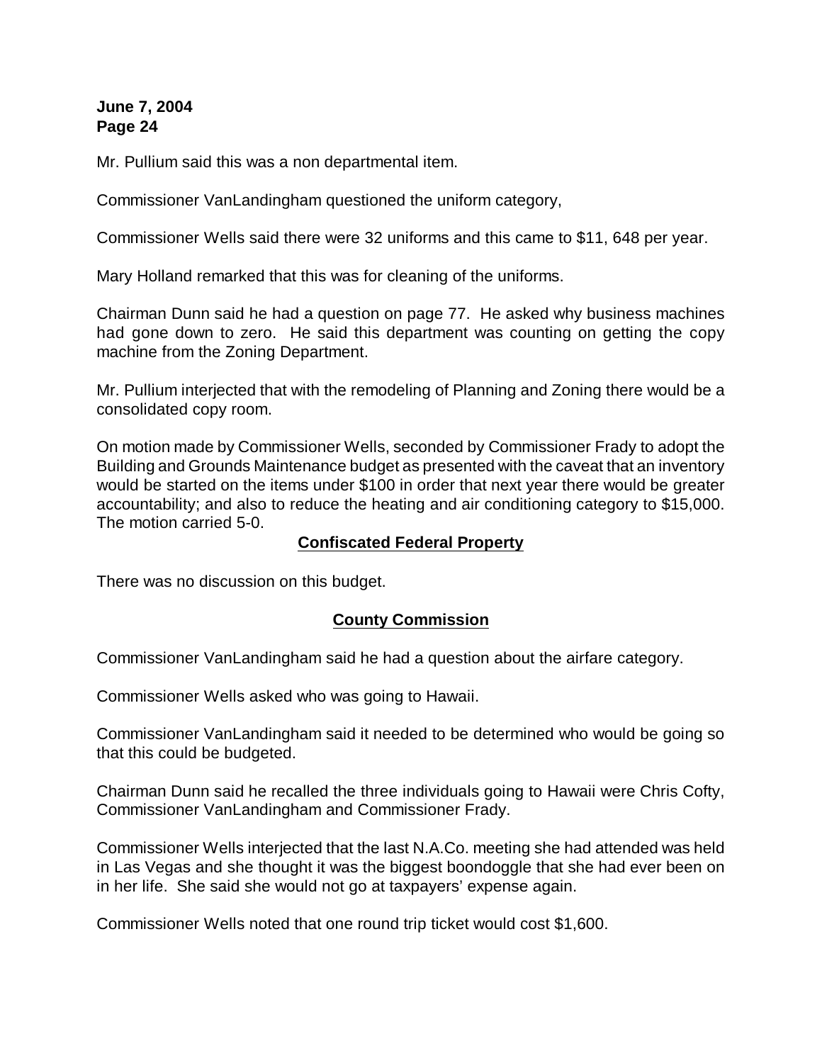Mr. Pullium said this was a non departmental item.

Commissioner VanLandingham questioned the uniform category,

Commissioner Wells said there were 32 uniforms and this came to $11, 648 per year.

Mary Holland remarked that this was for cleaning of the uniforms.

Chairman Dunn said he had a question on page 77. He asked why business machines had gone down to zero. He said this department was counting on getting the copy machine from the Zoning Department.

Mr. Pullium interjected that with the remodeling of Planning and Zoning there would be a consolidated copy room.

On motion made by Commissioner Wells, seconded by Commissioner Frady to adopt the Building and Grounds Maintenance budget as presented with the caveat that an inventory would be started on the items under $100 in order that next year there would be greater accountability; and also to reduce the heating and air conditioning category to $15,000. The motion carried 5-0.

**Confiscated Federal Property**

There was no discussion on this budget.

**County Commission**

Commissioner VanLandingham said he had a question about the airfare category.

Commissioner Wells asked who was going to Hawaii.

Commissioner VanLandingham said it needed to be determined who would be going so that this could be budgeted.

Chairman Dunn said he recalled the three individuals going to Hawaii were Chris Cofty, Commissioner VanLandingham and Commissioner Frady.

Commissioner Wells interjected that the last N.A.Co. meeting she had attended was held in Las Vegas and she thought it was the biggest boondoggle that she had ever been on in her life. She said she would not go at taxpayers' expense again.

Commissioner Wells noted that one round trip ticket would cost $1,600.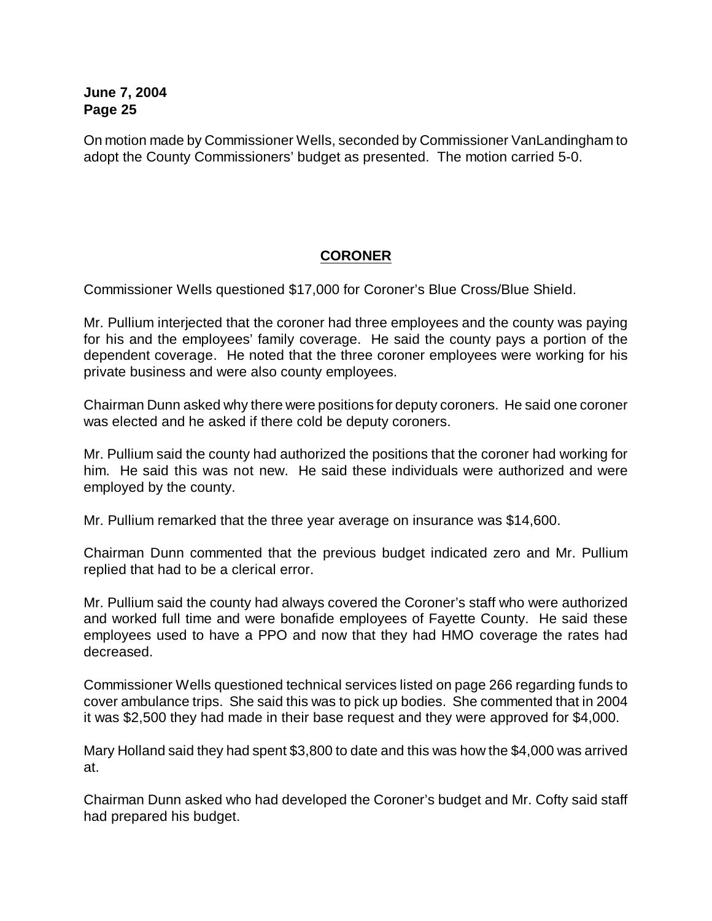On motion made by Commissioner Wells, seconded by Commissioner VanLandingham to adopt the County Commissioners' budget as presented. The motion carried 5-0.

## CORONER

Commissioner Wells questioned $17,000 for Coroner's Blue Cross/Blue Shield.

Mr. Pullium interjected that the coroner had three employees and the county was paying for his and the employees' family coverage. He said the county pays a portion of the dependent coverage. He noted that the three coroner employees were working for his private business and were also county employees.

Chairman Dunn asked why there were positions for deputy coroners. He said one coroner was elected and he asked if there cold be deputy coroners.

Mr. Pullium said the county had authorized the positions that the coroner had working for him. He said this was not new. He said these individuals were authorized and were employed by the county.

Mr. Pullium remarked that the three year average on insurance was $14,600.

Chairman Dunn commented that the previous budget indicated zero and Mr. Pullium replied that had to be a clerical error.

Mr. Pullium said the county had always covered the Coroner's staff who were authorized and worked full time and were bonafide employees of Fayette County. He said these employees used to have a PPO and now that they had HMO coverage the rates had decreased.

Commissioner Wells questioned technical services listed on page 266 regarding funds to cover ambulance trips. She said this was to pick up bodies. She commented that in 2004 it was $2,500 they had made in their base request and they were approved for $4,000.

Mary Holland said they had spent $3,800 to date and this was how the $4,000 was arrived at.

Chairman Dunn asked who had developed the Coroner's budget and Mr. Cofty said staff had prepared his budget.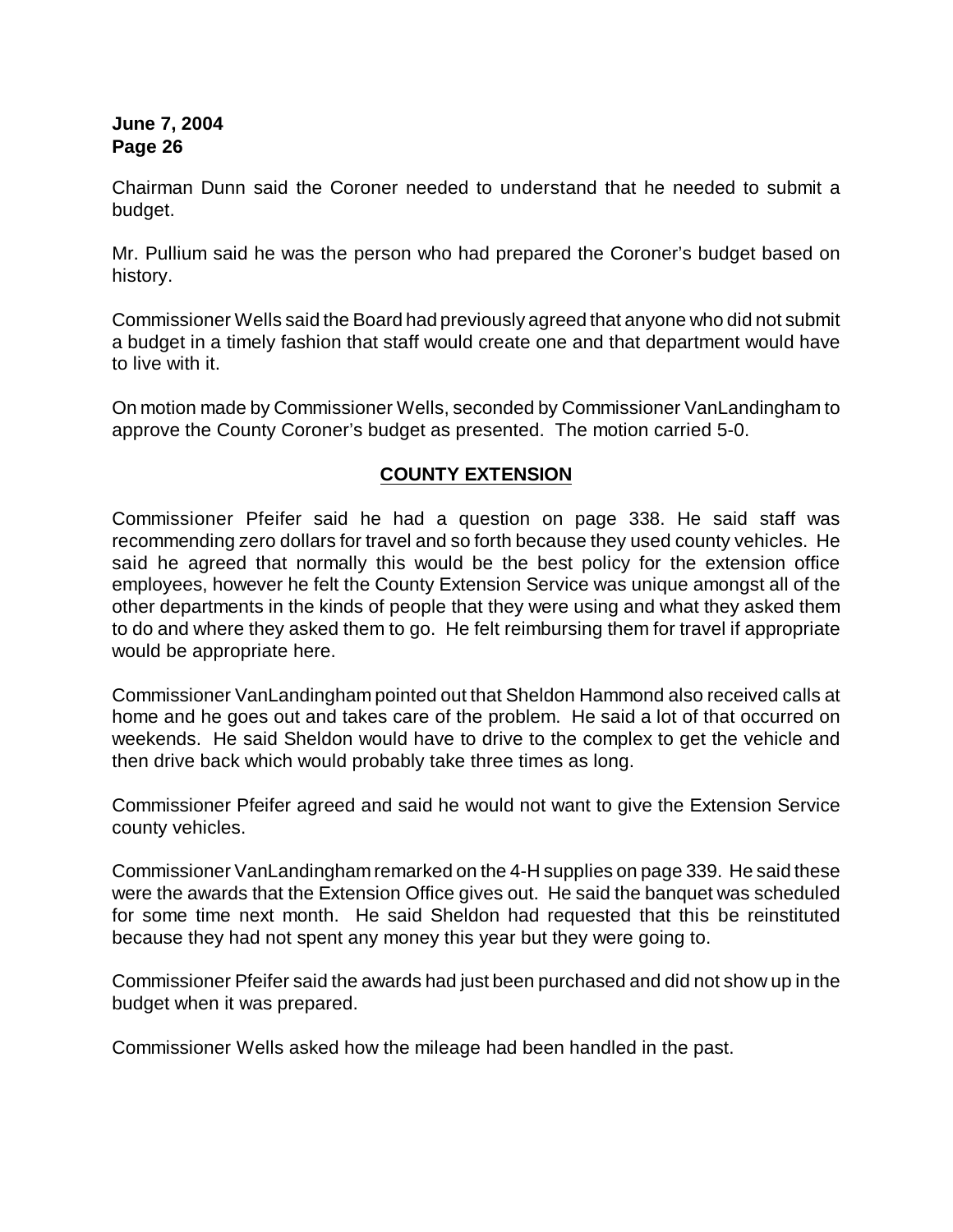Chairman Dunn said the Coroner needed to understand that he needed to submit a budget.

Mr. Pullium said he was the person who had prepared the Coroner's budget based on history.

Commissioner Wells said the Board had previously agreed that anyone who did not submit a budget in a timely fashion that staff would create one and that department would have to live with it.

On motion made by Commissioner Wells, seconded by Commissioner VanLandingham to approve the County Coroner's budget as presented. The motion carried 5-0.

## COUNTY EXTENSION

Commissioner Pfeifer said he had a question on page 338. He said staff was recommending zero dollars for travel and so forth because they used county vehicles. He said he agreed that normally this would be the best policy for the extension office employees, however he felt the County Extension Service was unique amongst all of the other departments in the kinds of people that they were using and what they asked them to do and where they asked them to go. He felt reimbursing them for travel if appropriate would be appropriate here.

Commissioner VanLandingham pointed out that Sheldon Hammond also received calls at home and he goes out and takes care of the problem. He said a lot of that occurred on weekends. He said Sheldon would have to drive to the complex to get the vehicle and then drive back which would probably take three times as long.

Commissioner Pfeifer agreed and said he would not want to give the Extension Service county vehicles.

Commissioner VanLandingham remarked on the 4-H supplies on page 339. He said these were the awards that the Extension Office gives out. He said the banquet was scheduled for some time next month. He said Sheldon had requested that this be reinstituted because they had not spent any money this year but they were going to.

Commissioner Pfeifer said the awards had just been purchased and did not show up in the budget when it was prepared.

Commissioner Wells asked how the mileage had been handled in the past.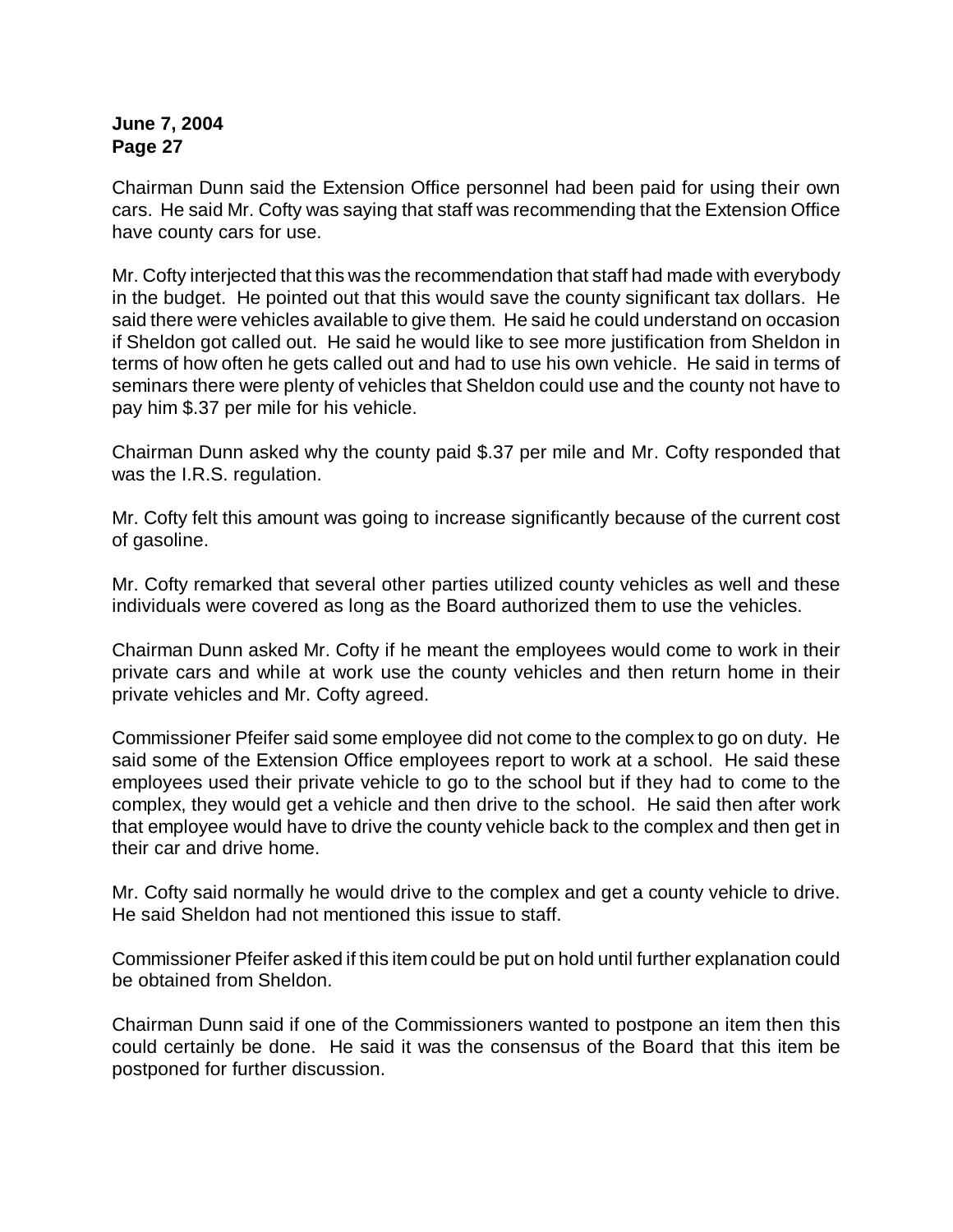Chairman Dunn said the Extension Office personnel had been paid for using their own cars. He said Mr. Cofty was saying that staff was recommending that the Extension Office have county cars for use.

Mr. Cofty interjected that this was the recommendation that staff had made with everybody in the budget. He pointed out that this would save the county significant tax dollars. He said there were vehicles available to give them. He said he could understand on occasion if Sheldon got called out. He said he would like to see more justification from Sheldon in terms of how often he gets called out and had to use his own vehicle. He said in terms of seminars there were plenty of vehicles that Sheldon could use and the county not have to pay him $.37 per mile for his vehicle.

Chairman Dunn asked why the county paid $.37 per mile and Mr. Cofty responded that was the I.R.S. regulation.

Mr. Cofty felt this amount was going to increase significantly because of the current cost of gasoline.

Mr. Cofty remarked that several other parties utilized county vehicles as well and these individuals were covered as long as the Board authorized them to use the vehicles.

Chairman Dunn asked Mr. Cofty if he meant the employees would come to work in their private cars and while at work use the county vehicles and then return home in their private vehicles and Mr. Cofty agreed.

Commissioner Pfeifer said some employee did not come to the complex to go on duty. He said some of the Extension Office employees report to work at a school. He said these employees used their private vehicle to go to the school but if they had to come to the complex, they would get a vehicle and then drive to the school. He said then after work that employee would have to drive the county vehicle back to the complex and then get in their car and drive home.

Mr. Cofty said normally he would drive to the complex and get a county vehicle to drive. He said Sheldon had not mentioned this issue to staff.

Commissioner Pfeifer asked if this item could be put on hold until further explanation could be obtained from Sheldon.

Chairman Dunn said if one of the Commissioners wanted to postpone an item then this could certainly be done. He said it was the consensus of the Board that this item be postponed for further discussion.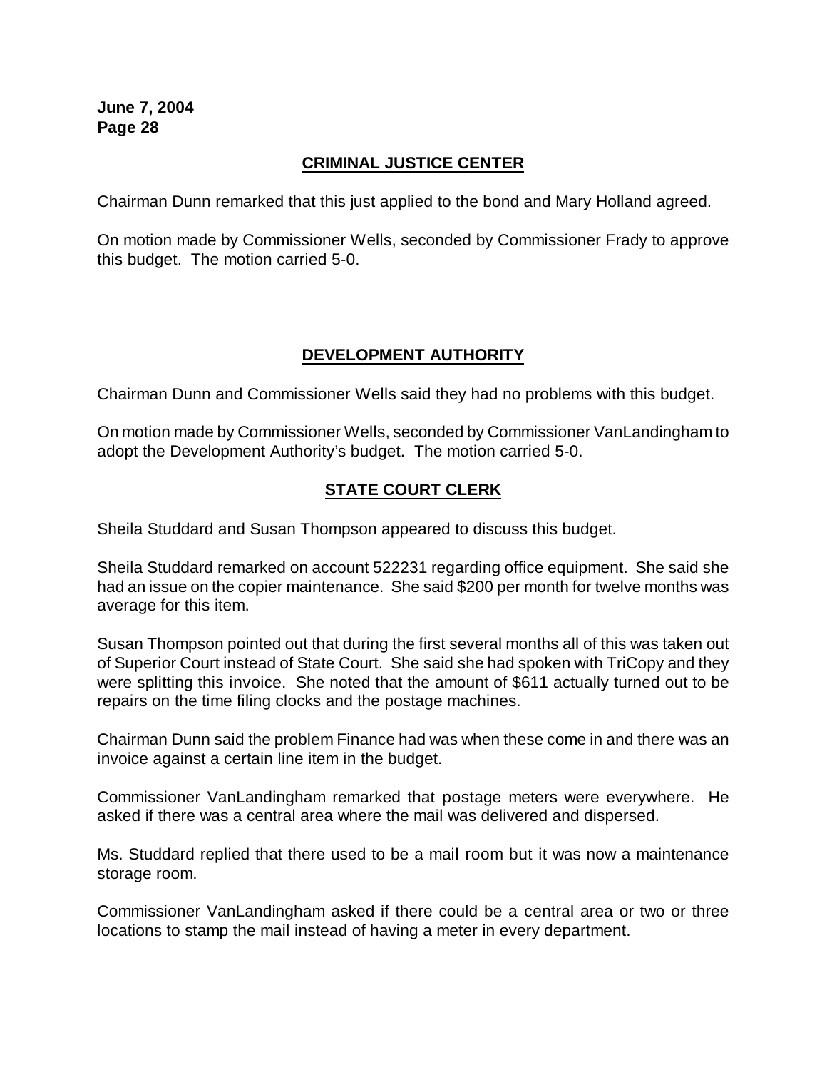## CRIMINAL JUSTICE CENTER

Chairman Dunn remarked that this just applied to the bond and Mary Holland agreed.

On motion made by Commissioner Wells, seconded by Commissioner Frady to approve this budget. The motion carried 5-0.

## DEVELOPMENT AUTHORITY

Chairman Dunn and Commissioner Wells said they had no problems with this budget.

On motion made by Commissioner Wells, seconded by Commissioner VanLandingham to adopt the Development Authority's budget. The motion carried 5-0.

## STATE COURT CLERK

Sheila Studdard and Susan Thompson appeared to discuss this budget.

Sheila Studdard remarked on account 522231 regarding office equipment. She said she had an issue on the copier maintenance. She said $200 per month for twelve months was average for this item.

Susan Thompson pointed out that during the first several months all of this was taken out of Superior Court instead of State Court. She said she had spoken with TriCopy and they were splitting this invoice. She noted that the amount of $611 actually turned out to be repairs on the time filing clocks and the postage machines.

Chairman Dunn said the problem Finance had was when these come in and there was an invoice against a certain line item in the budget.

Commissioner VanLandingham remarked that postage meters were everywhere. He asked if there was a central area where the mail was delivered and dispersed.

Ms. Studdard replied that there used to be a mail room but it was now a maintenance storage room.

Commissioner VanLandingham asked if there could be a central area or two or three locations to stamp the mail instead of having a meter in every department.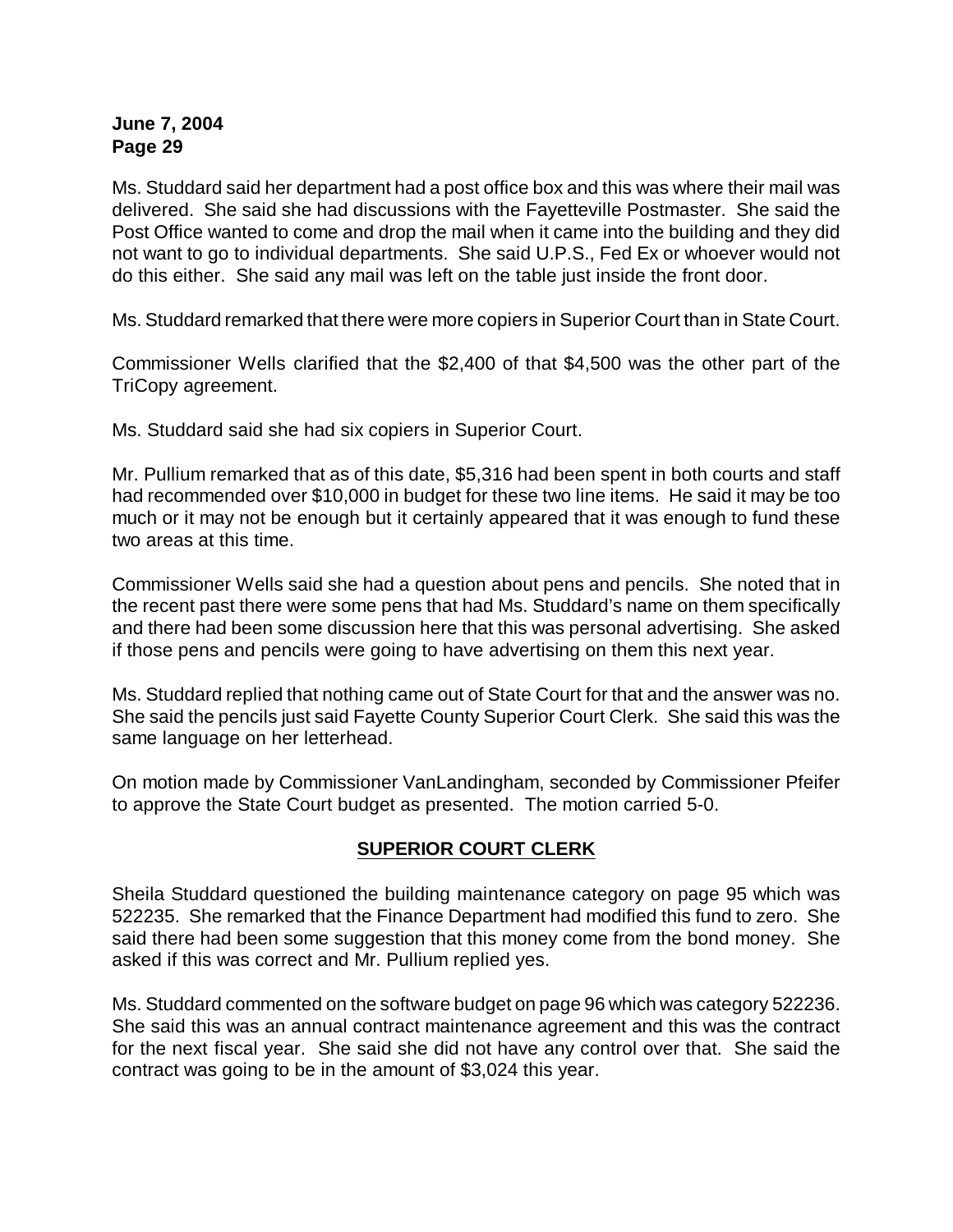Ms. Studdard said her department had a post office box and this was where their mail was delivered. She said she had discussions with the Fayetteville Postmaster. She said the Post Office wanted to come and drop the mail when it came into the building and they did not want to go to individual departments. She said U.P.S., Fed Ex or whoever would not do this either. She said any mail was left on the table just inside the front door.

Ms. Studdard remarked that there were more copiers in Superior Court than in State Court.

Commissioner Wells clarified that the $2,400 of that $4,500 was the other part of the TriCopy agreement.

Ms. Studdard said she had six copiers in Superior Court.

Mr. Pullium remarked that as of this date, $5,316 had been spent in both courts and staff had recommended over $10,000 in budget for these two line items. He said it may be too much or it may not be enough but it certainly appeared that it was enough to fund these two areas at this time.

Commissioner Wells said she had a question about pens and pencils. She noted that in the recent past there were some pens that had Ms. Studdard's name on them specifically and there had been some discussion here that this was personal advertising. She asked if those pens and pencils were going to have advertising on them this next year.

Ms. Studdard replied that nothing came out of State Court for that and the answer was no. She said the pencils just said Fayette County Superior Court Clerk. She said this was the same language on her letterhead.

On motion made by Commissioner VanLandingham, seconded by Commissioner Pfeifer to approve the State Court budget as presented. The motion carried 5-0.

## SUPERIOR COURT CLERK

Sheila Studdard questioned the building maintenance category on page 95 which was 522235. She remarked that the Finance Department had modified this fund to zero. She said there had been some suggestion that this money come from the bond money. She asked if this was correct and Mr. Pullium replied yes.

Ms. Studdard commented on the software budget on page 96 which was category 522236. She said this was an annual contract maintenance agreement and this was the contract for the next fiscal year. She said she did not have any control over that. She said the contract was going to be in the amount of $3,024 this year.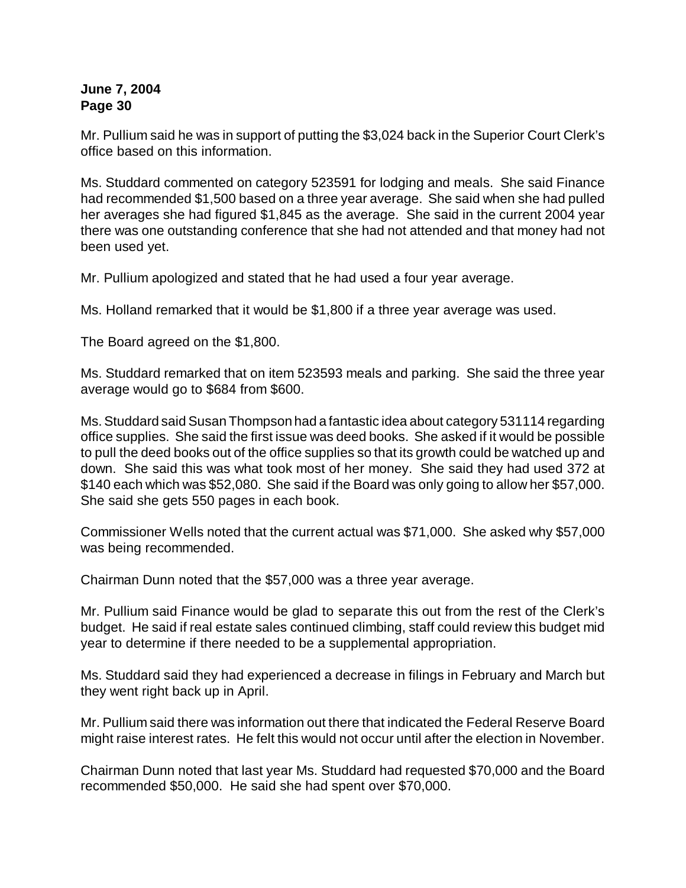Mr. Pullium said he was in support of putting the $3,024 back in the Superior Court Clerk's office based on this information.

Ms. Studdard commented on category 523591 for lodging and meals. She said Finance had recommended $1,500 based on a three year average. She said when she had pulled her averages she had figured $1,845 as the average. She said in the current 2004 year there was one outstanding conference that she had not attended and that money had not been used yet.

Mr. Pullium apologized and stated that he had used a four year average.

Ms. Holland remarked that it would be $1,800 if a three year average was used.

The Board agreed on the $1,800.

Ms. Studdard remarked that on item 523593 meals and parking. She said the three year average would go to $684 from $600.

Ms. Studdard said Susan Thompson had a fantastic idea about category 531114 regarding office supplies. She said the first issue was deed books. She asked if it would be possible to pull the deed books out of the office supplies so that its growth could be watched up and down. She said this was what took most of her money. She said they had used 372 at $140 each which was $52,080. She said if the Board was only going to allow her $57,000. She said she gets 550 pages in each book.

Commissioner Wells noted that the current actual was $71,000. She asked why $57,000 was being recommended.

Chairman Dunn noted that the $57,000 was a three year average.

Mr. Pullium said Finance would be glad to separate this out from the rest of the Clerk's budget. He said if real estate sales continued climbing, staff could review this budget mid year to determine if there needed to be a supplemental appropriation.

Ms. Studdard said they had experienced a decrease in filings in February and March but they went right back up in April.

Mr. Pullium said there was information out there that indicated the Federal Reserve Board might raise interest rates. He felt this would not occur until after the election in November.

Chairman Dunn noted that last year Ms. Studdard had requested $70,000 and the Board recommended $50,000. He said she had spent over $70,000.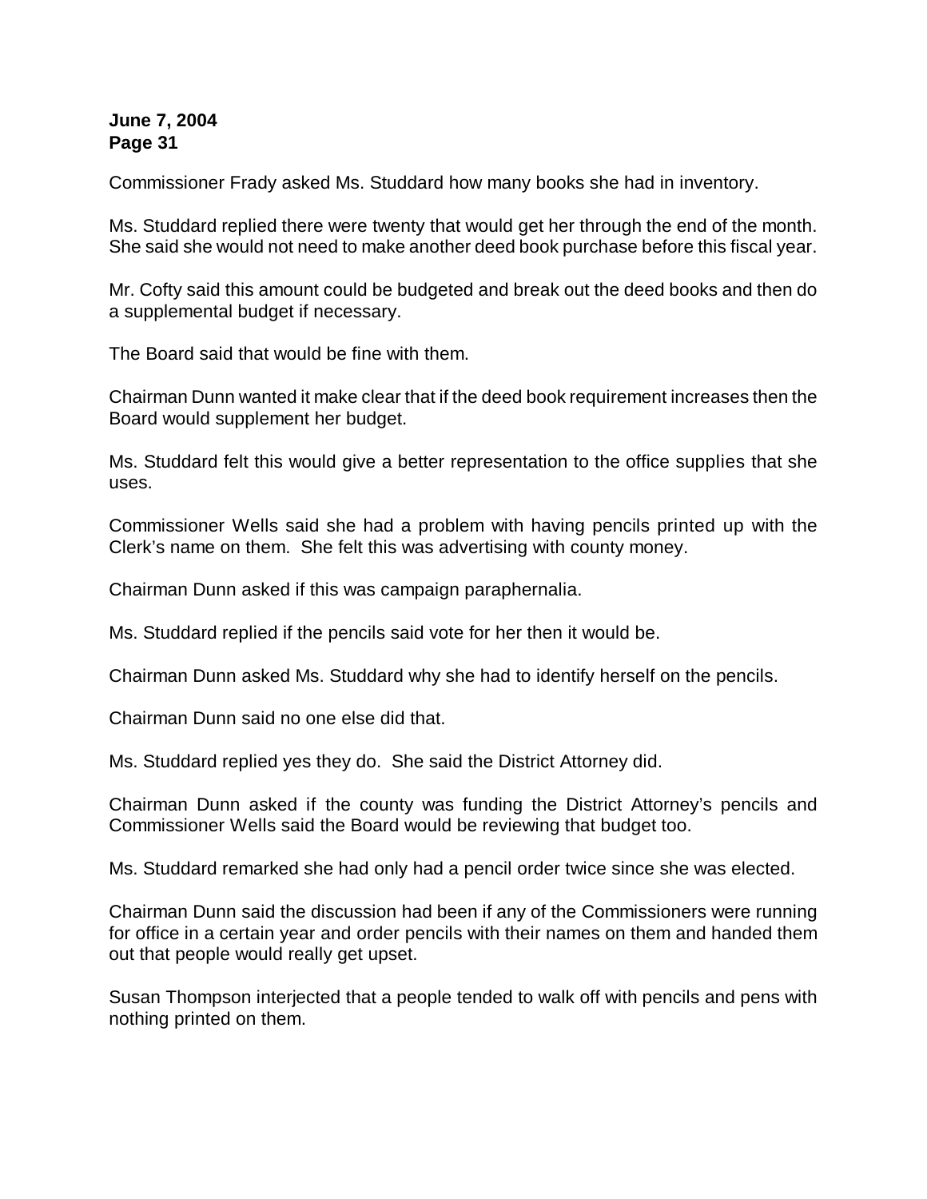Commissioner Frady asked Ms. Studdard how many books she had in inventory.

Ms. Studdard replied there were twenty that would get her through the end of the month. She said she would not need to make another deed book purchase before this fiscal year.

Mr. Cofty said this amount could be budgeted and break out the deed books and then do a supplemental budget if necessary.

The Board said that would be fine with them.

Chairman Dunn wanted it make clear that if the deed book requirement increases then the Board would supplement her budget.

Ms. Studdard felt this would give a better representation to the office supplies that she uses.

Commissioner Wells said she had a problem with having pencils printed up with the Clerk's name on them. She felt this was advertising with county money.

Chairman Dunn asked if this was campaign paraphernalia.

Ms. Studdard replied if the pencils said vote for her then it would be.

Chairman Dunn asked Ms. Studdard why she had to identify herself on the pencils.

Chairman Dunn said no one else did that.

Ms. Studdard replied yes they do. She said the District Attorney did.

Chairman Dunn asked if the county was funding the District Attorney's pencils and Commissioner Wells said the Board would be reviewing that budget too.

Ms. Studdard remarked she had only had a pencil order twice since she was elected.

Chairman Dunn said the discussion had been if any of the Commissioners were running for office in a certain year and order pencils with their names on them and handed them out that people would really get upset.

Susan Thompson interjected that a people tended to walk off with pencils and pens with nothing printed on them.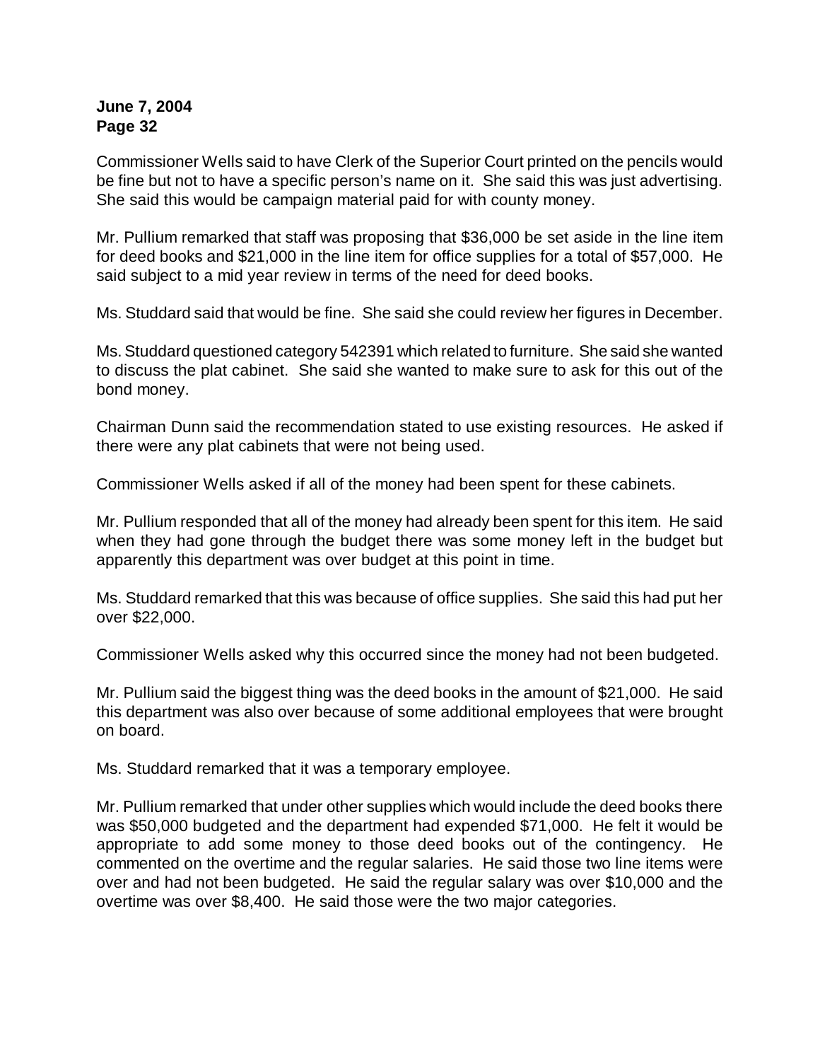Commissioner Wells said to have Clerk of the Superior Court printed on the pencils would be fine but not to have a specific person's name on it. She said this was just advertising. She said this would be campaign material paid for with county money.

Mr. Pullium remarked that staff was proposing that $36,000 be set aside in the line item for deed books and $21,000 in the line item for office supplies for a total of $57,000. He said subject to a mid year review in terms of the need for deed books.

Ms. Studdard said that would be fine. She said she could review her figures in December.

Ms. Studdard questioned category 542391 which related to furniture. She said she wanted to discuss the plat cabinet. She said she wanted to make sure to ask for this out of the bond money.

Chairman Dunn said the recommendation stated to use existing resources. He asked if there were any plat cabinets that were not being used.

Commissioner Wells asked if all of the money had been spent for these cabinets.

Mr. Pullium responded that all of the money had already been spent for this item. He said when they had gone through the budget there was some money left in the budget but apparently this department was over budget at this point in time.

Ms. Studdard remarked that this was because of office supplies. She said this had put her over $22,000.

Commissioner Wells asked why this occurred since the money had not been budgeted.

Mr. Pullium said the biggest thing was the deed books in the amount of $21,000. He said this department was also over because of some additional employees that were brought on board.

Ms. Studdard remarked that it was a temporary employee.

Mr. Pullium remarked that under other supplies which would include the deed books there was $50,000 budgeted and the department had expended $71,000. He felt it would be appropriate to add some money to those deed books out of the contingency. He commented on the overtime and the regular salaries. He said those two line items were over and had not been budgeted. He said the regular salary was over $10,000 and the overtime was over $8,400. He said those were the two major categories.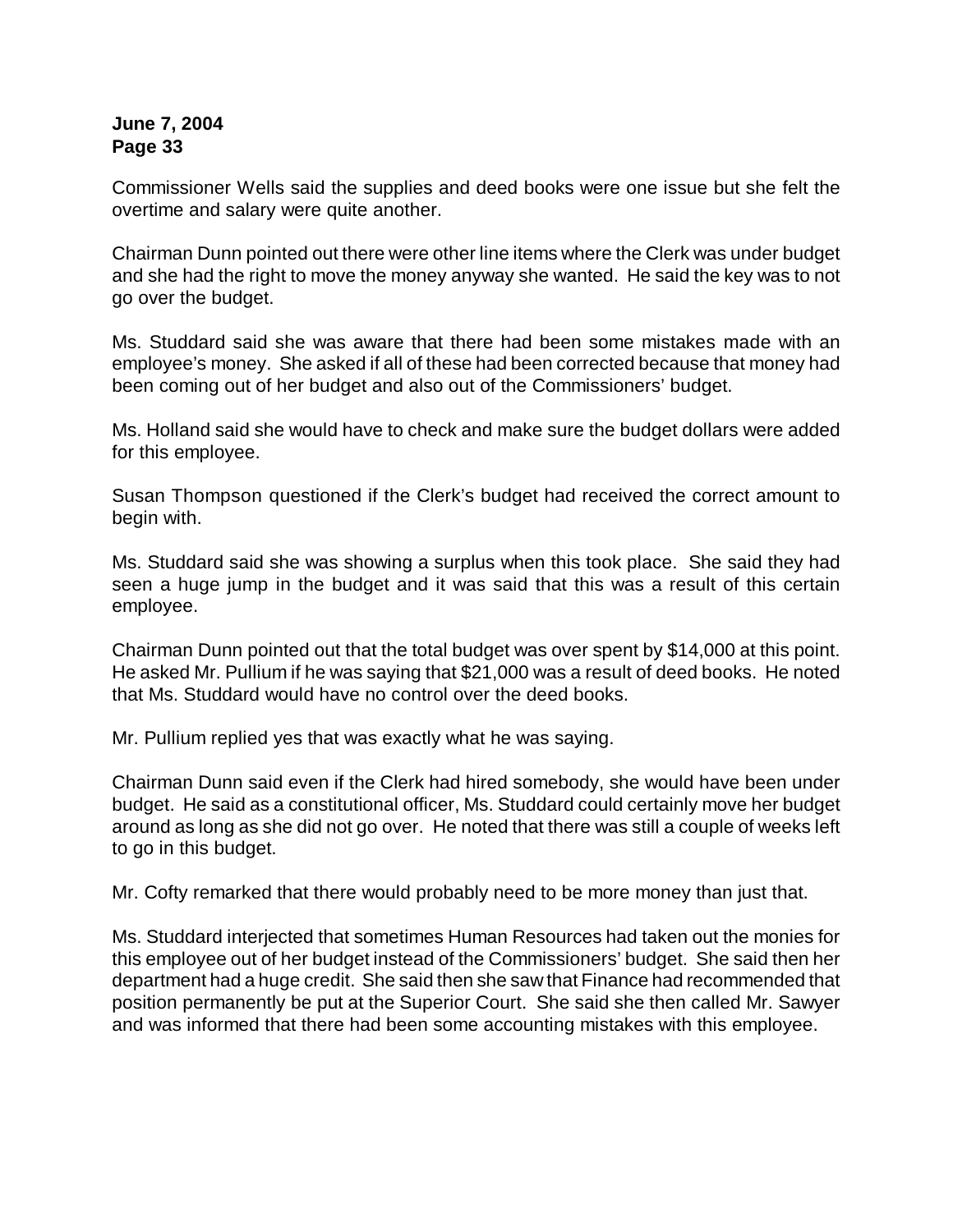Commissioner Wells said the supplies and deed books were one issue but she felt the overtime and salary were quite another.

Chairman Dunn pointed out there were other line items where the Clerk was under budget and she had the right to move the money anyway she wanted. He said the key was to not go over the budget.

Ms. Studdard said she was aware that there had been some mistakes made with an employee's money. She asked if all of these had been corrected because that money had been coming out of her budget and also out of the Commissioners' budget.

Ms. Holland said she would have to check and make sure the budget dollars were added for this employee.

Susan Thompson questioned if the Clerk's budget had received the correct amount to begin with.

Ms. Studdard said she was showing a surplus when this took place. She said they had seen a huge jump in the budget and it was said that this was a result of this certain employee.

Chairman Dunn pointed out that the total budget was over spent by $14,000 at this point. He asked Mr. Pullium if he was saying that $21,000 was a result of deed books. He noted that Ms. Studdard would have no control over the deed books.

Mr. Pullium replied yes that was exactly what he was saying.

Chairman Dunn said even if the Clerk had hired somebody, she would have been under budget. He said as a constitutional officer, Ms. Studdard could certainly move her budget around as long as she did not go over. He noted that there was still a couple of weeks left to go in this budget.

Mr. Cofty remarked that there would probably need to be more money than just that.

Ms. Studdard interjected that sometimes Human Resources had taken out the monies for this employee out of her budget instead of the Commissioners' budget. She said then her department had a huge credit. She said then she saw that Finance had recommended that position permanently be put at the Superior Court. She said she then called Mr. Sawyer and was informed that there had been some accounting mistakes with this employee.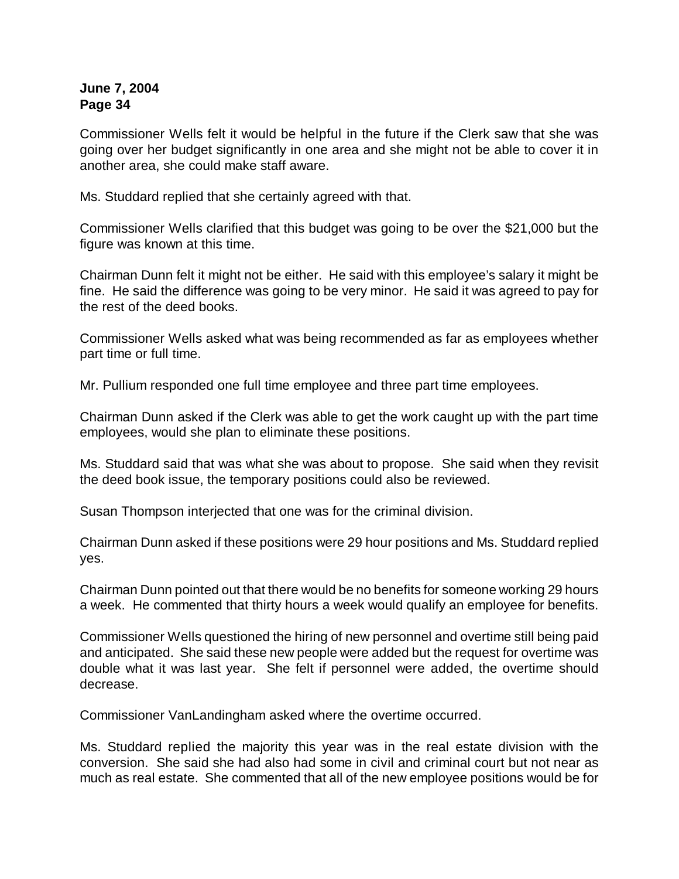Commissioner Wells felt it would be helpful in the future if the Clerk saw that she was going over her budget significantly in one area and she might not be able to cover it in another area, she could make staff aware.

Ms. Studdard replied that she certainly agreed with that.

Commissioner Wells clarified that this budget was going to be over the $21,000 but the figure was known at this time.

Chairman Dunn felt it might not be either. He said with this employee's salary it might be fine. He said the difference was going to be very minor. He said it was agreed to pay for the rest of the deed books.

Commissioner Wells asked what was being recommended as far as employees whether part time or full time.

Mr. Pullium responded one full time employee and three part time employees.

Chairman Dunn asked if the Clerk was able to get the work caught up with the part time employees, would she plan to eliminate these positions.

Ms. Studdard said that was what she was about to propose. She said when they revisit the deed book issue, the temporary positions could also be reviewed.

Susan Thompson interjected that one was for the criminal division.

Chairman Dunn asked if these positions were 29 hour positions and Ms. Studdard replied yes.

Chairman Dunn pointed out that there would be no benefits for someone working 29 hours a week. He commented that thirty hours a week would qualify an employee for benefits.

Commissioner Wells questioned the hiring of new personnel and overtime still being paid and anticipated. She said these new people were added but the request for overtime was double what it was last year. She felt if personnel were added, the overtime should decrease.

Commissioner VanLandingham asked where the overtime occurred.

Ms. Studdard replied the majority this year was in the real estate division with the conversion. She said she had also had some in civil and criminal court but not near as much as real estate. She commented that all of the new employee positions would be for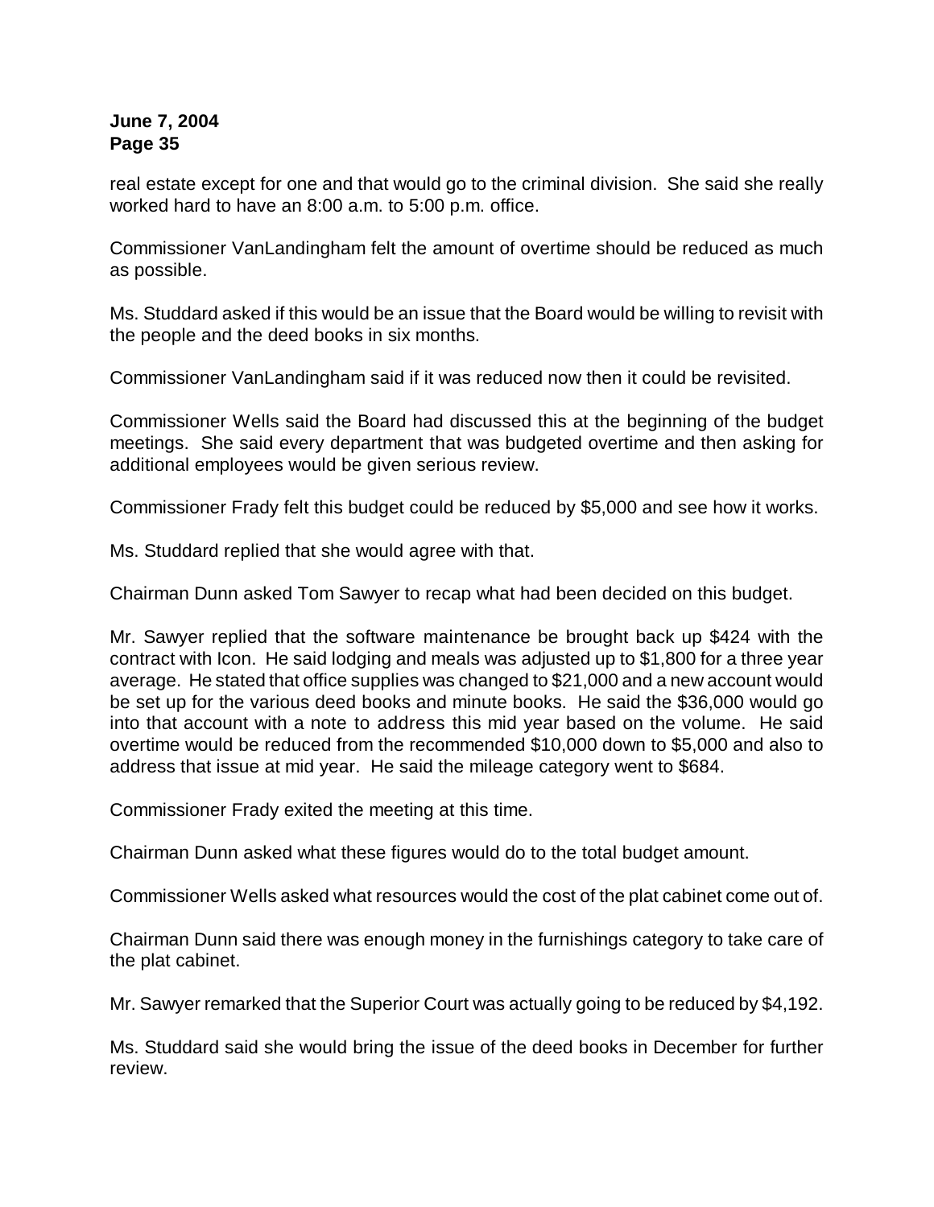real estate except for one and that would go to the criminal division. She said she really worked hard to have an 8:00 a.m. to 5:00 p.m. office.

Commissioner VanLandingham felt the amount of overtime should be reduced as much as possible.

Ms. Studdard asked if this would be an issue that the Board would be willing to revisit with the people and the deed books in six months.

Commissioner VanLandingham said if it was reduced now then it could be revisited.

Commissioner Wells said the Board had discussed this at the beginning of the budget meetings. She said every department that was budgeted overtime and then asking for additional employees would be given serious review.

Commissioner Frady felt this budget could be reduced by $5,000 and see how it works.

Ms. Studdard replied that she would agree with that.

Chairman Dunn asked Tom Sawyer to recap what had been decided on this budget.

Mr. Sawyer replied that the software maintenance be brought back up $424 with the contract with Icon. He said lodging and meals was adjusted up to $1,800 for a three year average. He stated that office supplies was changed to $21,000 and a new account would be set up for the various deed books and minute books. He said the $36,000 would go into that account with a note to address this mid year based on the volume. He said overtime would be reduced from the recommended $10,000 down to $5,000 and also to address that issue at mid year. He said the mileage category went to $684.

Commissioner Frady exited the meeting at this time.

Chairman Dunn asked what these figures would do to the total budget amount.

Commissioner Wells asked what resources would the cost of the plat cabinet come out of.

Chairman Dunn said there was enough money in the furnishings category to take care of the plat cabinet.

Mr. Sawyer remarked that the Superior Court was actually going to be reduced by $4,192.

Ms. Studdard said she would bring the issue of the deed books in December for further review.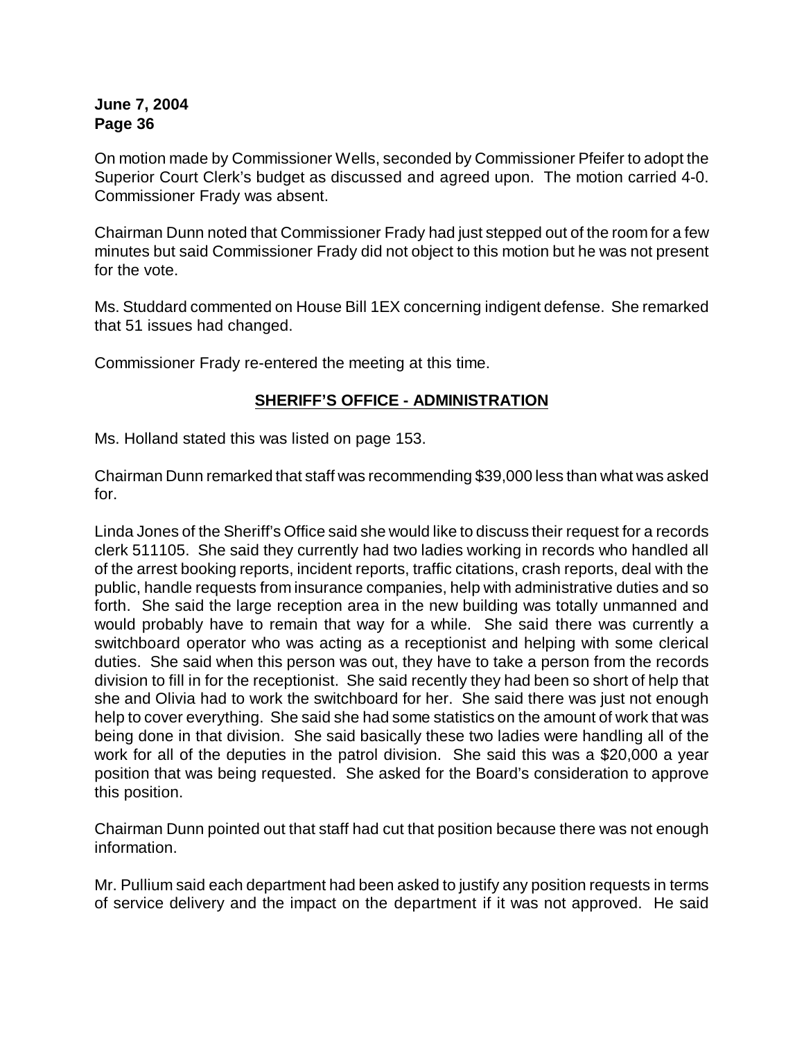On motion made by Commissioner Wells, seconded by Commissioner Pfeifer to adopt the Superior Court Clerk's budget as discussed and agreed upon. The motion carried 4-0. Commissioner Frady was absent.

Chairman Dunn noted that Commissioner Frady had just stepped out of the room for a few minutes but said Commissioner Frady did not object to this motion but he was not present for the vote.

Ms. Studdard commented on House Bill 1EX concerning indigent defense. She remarked that 51 issues had changed.

Commissioner Frady re-entered the meeting at this time.

## SHERIFF'S OFFICE - ADMINISTRATION

Ms. Holland stated this was listed on page 153.

Chairman Dunn remarked that staff was recommending $39,000 less than what was asked for.

Linda Jones of the Sheriff's Office said she would like to discuss their request for a records clerk 511105. She said they currently had two ladies working in records who handled all of the arrest booking reports, incident reports, traffic citations, crash reports, deal with the public, handle requests from insurance companies, help with administrative duties and so forth. She said the large reception area in the new building was totally unmanned and would probably have to remain that way for a while. She said there was currently a switchboard operator who was acting as a receptionist and helping with some clerical duties. She said when this person was out, they have to take a person from the records division to fill in for the receptionist. She said recently they had been so short of help that she and Olivia had to work the switchboard for her. She said there was just not enough help to cover everything. She said she had some statistics on the amount of work that was being done in that division. She said basically these two ladies were handling all of the work for all of the deputies in the patrol division. She said this was a $20,000 a year position that was being requested. She asked for the Board's consideration to approve this position.

Chairman Dunn pointed out that staff had cut that position because there was not enough information.

Mr. Pullium said each department had been asked to justify any position requests in terms of service delivery and the impact on the department if it was not approved. He said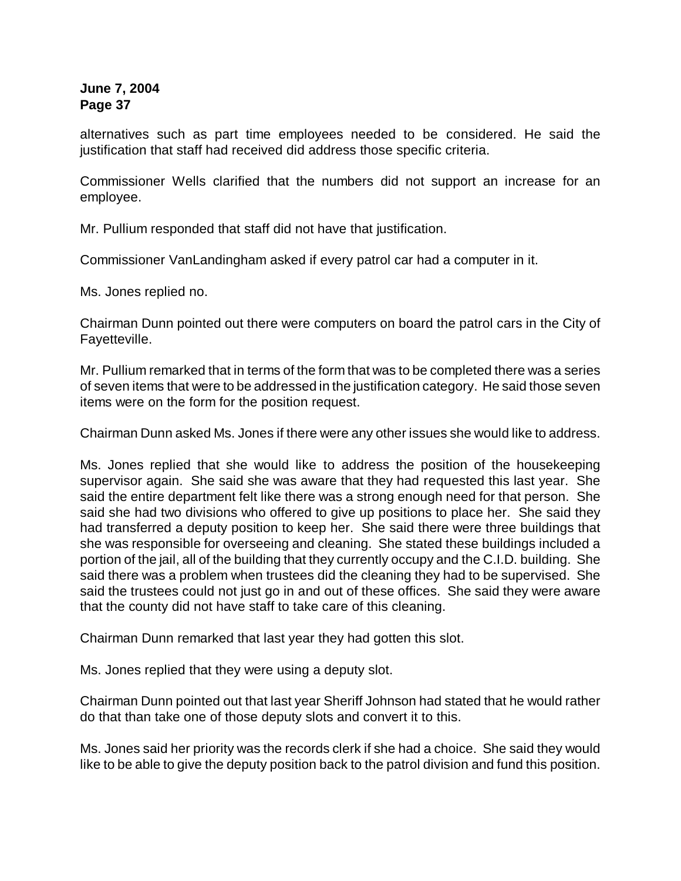alternatives such as part time employees needed to be considered. He said the justification that staff had received did address those specific criteria.

Commissioner Wells clarified that the numbers did not support an increase for an employee.

Mr. Pullium responded that staff did not have that justification.

Commissioner VanLandingham asked if every patrol car had a computer in it.

Ms. Jones replied no.

Chairman Dunn pointed out there were computers on board the patrol cars in the City of Fayetteville.

Mr. Pullium remarked that in terms of the form that was to be completed there was a series of seven items that were to be addressed in the justification category. He said those seven items were on the form for the position request.

Chairman Dunn asked Ms. Jones if there were any other issues she would like to address.

Ms. Jones replied that she would like to address the position of the housekeeping supervisor again. She said she was aware that they had requested this last year. She said the entire department felt like there was a strong enough need for that person. She said she had two divisions who offered to give up positions to place her. She said they had transferred a deputy position to keep her. She said there were three buildings that she was responsible for overseeing and cleaning. She stated these buildings included a portion of the jail, all of the building that they currently occupy and the C.I.D. building. She said there was a problem when trustees did the cleaning they had to be supervised. She said the trustees could not just go in and out of these offices. She said they were aware that the county did not have staff to take care of this cleaning.

Chairman Dunn remarked that last year they had gotten this slot.

Ms. Jones replied that they were using a deputy slot.

Chairman Dunn pointed out that last year Sheriff Johnson had stated that he would rather do that than take one of those deputy slots and convert it to this.

Ms. Jones said her priority was the records clerk if she had a choice. She said they would like to be able to give the deputy position back to the patrol division and fund this position.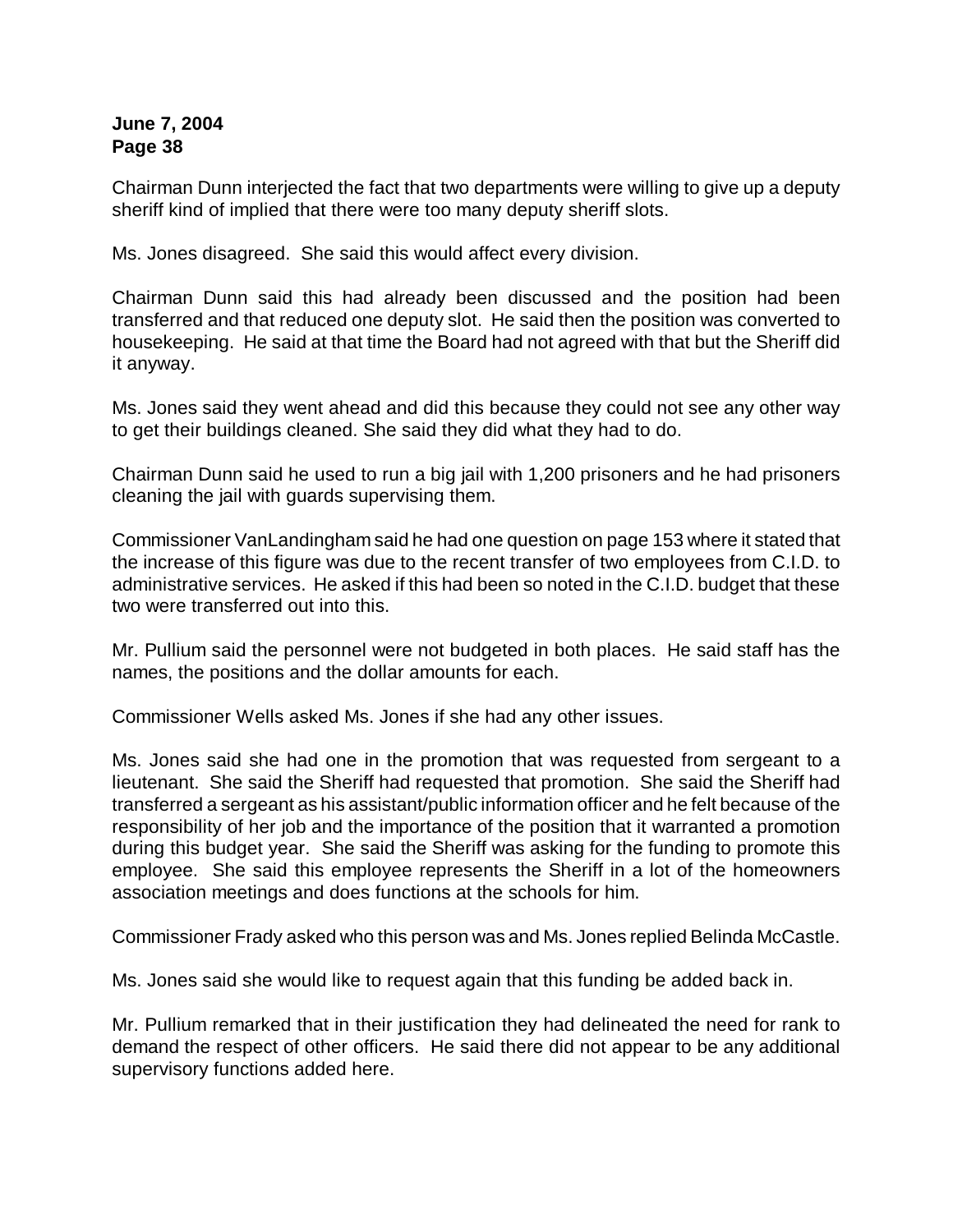Chairman Dunn interjected the fact that two departments were willing to give up a deputy sheriff kind of implied that there were too many deputy sheriff slots.

Ms. Jones disagreed. She said this would affect every division.

Chairman Dunn said this had already been discussed and the position had been transferred and that reduced one deputy slot. He said then the position was converted to housekeeping. He said at that time the Board had not agreed with that but the Sheriff did it anyway.

Ms. Jones said they went ahead and did this because they could not see any other way to get their buildings cleaned. She said they did what they had to do.

Chairman Dunn said he used to run a big jail with 1,200 prisoners and he had prisoners cleaning the jail with guards supervising them.

Commissioner VanLandingham said he had one question on page 153 where it stated that the increase of this figure was due to the recent transfer of two employees from C.I.D. to administrative services. He asked if this had been so noted in the C.I.D. budget that these two were transferred out into this.

Mr. Pullium said the personnel were not budgeted in both places. He said staff has the names, the positions and the dollar amounts for each.

Commissioner Wells asked Ms. Jones if she had any other issues.

Ms. Jones said she had one in the promotion that was requested from sergeant to a lieutenant. She said the Sheriff had requested that promotion. She said the Sheriff had transferred a sergeant as his assistant/public information officer and he felt because of the responsibility of her job and the importance of the position that it warranted a promotion during this budget year. She said the Sheriff was asking for the funding to promote this employee. She said this employee represents the Sheriff in a lot of the homeowners association meetings and does functions at the schools for him.

Commissioner Frady asked who this person was and Ms. Jones replied Belinda McCastle.

Ms. Jones said she would like to request again that this funding be added back in.

Mr. Pullium remarked that in their justification they had delineated the need for rank to demand the respect of other officers. He said there did not appear to be any additional supervisory functions added here.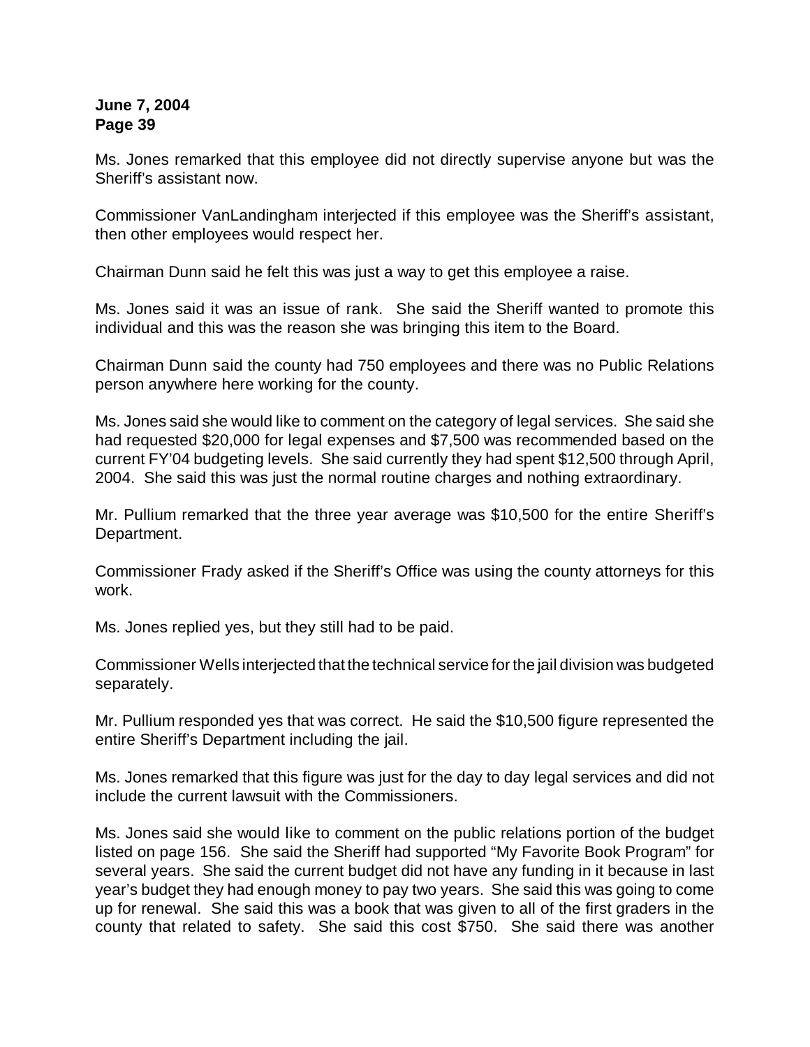Ms. Jones remarked that this employee did not directly supervise anyone but was the Sheriff's assistant now.

Commissioner VanLandingham interjected if this employee was the Sheriff's assistant, then other employees would respect her.

Chairman Dunn said he felt this was just a way to get this employee a raise.

Ms. Jones said it was an issue of rank. She said the Sheriff wanted to promote this individual and this was the reason she was bringing this item to the Board.

Chairman Dunn said the county had 750 employees and there was no Public Relations person anywhere here working for the county.

Ms. Jones said she would like to comment on the category of legal services. She said she had requested $20,000 for legal expenses and $7,500 was recommended based on the current FY'04 budgeting levels. She said currently they had spent $12,500 through April, 2004. She said this was just the normal routine charges and nothing extraordinary.

Mr. Pullium remarked that the three year average was $10,500 for the entire Sheriff's Department.

Commissioner Frady asked if the Sheriff's Office was using the county attorneys for this work.

Ms. Jones replied yes, but they still had to be paid.

Commissioner Wells interjected that the technical service for the jail division was budgeted separately.

Mr. Pullium responded yes that was correct. He said the $10,500 figure represented the entire Sheriff's Department including the jail.

Ms. Jones remarked that this figure was just for the day to day legal services and did not include the current lawsuit with the Commissioners.

Ms. Jones said she would like to comment on the public relations portion of the budget listed on page 156. She said the Sheriff had supported "My Favorite Book Program" for several years. She said the current budget did not have any funding in it because in last year's budget they had enough money to pay two years. She said this was going to come up for renewal. She said this was a book that was given to all of the first graders in the county that related to safety. She said this cost $750. She said there was another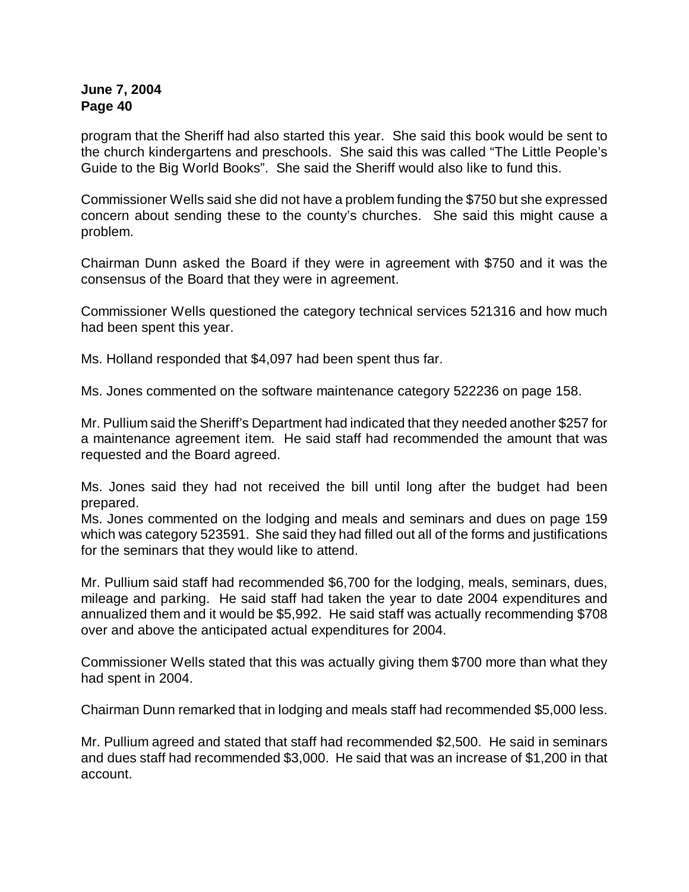program that the Sheriff had also started this year. She said this book would be sent to the church kindergartens and preschools. She said this was called "The Little People's Guide to the Big World Books". She said the Sheriff would also like to fund this.

Commissioner Wells said she did not have a problem funding the $750 but she expressed concern about sending these to the county's churches. She said this might cause a problem.

Chairman Dunn asked the Board if they were in agreement with $750 and it was the consensus of the Board that they were in agreement.

Commissioner Wells questioned the category technical services 521316 and how much had been spent this year.

Ms. Holland responded that $4,097 had been spent thus far.

Ms. Jones commented on the software maintenance category 522236 on page 158.

Mr. Pullium said the Sheriff's Department had indicated that they needed another $257 for a maintenance agreement item. He said staff had recommended the amount that was requested and the Board agreed.

Ms. Jones said they had not received the bill until long after the budget had been prepared.

Ms. Jones commented on the lodging and meals and seminars and dues on page 159 which was category 523591. She said they had filled out all of the forms and justifications for the seminars that they would like to attend.

Mr. Pullium said staff had recommended $6,700 for the lodging, meals, seminars, dues, mileage and parking. He said staff had taken the year to date 2004 expenditures and annualized them and it would be $5,992. He said staff was actually recommending $708 over and above the anticipated actual expenditures for 2004.

Commissioner Wells stated that this was actually giving them $700 more than what they had spent in 2004.

Chairman Dunn remarked that in lodging and meals staff had recommended $5,000 less.

Mr. Pullium agreed and stated that staff had recommended $2,500. He said in seminars and dues staff had recommended $3,000. He said that was an increase of $1,200 in that account.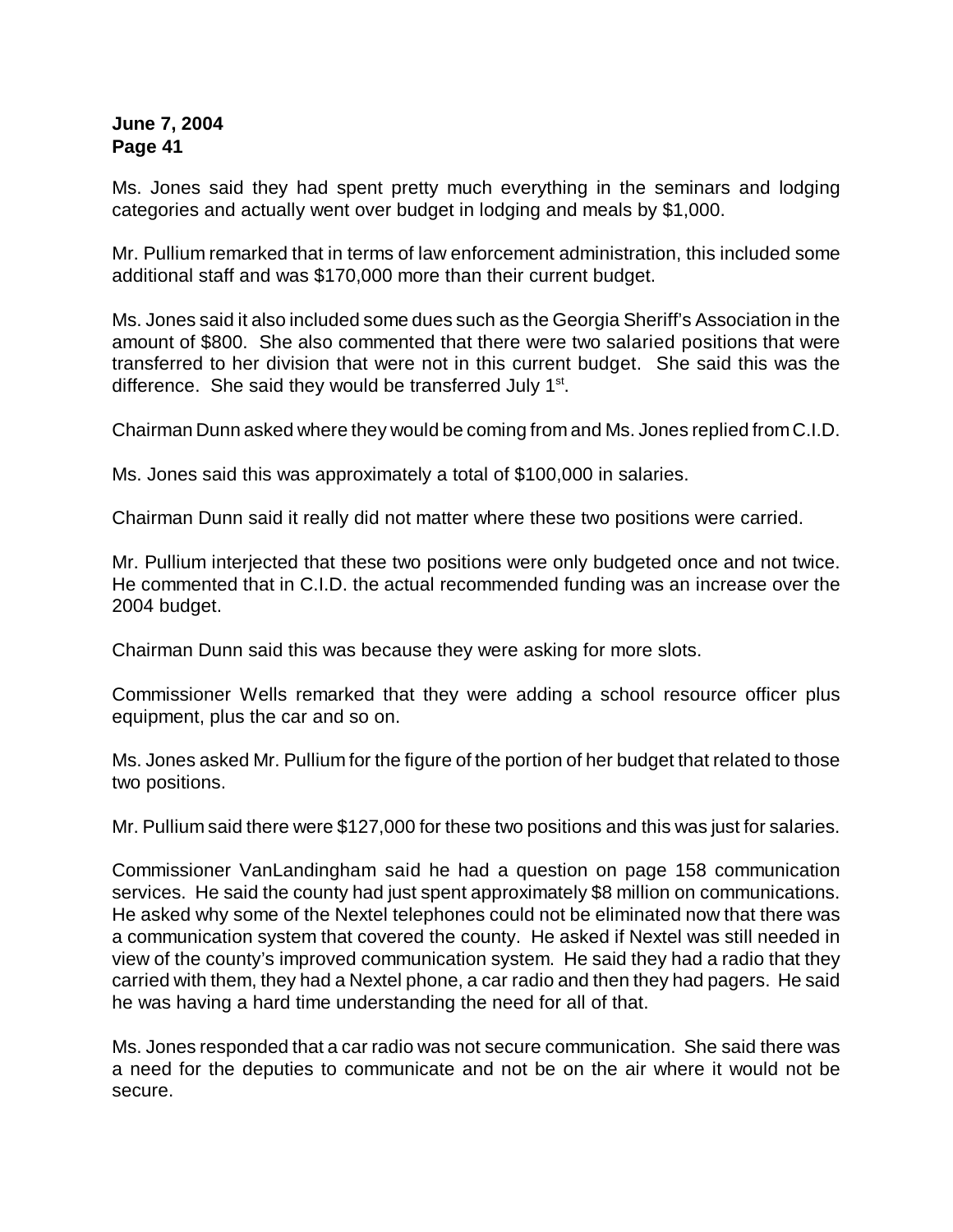Ms. Jones said they had spent pretty much everything in the seminars and lodging categories and actually went over budget in lodging and meals by $1,000.

Mr. Pullium remarked that in terms of law enforcement administration, this included some additional staff and was $170,000 more than their current budget.

Ms. Jones said it also included some dues such as the Georgia Sheriff's Association in the amount of $800. She also commented that there were two salaried positions that were transferred to her division that were not in this current budget. She said this was the difference. She said they would be transferred July 1st.

Chairman Dunn asked where they would be coming from and Ms. Jones replied from C.I.D.

Ms. Jones said this was approximately a total of $100,000 in salaries.

Chairman Dunn said it really did not matter where these two positions were carried.

Mr. Pullium interjected that these two positions were only budgeted once and not twice. He commented that in C.I.D. the actual recommended funding was an increase over the 2004 budget.

Chairman Dunn said this was because they were asking for more slots.

Commissioner Wells remarked that they were adding a school resource officer plus equipment, plus the car and so on.

Ms. Jones asked Mr. Pullium for the figure of the portion of her budget that related to those two positions.

Mr. Pullium said there were $127,000 for these two positions and this was just for salaries.

Commissioner VanLandingham said he had a question on page 158 communication services. He said the county had just spent approximately $8 million on communications. He asked why some of the Nextel telephones could not be eliminated now that there was a communication system that covered the county. He asked if Nextel was still needed in view of the county's improved communication system. He said they had a radio that they carried with them, they had a Nextel phone, a car radio and then they had pagers. He said he was having a hard time understanding the need for all of that.

Ms. Jones responded that a car radio was not secure communication. She said there was a need for the deputies to communicate and not be on the air where it would not be secure.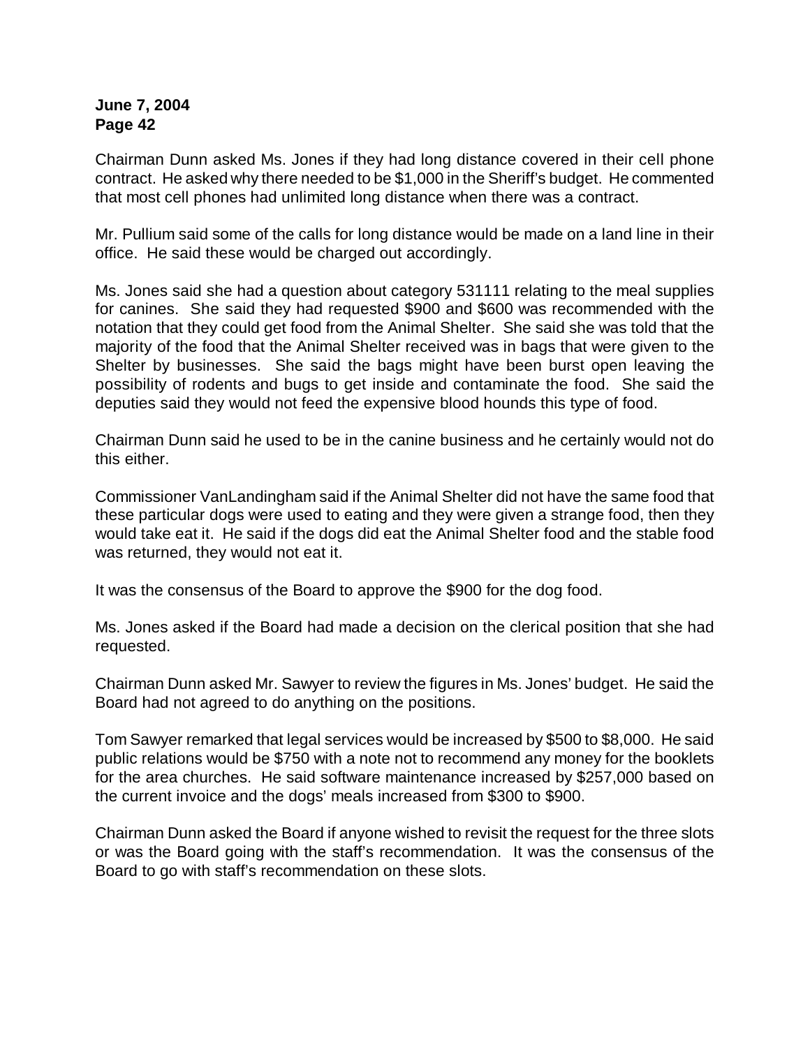Chairman Dunn asked Ms. Jones if they had long distance covered in their cell phone contract. He asked why there needed to be $1,000 in the Sheriff's budget. He commented that most cell phones had unlimited long distance when there was a contract.

Mr. Pullium said some of the calls for long distance would be made on a land line in their office. He said these would be charged out accordingly.

Ms. Jones said she had a question about category 531111 relating to the meal supplies for canines. She said they had requested $900 and $600 was recommended with the notation that they could get food from the Animal Shelter. She said she was told that the majority of the food that the Animal Shelter received was in bags that were given to the Shelter by businesses. She said the bags might have been burst open leaving the possibility of rodents and bugs to get inside and contaminate the food. She said the deputies said they would not feed the expensive blood hounds this type of food.

Chairman Dunn said he used to be in the canine business and he certainly would not do this either.

Commissioner VanLandingham said if the Animal Shelter did not have the same food that these particular dogs were used to eating and they were given a strange food, then they would take eat it. He said if the dogs did eat the Animal Shelter food and the stable food was returned, they would not eat it.

It was the consensus of the Board to approve the $900 for the dog food.

Ms. Jones asked if the Board had made a decision on the clerical position that she had requested.

Chairman Dunn asked Mr. Sawyer to review the figures in Ms. Jones' budget. He said the Board had not agreed to do anything on the positions.

Tom Sawyer remarked that legal services would be increased by $500 to $8,000. He said public relations would be $750 with a note not to recommend any money for the booklets for the area churches. He said software maintenance increased by $257,000 based on the current invoice and the dogs' meals increased from $300 to $900.

Chairman Dunn asked the Board if anyone wished to revisit the request for the three slots or was the Board going with the staff's recommendation. It was the consensus of the Board to go with staff's recommendation on these slots.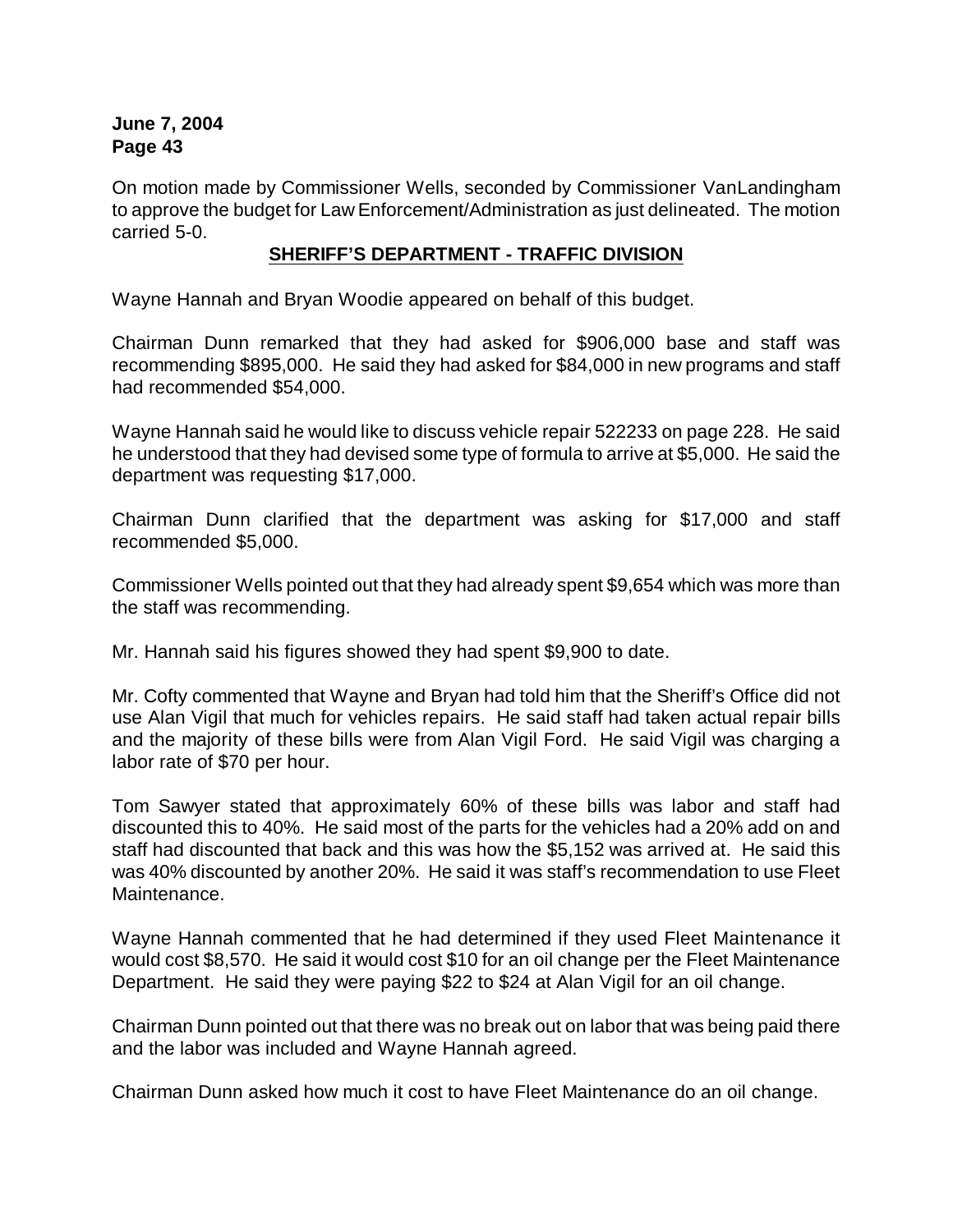On motion made by Commissioner Wells, seconded by Commissioner VanLandingham to approve the budget for Law Enforcement/Administration as just delineated. The motion carried 5-0.

## SHERIFF'S DEPARTMENT - TRAFFIC DIVISION

Wayne Hannah and Bryan Woodie appeared on behalf of this budget.

Chairman Dunn remarked that they had asked for $906,000 base and staff was recommending $895,000. He said they had asked for $84,000 in new programs and staff had recommended $54,000.

Wayne Hannah said he would like to discuss vehicle repair 522233 on page 228. He said he understood that they had devised some type of formula to arrive at $5,000. He said the department was requesting $17,000.

Chairman Dunn clarified that the department was asking for $17,000 and staff recommended $5,000.

Commissioner Wells pointed out that they had already spent $9,654 which was more than the staff was recommending.

Mr. Hannah said his figures showed they had spent $9,900 to date.

Mr. Cofty commented that Wayne and Bryan had told him that the Sheriff's Office did not use Alan Vigil that much for vehicles repairs. He said staff had taken actual repair bills and the majority of these bills were from Alan Vigil Ford. He said Vigil was charging a labor rate of $70 per hour.

Tom Sawyer stated that approximately 60% of these bills was labor and staff had discounted this to 40%. He said most of the parts for the vehicles had a 20% add on and staff had discounted that back and this was how the $5,152 was arrived at. He said this was 40% discounted by another 20%. He said it was staff's recommendation to use Fleet Maintenance.

Wayne Hannah commented that he had determined if they used Fleet Maintenance it would cost $8,570. He said it would cost $10 for an oil change per the Fleet Maintenance Department. He said they were paying $22 to $24 at Alan Vigil for an oil change.

Chairman Dunn pointed out that there was no break out on labor that was being paid there and the labor was included and Wayne Hannah agreed.

Chairman Dunn asked how much it cost to have Fleet Maintenance do an oil change.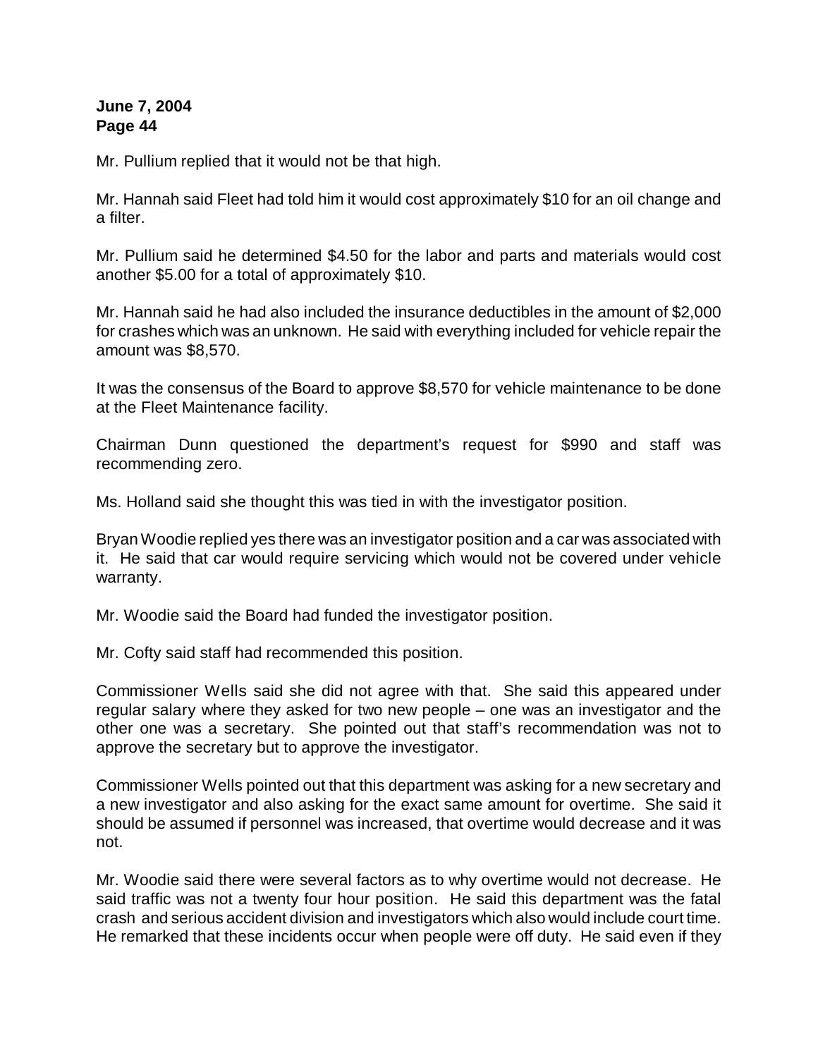Mr. Pullium replied that it would not be that high.

Mr. Hannah said Fleet had told him it would cost approximately $10 for an oil change and a filter.

Mr. Pullium said he determined $4.50 for the labor and parts and materials would cost another $5.00 for a total of approximately $10.

Mr. Hannah said he had also included the insurance deductibles in the amount of $2,000 for crashes which was an unknown. He said with everything included for vehicle repair the amount was $8,570.

It was the consensus of the Board to approve $8,570 for vehicle maintenance to be done at the Fleet Maintenance facility.

Chairman Dunn questioned the department's request for $990 and staff was recommending zero.

Ms. Holland said she thought this was tied in with the investigator position.

Bryan Woodie replied yes there was an investigator position and a car was associated with it. He said that car would require servicing which would not be covered under vehicle warranty.

Mr. Woodie said the Board had funded the investigator position.

Mr. Cofty said staff had recommended this position.

Commissioner Wells said she did not agree with that. She said this appeared under regular salary where they asked for two new people – one was an investigator and the other one was a secretary. She pointed out that staff's recommendation was not to approve the secretary but to approve the investigator.

Commissioner Wells pointed out that this department was asking for a new secretary and a new investigator and also asking for the exact same amount for overtime. She said it should be assumed if personnel was increased, that overtime would decrease and it was not.

Mr. Woodie said there were several factors as to why overtime would not decrease. He said traffic was not a twenty four hour position. He said this department was the fatal crash and serious accident division and investigators which also would include court time. He remarked that these incidents occur when people were off duty. He said even if they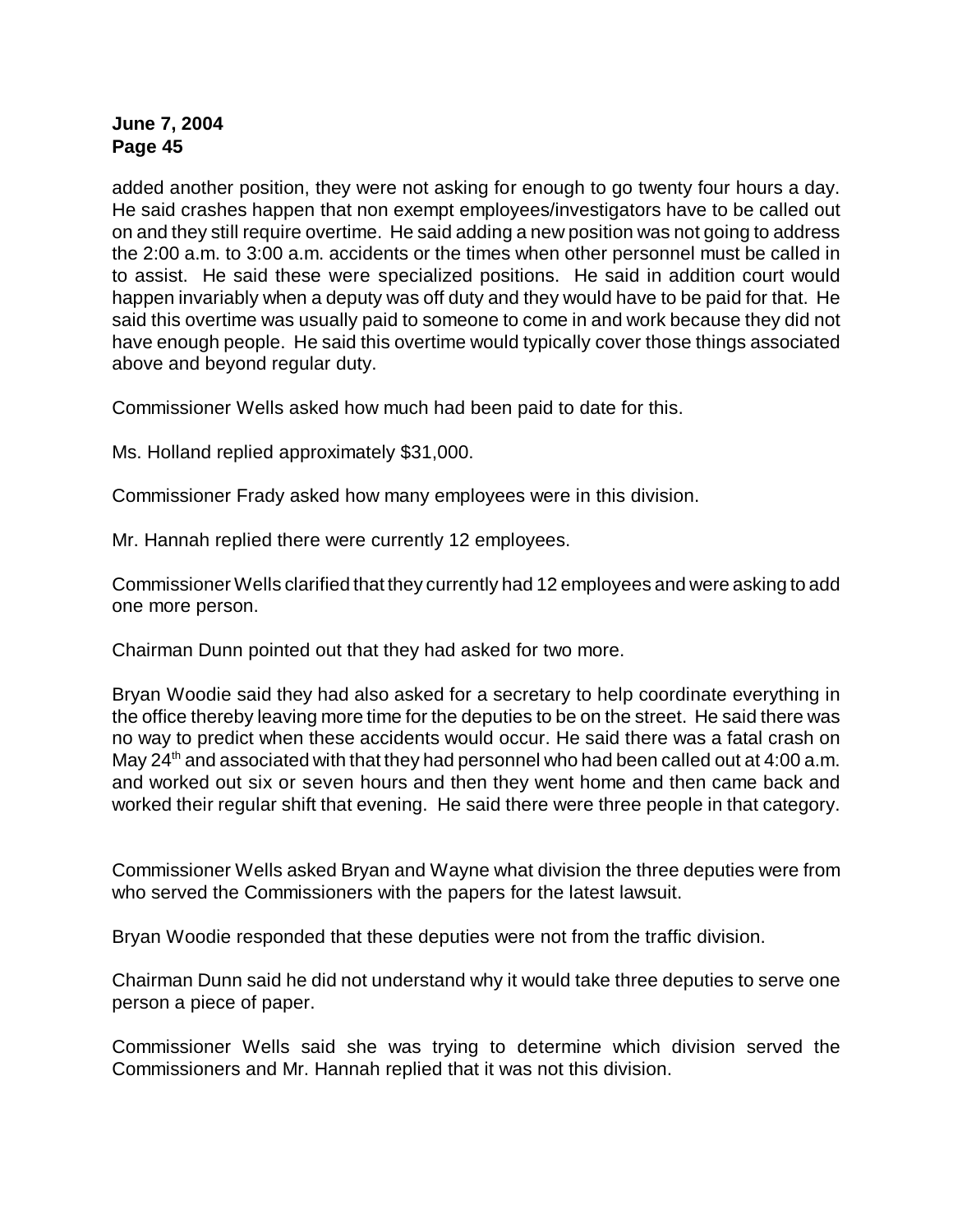added another position, they were not asking for enough to go twenty four hours a day. He said crashes happen that non exempt employees/investigators have to be called out on and they still require overtime. He said adding a new position was not going to address the 2:00 a.m. to 3:00 a.m. accidents or the times when other personnel must be called in to assist. He said these were specialized positions. He said in addition court would happen invariably when a deputy was off duty and they would have to be paid for that. He said this overtime was usually paid to someone to come in and work because they did not have enough people. He said this overtime would typically cover those things associated above and beyond regular duty.

Commissioner Wells asked how much had been paid to date for this.

Ms. Holland replied approximately $31,000.

Commissioner Frady asked how many employees were in this division.

Mr. Hannah replied there were currently 12 employees.

Commissioner Wells clarified that they currently had 12 employees and were asking to add one more person.

Chairman Dunn pointed out that they had asked for two more.

Bryan Woodie said they had also asked for a secretary to help coordinate everything in the office thereby leaving more time for the deputies to be on the street. He said there was no way to predict when these accidents would occur. He said there was a fatal crash on May 24th and associated with that they had personnel who had been called out at 4:00 a.m. and worked out six or seven hours and then they went home and then came back and worked their regular shift that evening. He said there were three people in that category.

Commissioner Wells asked Bryan and Wayne what division the three deputies were from who served the Commissioners with the papers for the latest lawsuit.

Bryan Woodie responded that these deputies were not from the traffic division.

Chairman Dunn said he did not understand why it would take three deputies to serve one person a piece of paper.

Commissioner Wells said she was trying to determine which division served the Commissioners and Mr. Hannah replied that it was not this division.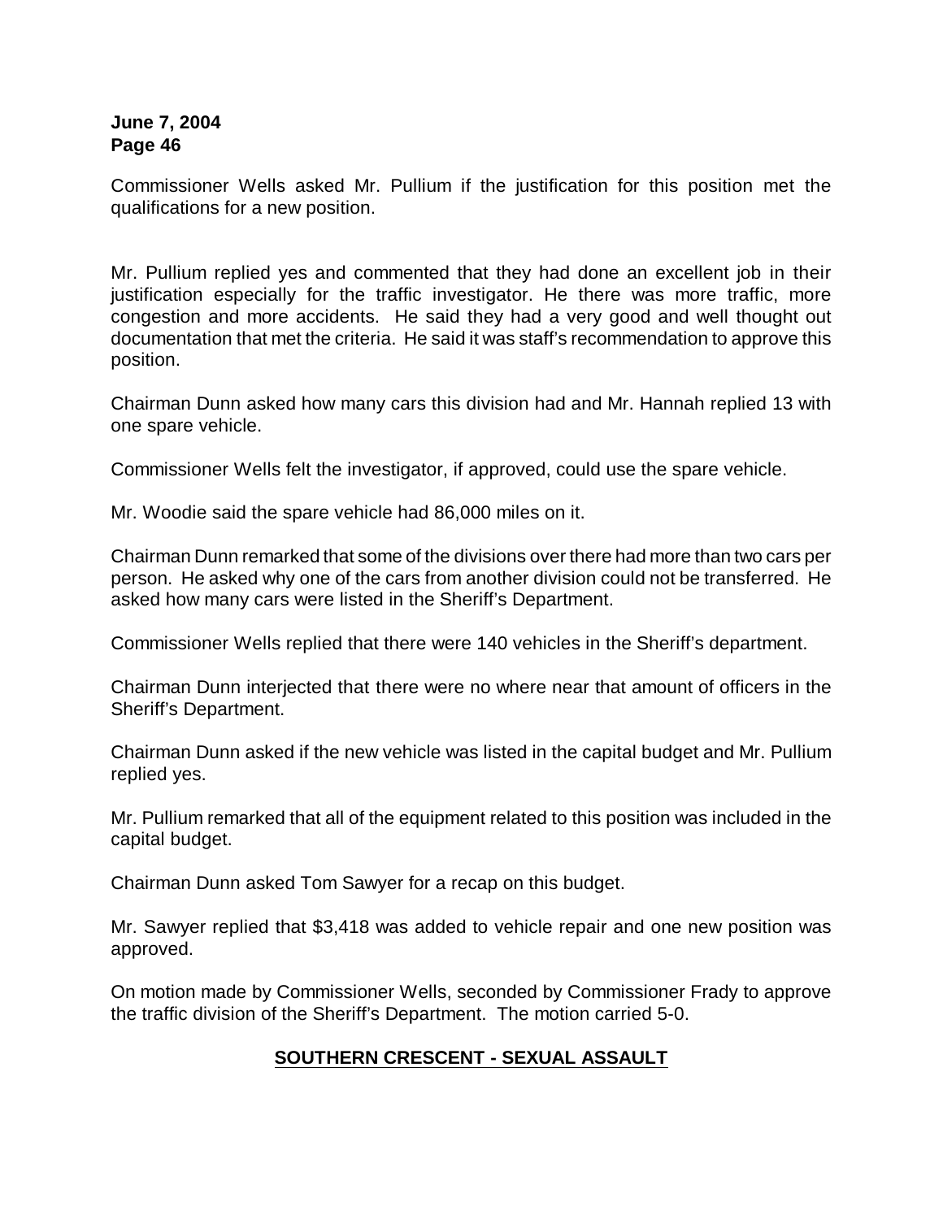Commissioner Wells asked Mr. Pullium if the justification for this position met the qualifications for a new position.

Mr. Pullium replied yes and commented that they had done an excellent job in their justification especially for the traffic investigator. He there was more traffic, more congestion and more accidents. He said they had a very good and well thought out documentation that met the criteria. He said it was staff's recommendation to approve this position.

Chairman Dunn asked how many cars this division had and Mr. Hannah replied 13 with one spare vehicle.

Commissioner Wells felt the investigator, if approved, could use the spare vehicle.

Mr. Woodie said the spare vehicle had 86,000 miles on it.

Chairman Dunn remarked that some of the divisions over there had more than two cars per person. He asked why one of the cars from another division could not be transferred. He asked how many cars were listed in the Sheriff's Department.

Commissioner Wells replied that there were 140 vehicles in the Sheriff's department.

Chairman Dunn interjected that there were no where near that amount of officers in the Sheriff's Department.

Chairman Dunn asked if the new vehicle was listed in the capital budget and Mr. Pullium replied yes.

Mr. Pullium remarked that all of the equipment related to this position was included in the capital budget.

Chairman Dunn asked Tom Sawyer for a recap on this budget.

Mr. Sawyer replied that $3,418 was added to vehicle repair and one new position was approved.

On motion made by Commissioner Wells, seconded by Commissioner Frady to approve the traffic division of the Sheriff's Department. The motion carried 5-0.

## SOUTHERN CRESCENT - SEXUAL ASSAULT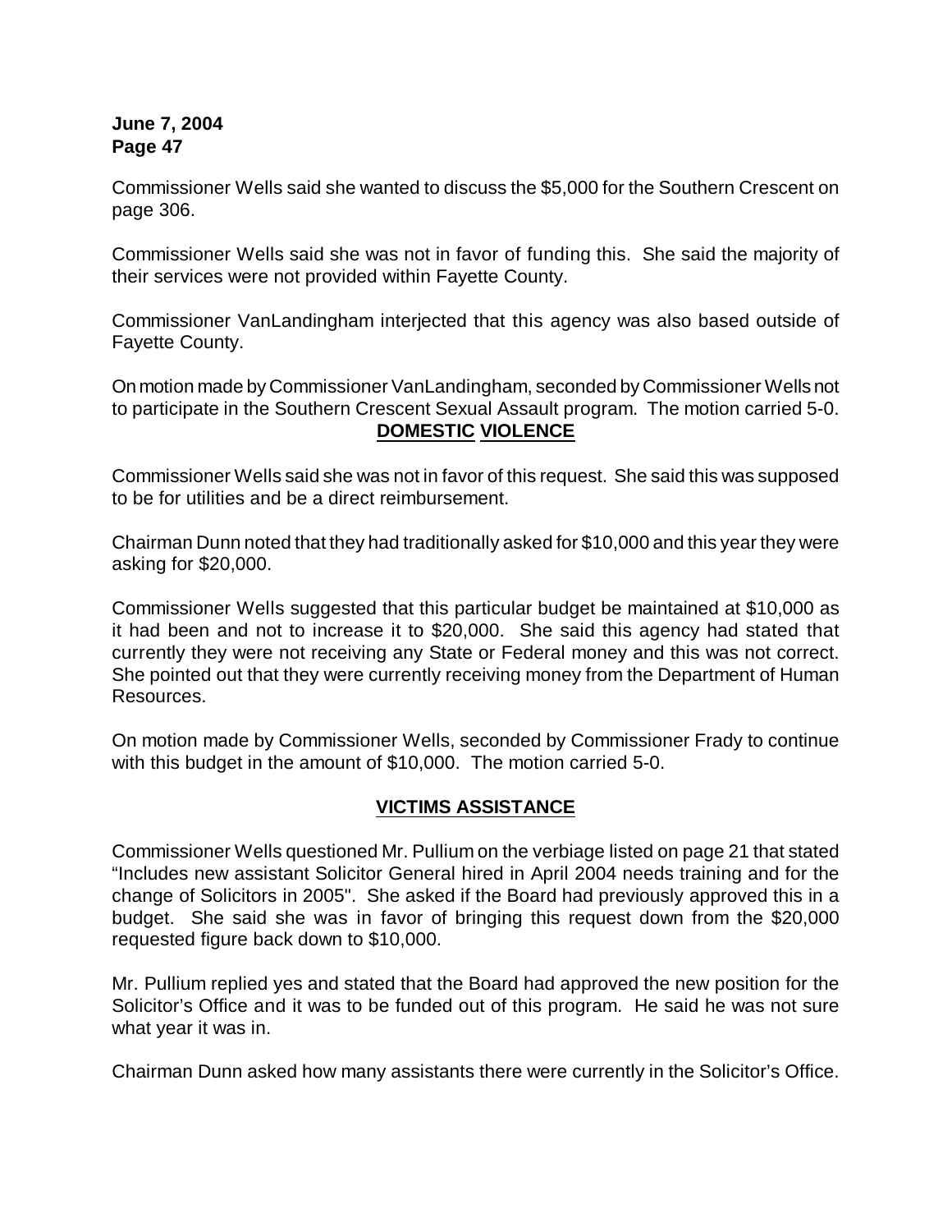Commissioner Wells said she wanted to discuss the $5,000 for the Southern Crescent on page 306.

Commissioner Wells said she was not in favor of funding this. She said the majority of their services were not provided within Fayette County.

Commissioner VanLandingham interjected that this agency was also based outside of Fayette County.

On motion made by Commissioner VanLandingham, seconded by Commissioner Wells not to participate in the Southern Crescent Sexual Assault program. The motion carried 5-0.

## **DOMESTIC VIOLENCE**

Commissioner Wells said she was not in favor of this request. She said this was supposed to be for utilities and be a direct reimbursement.

Chairman Dunn noted that they had traditionally asked for $10,000 and this year they were asking for $20,000.

Commissioner Wells suggested that this particular budget be maintained at $10,000 as it had been and not to increase it to $20,000. She said this agency had stated that currently they were not receiving any State or Federal money and this was not correct. She pointed out that they were currently receiving money from the Department of Human Resources.

On motion made by Commissioner Wells, seconded by Commissioner Frady to continue with this budget in the amount of $10,000. The motion carried 5-0.

## **VICTIMS ASSISTANCE**

Commissioner Wells questioned Mr. Pullium on the verbiage listed on page 21 that stated "Includes new assistant Solicitor General hired in April 2004 needs training and for the change of Solicitors in 2005". She asked if the Board had previously approved this in a budget. She said she was in favor of bringing this request down from the $20,000 requested figure back down to $10,000.

Mr. Pullium replied yes and stated that the Board had approved the new position for the Solicitor's Office and it was to be funded out of this program. He said he was not sure what year it was in.

Chairman Dunn asked how many assistants there were currently in the Solicitor's Office.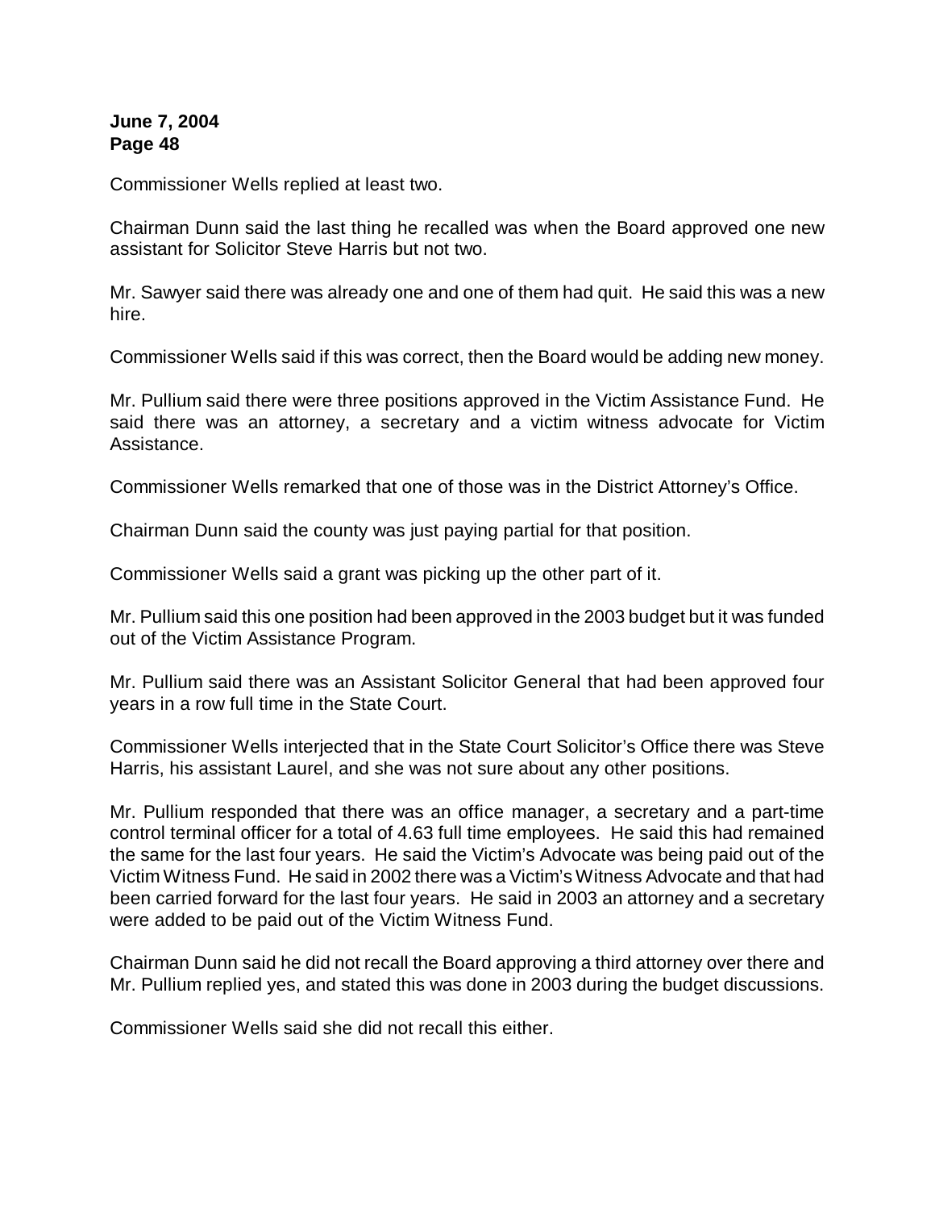Commissioner Wells replied at least two.

Chairman Dunn said the last thing he recalled was when the Board approved one new assistant for Solicitor Steve Harris but not two.

Mr. Sawyer said there was already one and one of them had quit. He said this was a new hire.

Commissioner Wells said if this was correct, then the Board would be adding new money.

Mr. Pullium said there were three positions approved in the Victim Assistance Fund. He said there was an attorney, a secretary and a victim witness advocate for Victim Assistance.

Commissioner Wells remarked that one of those was in the District Attorney's Office.

Chairman Dunn said the county was just paying partial for that position.

Commissioner Wells said a grant was picking up the other part of it.

Mr. Pullium said this one position had been approved in the 2003 budget but it was funded out of the Victim Assistance Program.

Mr. Pullium said there was an Assistant Solicitor General that had been approved four years in a row full time in the State Court.

Commissioner Wells interjected that in the State Court Solicitor's Office there was Steve Harris, his assistant Laurel, and she was not sure about any other positions.

Mr. Pullium responded that there was an office manager, a secretary and a part-time control terminal officer for a total of 4.63 full time employees. He said this had remained the same for the last four years. He said the Victim's Advocate was being paid out of the Victim Witness Fund. He said in 2002 there was a Victim's Witness Advocate and that had been carried forward for the last four years. He said in 2003 an attorney and a secretary were added to be paid out of the Victim Witness Fund.

Chairman Dunn said he did not recall the Board approving a third attorney over there and Mr. Pullium replied yes, and stated this was done in 2003 during the budget discussions.

Commissioner Wells said she did not recall this either.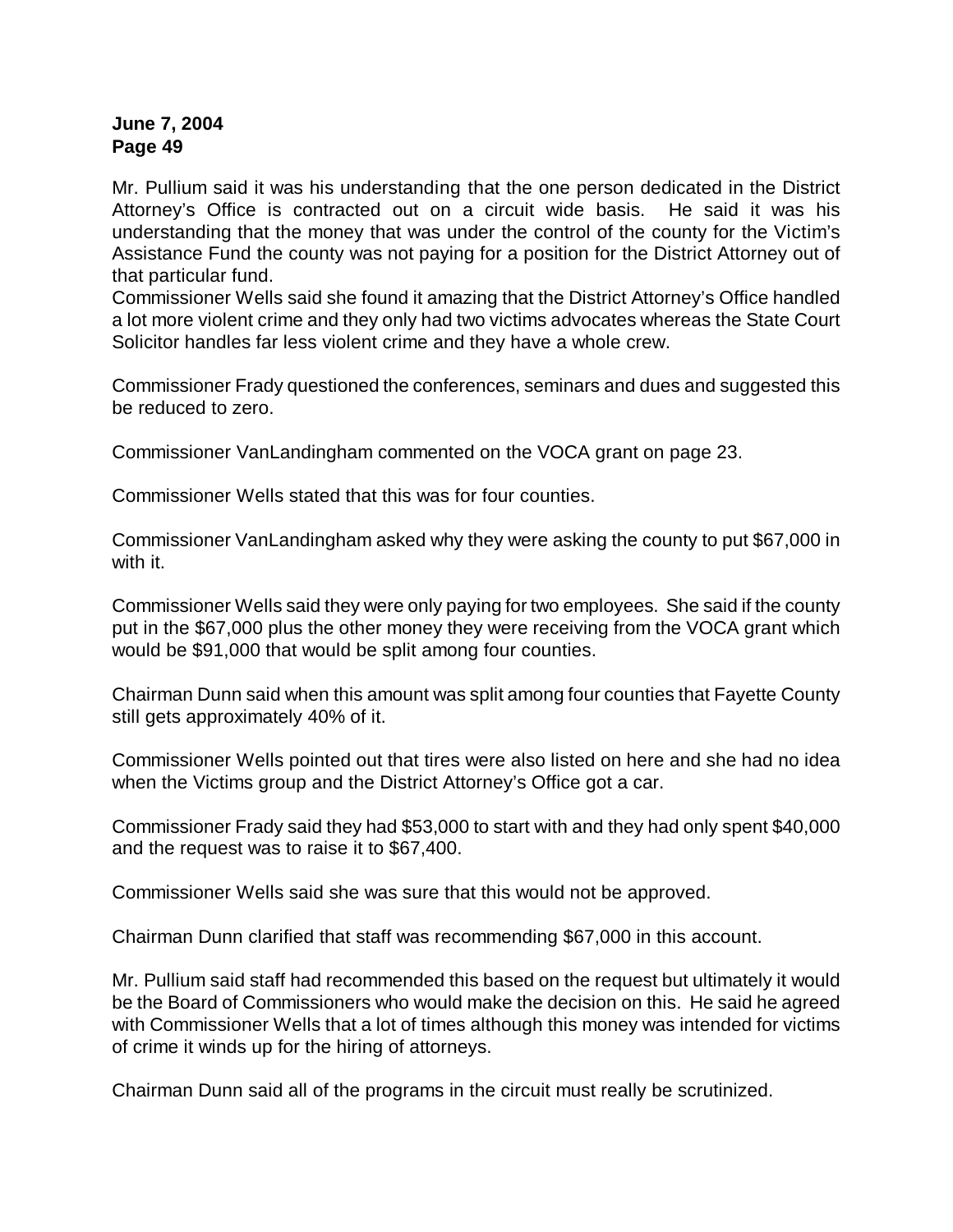Mr. Pullium said it was his understanding that the one person dedicated in the District Attorney's Office is contracted out on a circuit wide basis. He said it was his understanding that the money that was under the control of the county for the Victim's Assistance Fund the county was not paying for a position for the District Attorney out of that particular fund.

Commissioner Wells said she found it amazing that the District Attorney's Office handled a lot more violent crime and they only had two victims advocates whereas the State Court Solicitor handles far less violent crime and they have a whole crew.

Commissioner Frady questioned the conferences, seminars and dues and suggested this be reduced to zero.

Commissioner VanLandingham commented on the VOCA grant on page 23.

Commissioner Wells stated that this was for four counties.

Commissioner VanLandingham asked why they were asking the county to put $67,000 in with it.

Commissioner Wells said they were only paying for two employees. She said if the county put in the $67,000 plus the other money they were receiving from the VOCA grant which would be $91,000 that would be split among four counties.

Chairman Dunn said when this amount was split among four counties that Fayette County still gets approximately 40% of it.

Commissioner Wells pointed out that tires were also listed on here and she had no idea when the Victims group and the District Attorney's Office got a car.

Commissioner Frady said they had $53,000 to start with and they had only spent $40,000 and the request was to raise it to $67,400.

Commissioner Wells said she was sure that this would not be approved.

Chairman Dunn clarified that staff was recommending $67,000 in this account.

Mr. Pullium said staff had recommended this based on the request but ultimately it would be the Board of Commissioners who would make the decision on this. He said he agreed with Commissioner Wells that a lot of times although this money was intended for victims of crime it winds up for the hiring of attorneys.

Chairman Dunn said all of the programs in the circuit must really be scrutinized.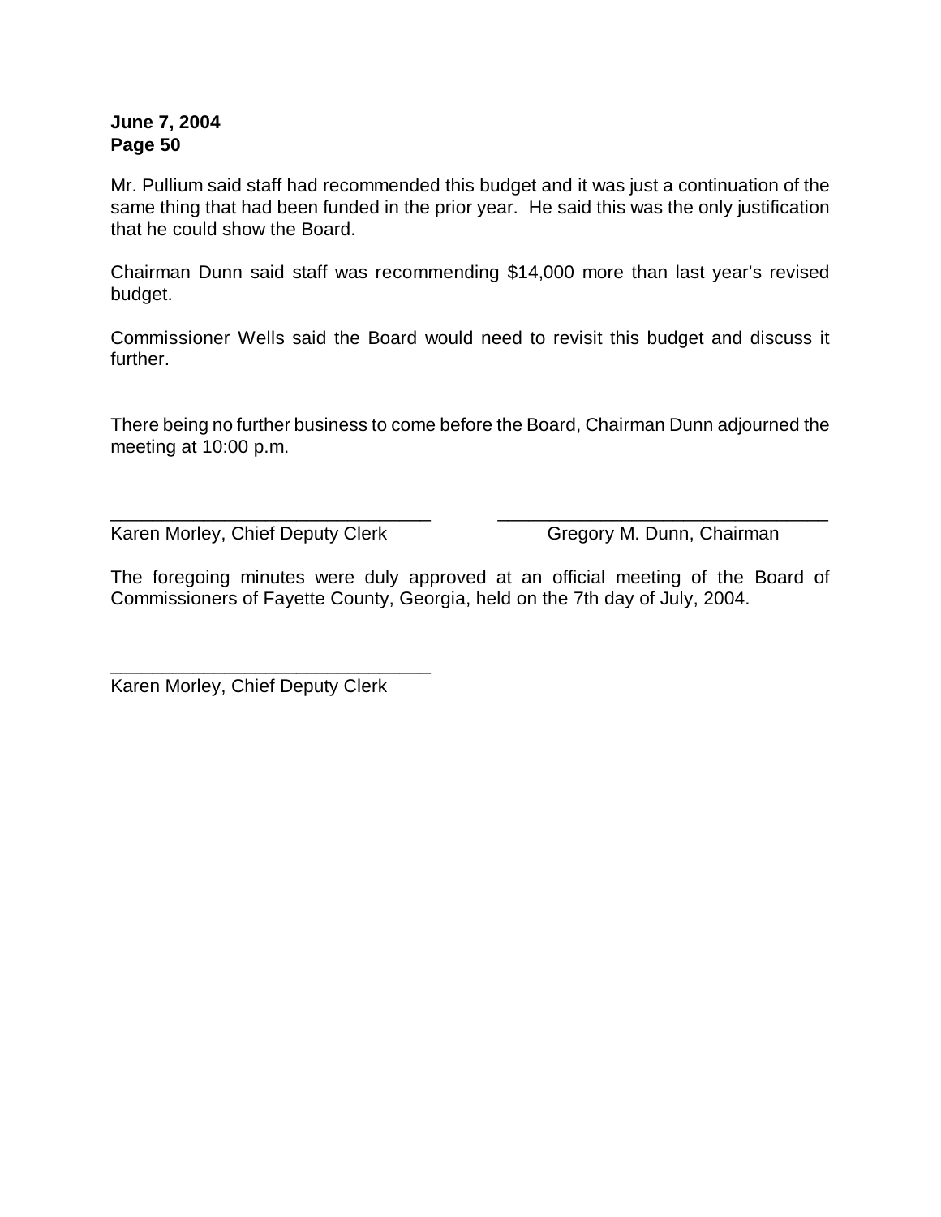Mr. Pullium said staff had recommended this budget and it was just a continuation of the same thing that had been funded in the prior year. He said this was the only justification that he could show the Board.

Chairman Dunn said staff was recommending $14,000 more than last year's revised budget.

Commissioner Wells said the Board would need to revisit this budget and discuss it further.

There being no further business to come before the Board, Chairman Dunn adjourned the meeting at 10:00 p.m.

\_\_\_\_\_\_\_\_\_\_\_\_\_\_\_\_\_\_\_\_\_\_\_\_\_\_\_\_\_\_\_ &nbsp;&nbsp;&nbsp;&nbsp; \_\_\_\_\_\_\_\_\_\_\_\_\_\_\_\_\_\_\_\_\_\_\_\_\_\_\_\_\_\_\_\_

Karen Morley, Chief Deputy Clerk &nbsp;&nbsp;&nbsp;&nbsp; Gregory M. Dunn, Chairman

The foregoing minutes were duly approved at an official meeting of the Board of Commissioners of Fayette County, Georgia, held on the 7th day of July, 2004.

\_\_\_\_\_\_\_\_\_\_\_\_\_\_\_\_\_\_\_\_\_\_\_\_\_\_\_\_\_\_\_

Karen Morley, Chief Deputy Clerk